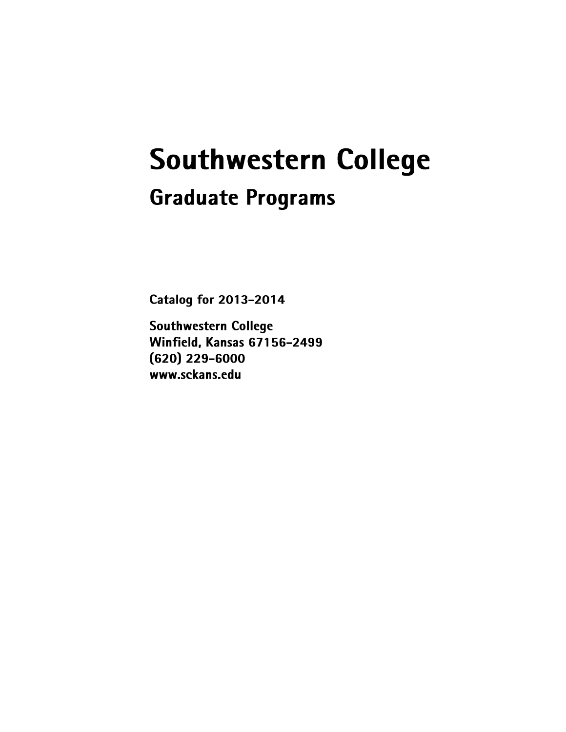# Southwestern College

## Graduate Programs

**Catalog for 2013-2014**

**Southwestern College**
**Winfield, Kansas 67156-2499**
**(620) 229-6000**
**www.sckans.edu**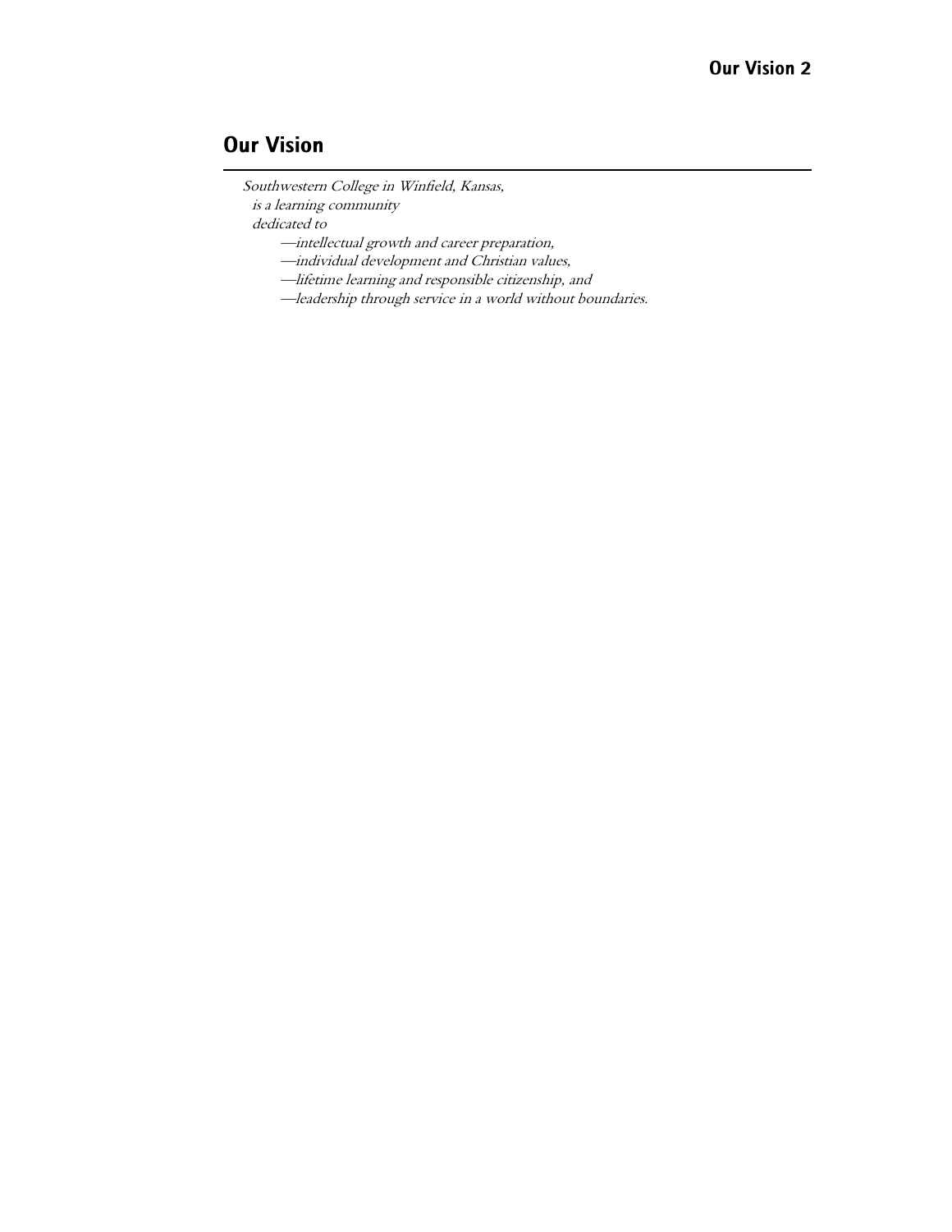## Our Vision

*Southwestern College in Winfield, Kansas,*
*is a learning community*
*dedicated to*

*—intellectual growth and career preparation,*
*—individual development and Christian values,*
*—lifetime learning and responsible citizenship, and*
*—leadership through service in a world without boundaries.*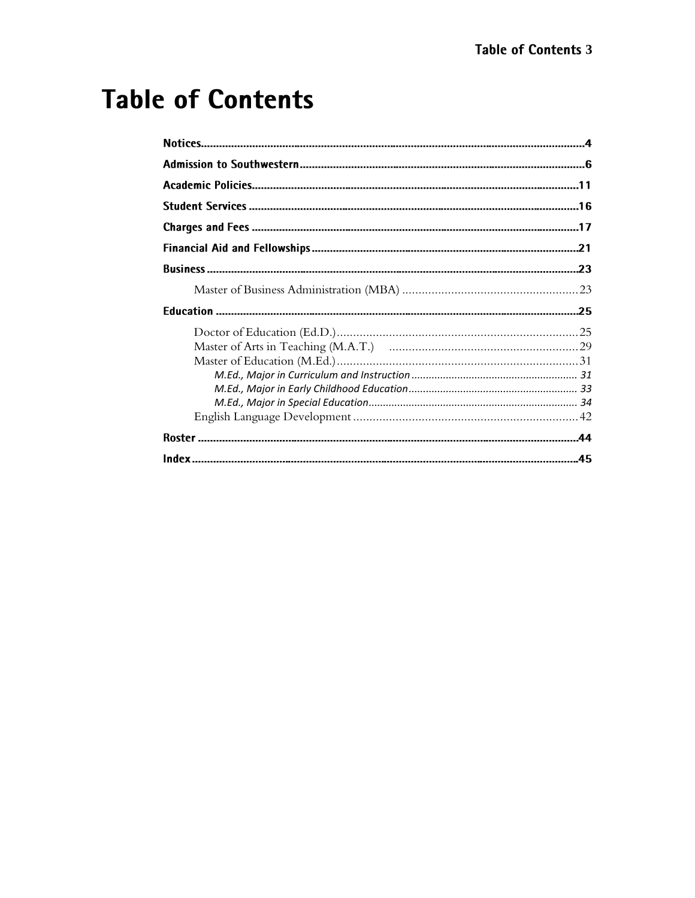# Table of Contents

**Notices** .......... 4

**Admission to Southwestern** .......... 6

**Academic Policies** .......... 11

**Student Services** .......... 16

**Charges and Fees** .......... 17

**Financial Aid and Fellowships** .......... 21

**Business** .......... 23

- Master of Business Administration (MBA) .......... 23

**Education** .......... 25

- Doctor of Education (Ed.D.) .......... 25
- Master of Arts in Teaching (M.A.T.) .......... 29
- Master of Education (M.Ed.) .......... 31
  - *M.Ed., Major in Curriculum and Instruction* .......... 31
  - *M.Ed., Major in Early Childhood Education* .......... 33
  - *M.Ed., Major in Special Education* .......... 34
- English Language Development .......... 42

**Roster** .......... 44

**Index** .......... 45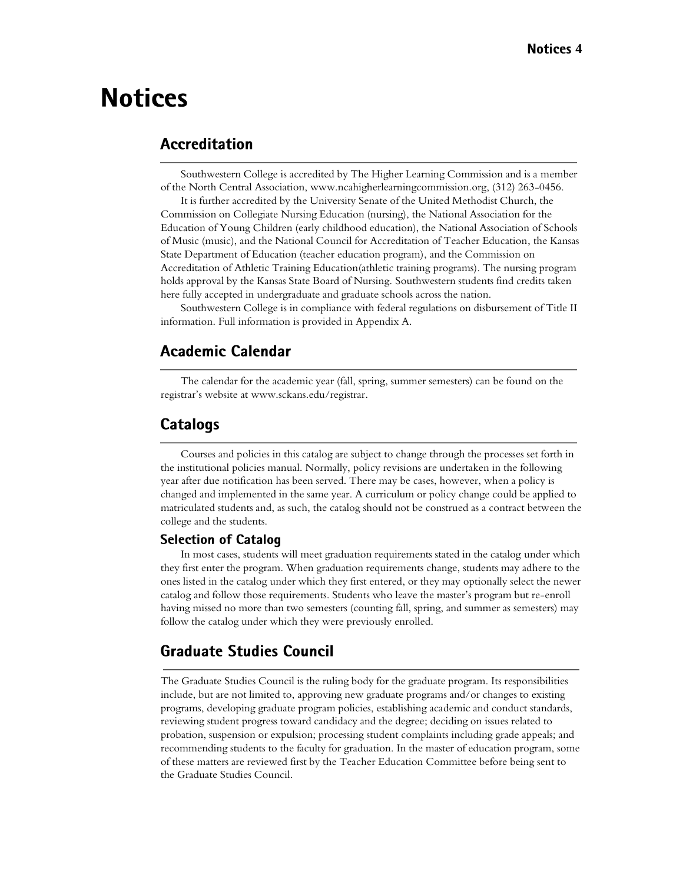# Notices

## Accreditation

Southwestern College is accredited by The Higher Learning Commission and is a member of the North Central Association, www.ncahigherlearningcommission.org, (312) 263-0456.

It is further accredited by the University Senate of the United Methodist Church, the Commission on Collegiate Nursing Education (nursing), the National Association for the Education of Young Children (early childhood education), the National Association of Schools of Music (music), and the National Council for Accreditation of Teacher Education, the Kansas State Department of Education (teacher education program), and the Commission on Accreditation of Athletic Training Education(athletic training programs). The nursing program holds approval by the Kansas State Board of Nursing. Southwestern students find credits taken here fully accepted in undergraduate and graduate schools across the nation.

Southwestern College is in compliance with federal regulations on disbursement of Title II information. Full information is provided in Appendix A.

## Academic Calendar

The calendar for the academic year (fall, spring, summer semesters) can be found on the registrar's website at www.sckans.edu/registrar.

## Catalogs

Courses and policies in this catalog are subject to change through the processes set forth in the institutional policies manual. Normally, policy revisions are undertaken in the following year after due notification has been served. There may be cases, however, when a policy is changed and implemented in the same year. A curriculum or policy change could be applied to matriculated students and, as such, the catalog should not be construed as a contract between the college and the students.

### Selection of Catalog

In most cases, students will meet graduation requirements stated in the catalog under which they first enter the program. When graduation requirements change, students may adhere to the ones listed in the catalog under which they first entered, or they may optionally select the newer catalog and follow those requirements. Students who leave the master's program but re-enroll having missed no more than two semesters (counting fall, spring, and summer as semesters) may follow the catalog under which they were previously enrolled.

## Graduate Studies Council

The Graduate Studies Council is the ruling body for the graduate program. Its responsibilities include, but are not limited to, approving new graduate programs and/or changes to existing programs, developing graduate program policies, establishing academic and conduct standards, reviewing student progress toward candidacy and the degree; deciding on issues related to probation, suspension or expulsion; processing student complaints including grade appeals; and recommending students to the faculty for graduation. In the master of education program, some of these matters are reviewed first by the Teacher Education Committee before being sent to the Graduate Studies Council.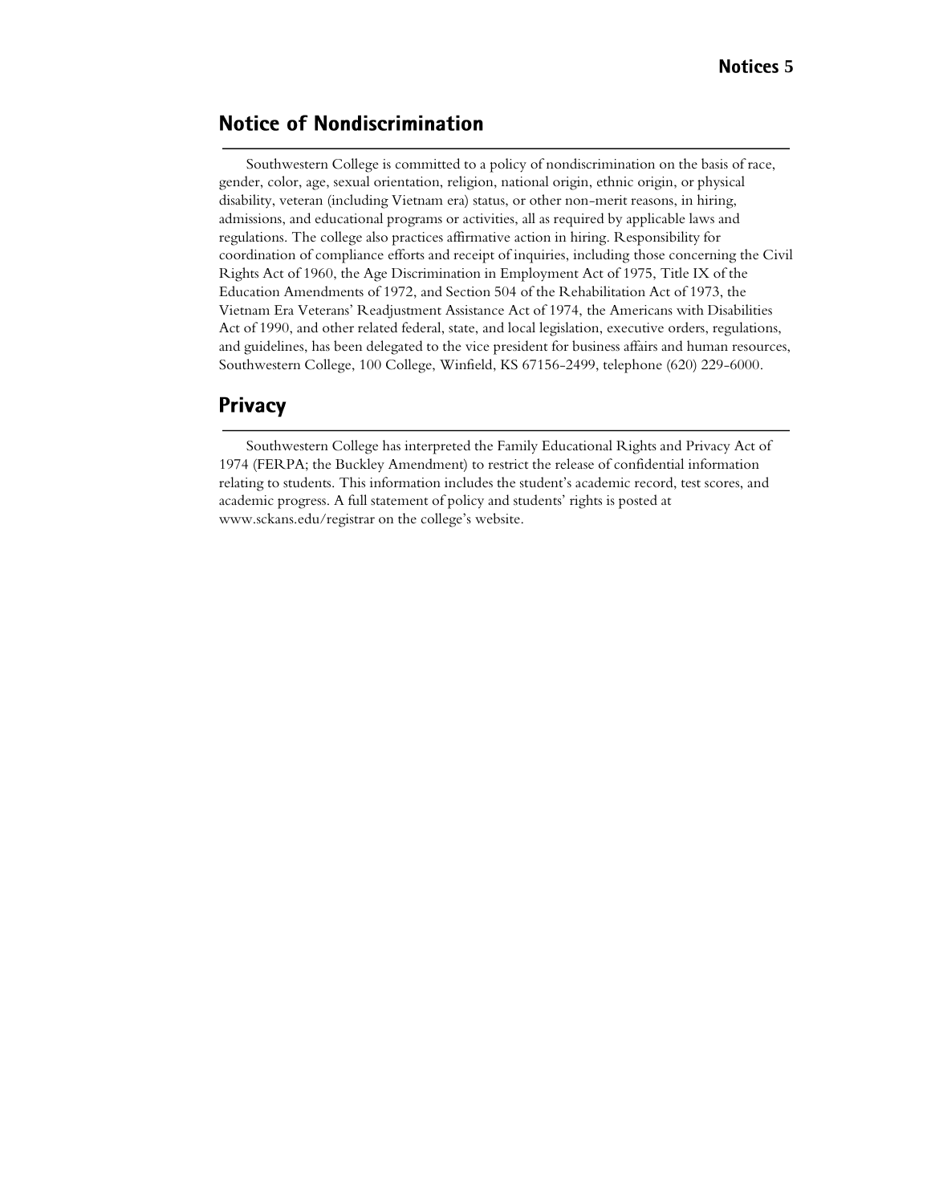## Notice of Nondiscrimination

Southwestern College is committed to a policy of nondiscrimination on the basis of race, gender, color, age, sexual orientation, religion, national origin, ethnic origin, or physical disability, veteran (including Vietnam era) status, or other non-merit reasons, in hiring, admissions, and educational programs or activities, all as required by applicable laws and regulations. The college also practices affirmative action in hiring. Responsibility for coordination of compliance efforts and receipt of inquiries, including those concerning the Civil Rights Act of 1960, the Age Discrimination in Employment Act of 1975, Title IX of the Education Amendments of 1972, and Section 504 of the Rehabilitation Act of 1973, the Vietnam Era Veterans' Readjustment Assistance Act of 1974, the Americans with Disabilities Act of 1990, and other related federal, state, and local legislation, executive orders, regulations, and guidelines, has been delegated to the vice president for business affairs and human resources, Southwestern College, 100 College, Winfield, KS 67156-2499, telephone (620) 229-6000.

## Privacy

Southwestern College has interpreted the Family Educational Rights and Privacy Act of 1974 (FERPA; the Buckley Amendment) to restrict the release of confidential information relating to students. This information includes the student's academic record, test scores, and academic progress. A full statement of policy and students' rights is posted at www.sckans.edu/registrar on the college's website.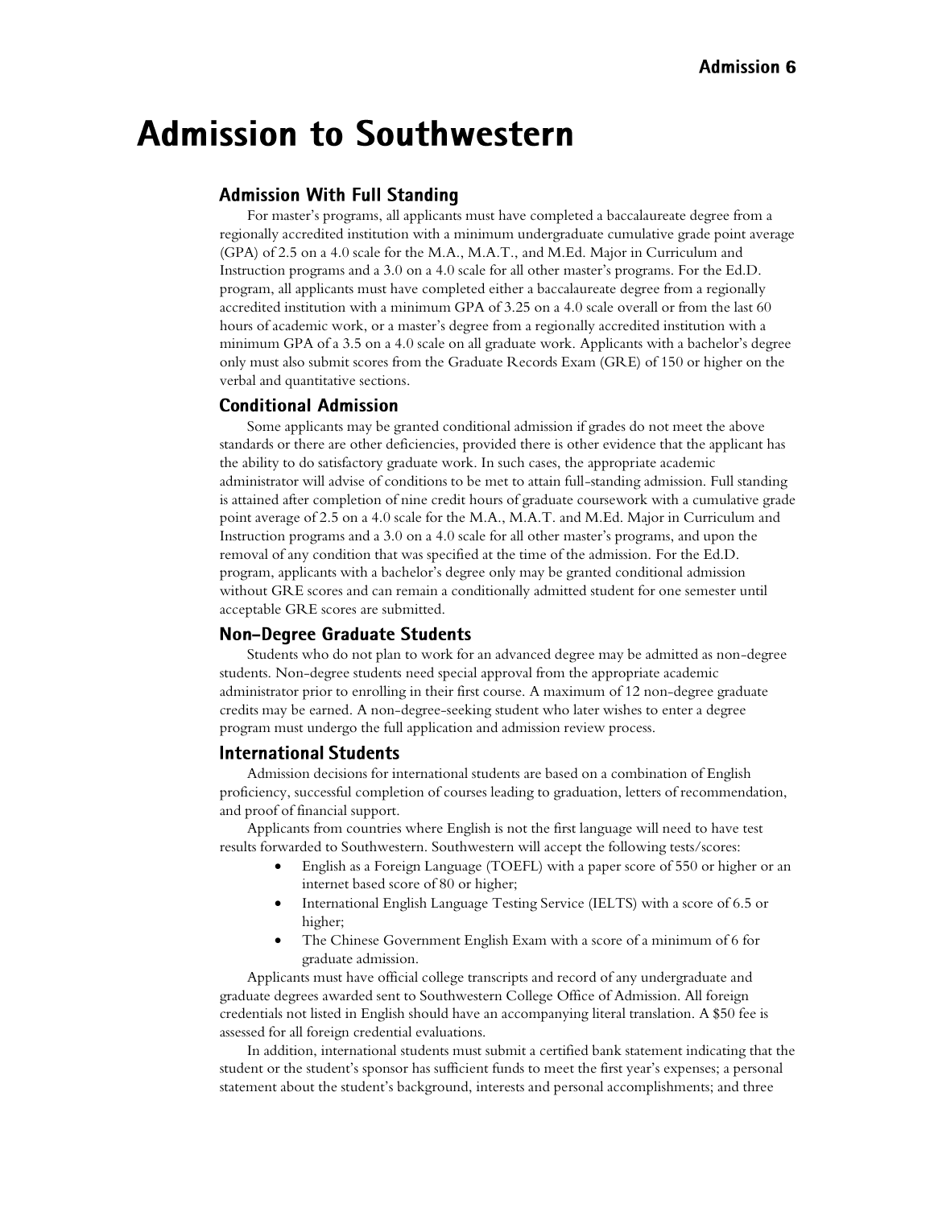# Admission to Southwestern

## Admission With Full Standing

For master's programs, all applicants must have completed a baccalaureate degree from a regionally accredited institution with a minimum undergraduate cumulative grade point average (GPA) of 2.5 on a 4.0 scale for the M.A., M.A.T., and M.Ed. Major in Curriculum and Instruction programs and a 3.0 on a 4.0 scale for all other master's programs. For the Ed.D. program, all applicants must have completed either a baccalaureate degree from a regionally accredited institution with a minimum GPA of 3.25 on a 4.0 scale overall or from the last 60 hours of academic work, or a master's degree from a regionally accredited institution with a minimum GPA of a 3.5 on a 4.0 scale on all graduate work. Applicants with a bachelor's degree only must also submit scores from the Graduate Records Exam (GRE) of 150 or higher on the verbal and quantitative sections.

## Conditional Admission

Some applicants may be granted conditional admission if grades do not meet the above standards or there are other deficiencies, provided there is other evidence that the applicant has the ability to do satisfactory graduate work. In such cases, the appropriate academic administrator will advise of conditions to be met to attain full-standing admission. Full standing is attained after completion of nine credit hours of graduate coursework with a cumulative grade point average of 2.5 on a 4.0 scale for the M.A., M.A.T. and M.Ed. Major in Curriculum and Instruction programs and a 3.0 on a 4.0 scale for all other master's programs, and upon the removal of any condition that was specified at the time of the admission. For the Ed.D. program, applicants with a bachelor's degree only may be granted conditional admission without GRE scores and can remain a conditionally admitted student for one semester until acceptable GRE scores are submitted.

## Non-Degree Graduate Students

Students who do not plan to work for an advanced degree may be admitted as non-degree students. Non-degree students need special approval from the appropriate academic administrator prior to enrolling in their first course. A maximum of 12 non-degree graduate credits may be earned. A non-degree-seeking student who later wishes to enter a degree program must undergo the full application and admission review process.

## International Students

Admission decisions for international students are based on a combination of English proficiency, successful completion of courses leading to graduation, letters of recommendation, and proof of financial support.

Applicants from countries where English is not the first language will need to have test results forwarded to Southwestern. Southwestern will accept the following tests/scores:

- English as a Foreign Language (TOEFL) with a paper score of 550 or higher or an internet based score of 80 or higher;
- International English Language Testing Service (IELTS) with a score of 6.5 or higher;
- The Chinese Government English Exam with a score of a minimum of 6 for graduate admission.

Applicants must have official college transcripts and record of any undergraduate and graduate degrees awarded sent to Southwestern College Office of Admission. All foreign credentials not listed in English should have an accompanying literal translation. A $50 fee is assessed for all foreign credential evaluations.

In addition, international students must submit a certified bank statement indicating that the student or the student's sponsor has sufficient funds to meet the first year's expenses; a personal statement about the student's background, interests and personal accomplishments; and three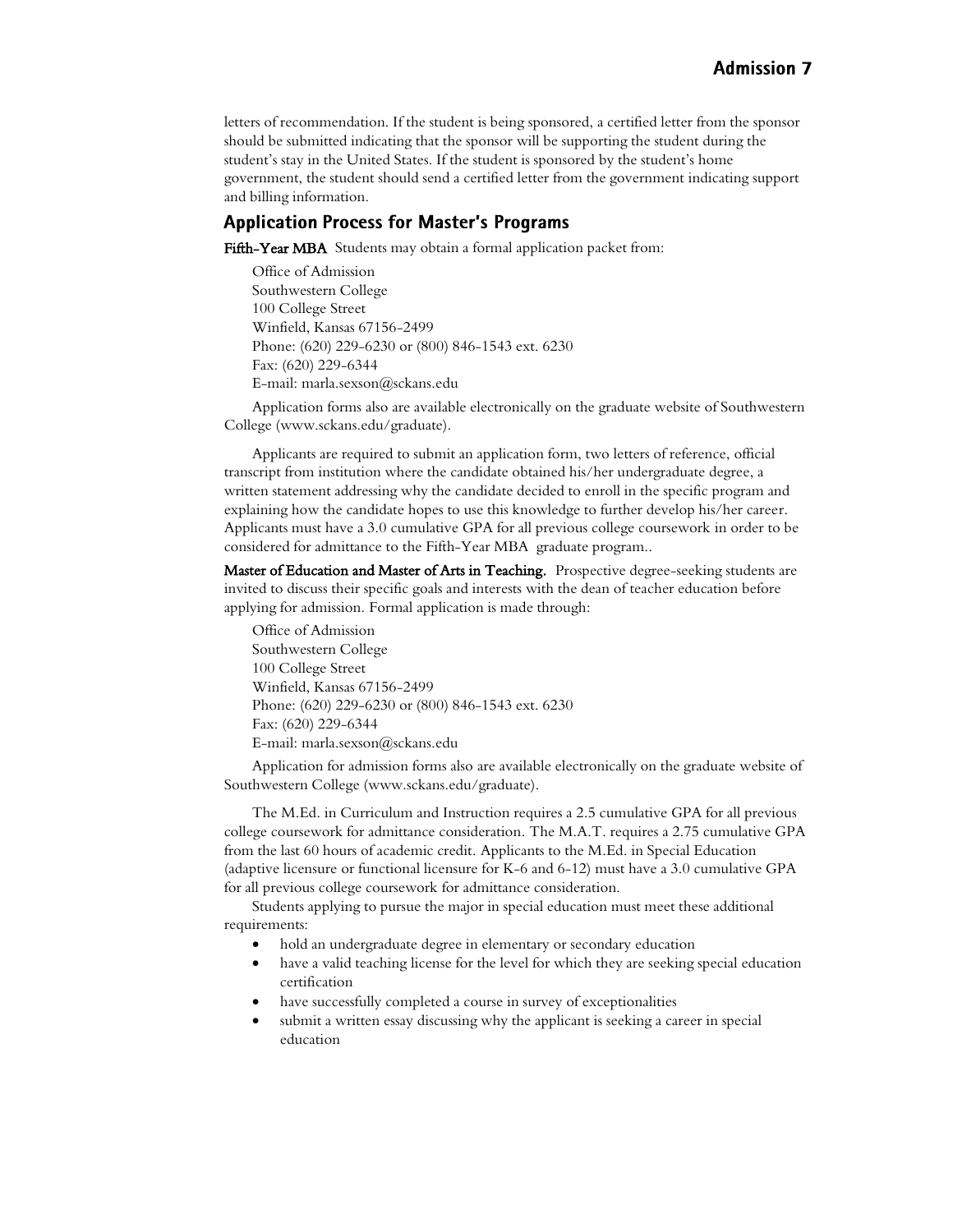letters of recommendation. If the student is being sponsored, a certified letter from the sponsor should be submitted indicating that the sponsor will be supporting the student during the student's stay in the United States. If the student is sponsored by the student's home government, the student should send a certified letter from the government indicating support and billing information.

## Application Process for Master's Programs

**Fifth-Year MBA** Students may obtain a formal application packet from:

Office of Admission
Southwestern College
100 College Street
Winfield, Kansas 67156-2499
Phone: (620) 229-6230 or (800) 846-1543 ext. 6230
Fax: (620) 229-6344
E-mail: marla.sexson@sckans.edu

Application forms also are available electronically on the graduate website of Southwestern College (www.sckans.edu/graduate).

Applicants are required to submit an application form, two letters of reference, official transcript from institution where the candidate obtained his/her undergraduate degree, a written statement addressing why the candidate decided to enroll in the specific program and explaining how the candidate hopes to use this knowledge to further develop his/her career. Applicants must have a 3.0 cumulative GPA for all previous college coursework in order to be considered for admittance to the Fifth-Year MBA graduate program..

**Master of Education and Master of Arts in Teaching.** Prospective degree-seeking students are invited to discuss their specific goals and interests with the dean of teacher education before applying for admission. Formal application is made through:

Office of Admission
Southwestern College
100 College Street
Winfield, Kansas 67156-2499
Phone: (620) 229-6230 or (800) 846-1543 ext. 6230
Fax: (620) 229-6344
E-mail: marla.sexson@sckans.edu

Application for admission forms also are available electronically on the graduate website of Southwestern College (www.sckans.edu/graduate).

The M.Ed. in Curriculum and Instruction requires a 2.5 cumulative GPA for all previous college coursework for admittance consideration. The M.A.T. requires a 2.75 cumulative GPA from the last 60 hours of academic credit. Applicants to the M.Ed. in Special Education (adaptive licensure or functional licensure for K-6 and 6-12) must have a 3.0 cumulative GPA for all previous college coursework for admittance consideration.

Students applying to pursue the major in special education must meet these additional requirements:

- hold an undergraduate degree in elementary or secondary education
- have a valid teaching license for the level for which they are seeking special education certification
- have successfully completed a course in survey of exceptionalities
- submit a written essay discussing why the applicant is seeking a career in special education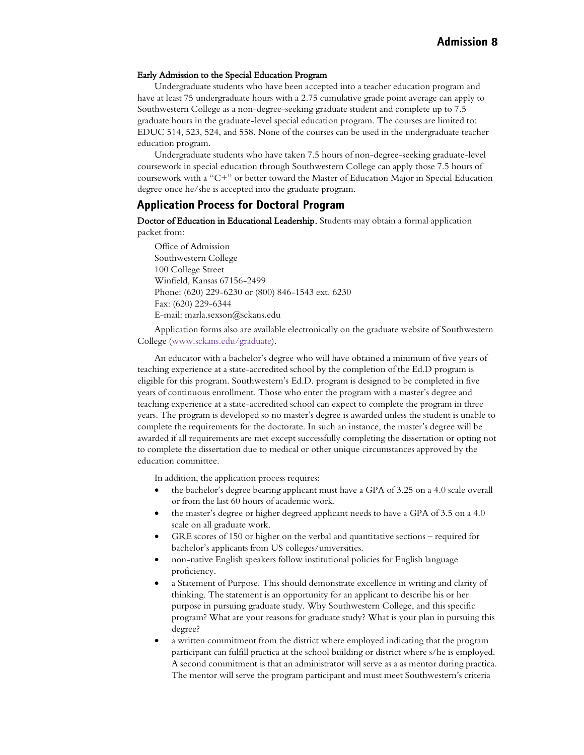**Early Admission to the Special Education Program**

Undergraduate students who have been accepted into a teacher education program and have at least 75 undergraduate hours with a 2.75 cumulative grade point average can apply to Southwestern College as a non-degree-seeking graduate student and complete up to 7.5 graduate hours in the graduate-level special education program. The courses are limited to: EDUC 514, 523, 524, and 558. None of the courses can be used in the undergraduate teacher education program.

Undergraduate students who have taken 7.5 hours of non-degree-seeking graduate-level coursework in special education through Southwestern College can apply those 7.5 hours of coursework with a "C+" or better toward the Master of Education Major in Special Education degree once he/she is accepted into the graduate program.

## Application Process for Doctoral Program

**Doctor of Education in Educational Leadership.** Students may obtain a formal application packet from:

Office of Admission
Southwestern College
100 College Street
Winfield, Kansas 67156-2499
Phone: (620) 229-6230 or (800) 846-1543 ext. 6230
Fax: (620) 229-6344
E-mail: marla.sexson@sckans.edu

Application forms also are available electronically on the graduate website of Southwestern College (www.sckans.edu/graduate).

An educator with a bachelor's degree who will have obtained a minimum of five years of teaching experience at a state-accredited school by the completion of the Ed.D program is eligible for this program. Southwestern's Ed.D. program is designed to be completed in five years of continuous enrollment. Those who enter the program with a master's degree and teaching experience at a state-accredited school can expect to complete the program in three years. The program is developed so no master's degree is awarded unless the student is unable to complete the requirements for the doctorate. In such an instance, the master's degree will be awarded if all requirements are met except successfully completing the dissertation or opting not to complete the dissertation due to medical or other unique circumstances approved by the education committee.

In addition, the application process requires:

- the bachelor's degree bearing applicant must have a GPA of 3.25 on a 4.0 scale overall or from the last 60 hours of academic work.
- the master's degree or higher degreed applicant needs to have a GPA of 3.5 on a 4.0 scale on all graduate work.
- GRE scores of 150 or higher on the verbal and quantitative sections – required for bachelor's applicants from US colleges/universities.
- non-native English speakers follow institutional policies for English language proficiency.
- a Statement of Purpose. This should demonstrate excellence in writing and clarity of thinking. The statement is an opportunity for an applicant to describe his or her purpose in pursuing graduate study. Why Southwestern College, and this specific program? What are your reasons for graduate study? What is your plan in pursuing this degree?
- a written commitment from the district where employed indicating that the program participant can fulfill practica at the school building or district where s/he is employed. A second commitment is that an administrator will serve as a as mentor during practica. The mentor will serve the program participant and must meet Southwestern's criteria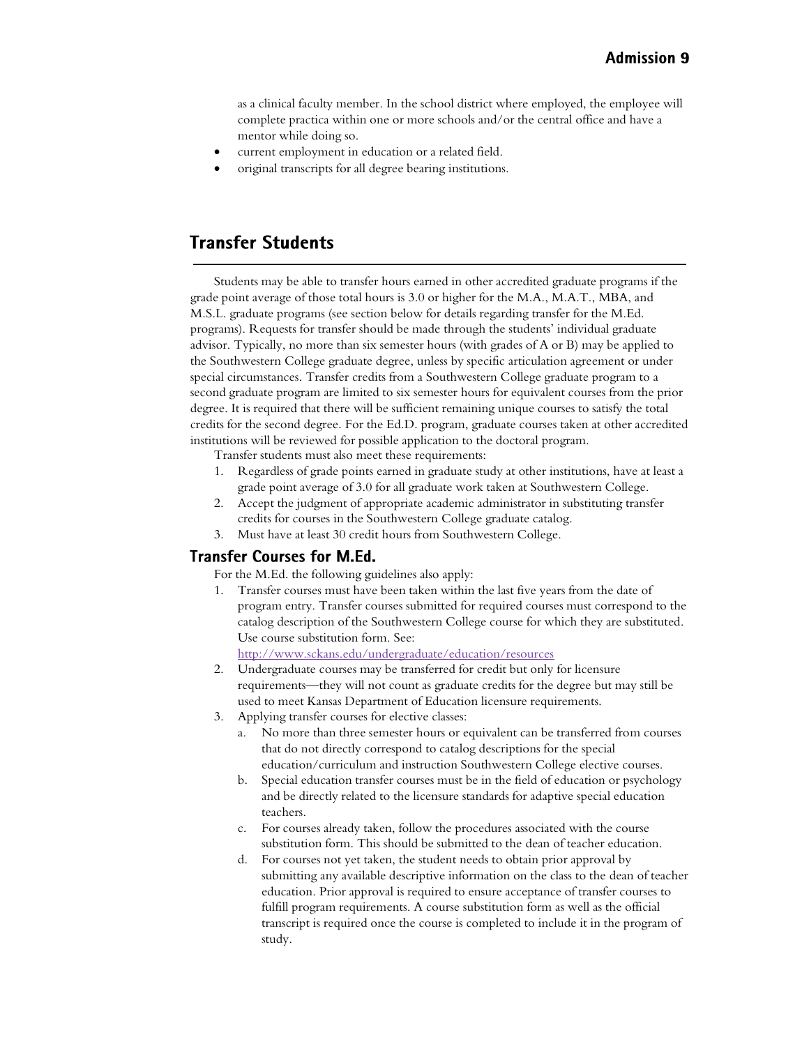as a clinical faculty member. In the school district where employed, the employee will complete practica within one or more schools and/or the central office and have a mentor while doing so.

- current employment in education or a related field.
- original transcripts for all degree bearing institutions.

## Transfer Students

Students may be able to transfer hours earned in other accredited graduate programs if the grade point average of those total hours is 3.0 or higher for the M.A., M.A.T., MBA, and M.S.L. graduate programs (see section below for details regarding transfer for the M.Ed. programs). Requests for transfer should be made through the students' individual graduate advisor. Typically, no more than six semester hours (with grades of A or B) may be applied to the Southwestern College graduate degree, unless by specific articulation agreement or under special circumstances. Transfer credits from a Southwestern College graduate program to a second graduate program are limited to six semester hours for equivalent courses from the prior degree. It is required that there will be sufficient remaining unique courses to satisfy the total credits for the second degree. For the Ed.D. program, graduate courses taken at other accredited institutions will be reviewed for possible application to the doctoral program.

Transfer students must also meet these requirements:

1. Regardless of grade points earned in graduate study at other institutions, have at least a grade point average of 3.0 for all graduate work taken at Southwestern College.
2. Accept the judgment of appropriate academic administrator in substituting transfer credits for courses in the Southwestern College graduate catalog.
3. Must have at least 30 credit hours from Southwestern College.

### Transfer Courses for M.Ed.

For the M.Ed. the following guidelines also apply:

1. Transfer courses must have been taken within the last five years from the date of program entry. Transfer courses submitted for required courses must correspond to the catalog description of the Southwestern College course for which they are substituted. Use course substitution form. See: http://www.sckans.edu/undergraduate/education/resources
2. Undergraduate courses may be transferred for credit but only for licensure requirements—they will not count as graduate credits for the degree but may still be used to meet Kansas Department of Education licensure requirements.
3. Applying transfer courses for elective classes:
   a. No more than three semester hours or equivalent can be transferred from courses that do not directly correspond to catalog descriptions for the special education/curriculum and instruction Southwestern College elective courses.
   b. Special education transfer courses must be in the field of education or psychology and be directly related to the licensure standards for adaptive special education teachers.
   c. For courses already taken, follow the procedures associated with the course substitution form. This should be submitted to the dean of teacher education.
   d. For courses not yet taken, the student needs to obtain prior approval by submitting any available descriptive information on the class to the dean of teacher education. Prior approval is required to ensure acceptance of transfer courses to fulfill program requirements. A course substitution form as well as the official transcript is required once the course is completed to include it in the program of study.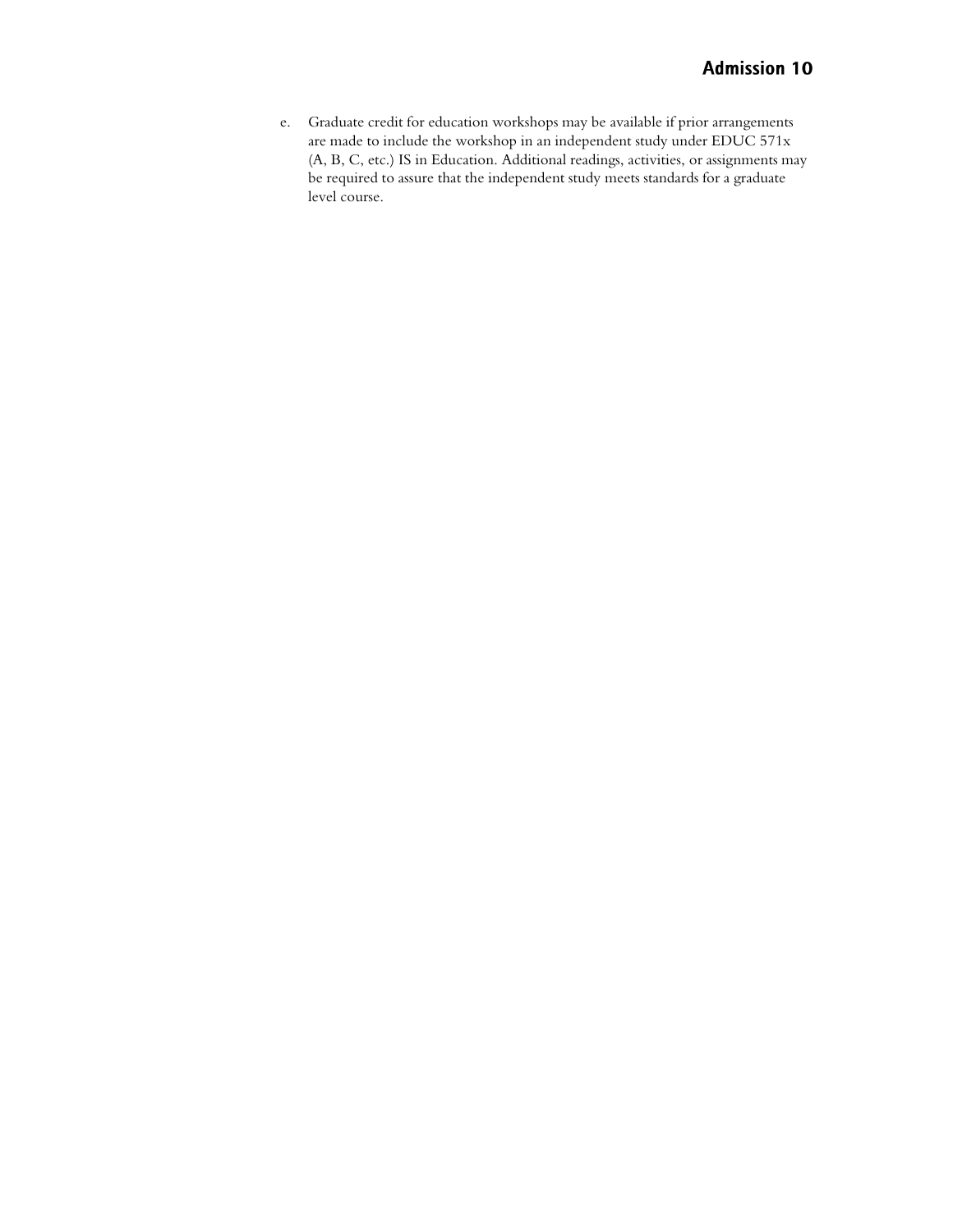e. Graduate credit for education workshops may be available if prior arrangements are made to include the workshop in an independent study under EDUC 571x (A, B, C, etc.) IS in Education. Additional readings, activities, or assignments may be required to assure that the independent study meets standards for a graduate level course.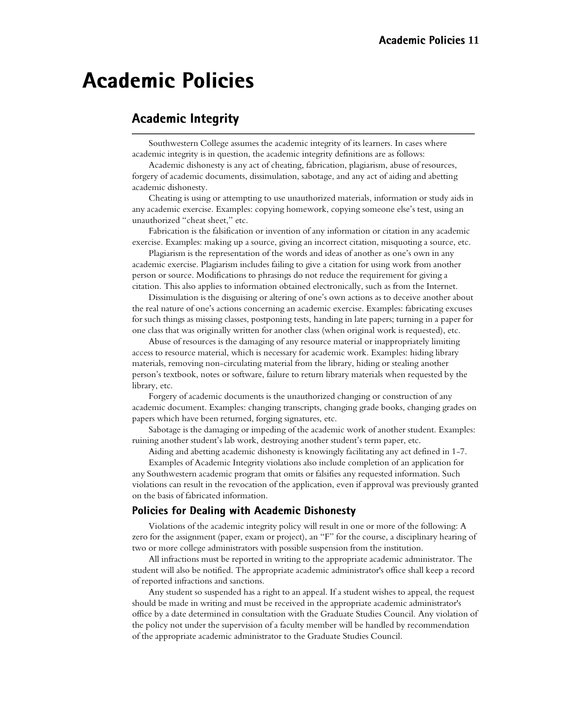# Academic Policies

## Academic Integrity

Southwestern College assumes the academic integrity of its learners. In cases where academic integrity is in question, the academic integrity definitions are as follows:

Academic dishonesty is any act of cheating, fabrication, plagiarism, abuse of resources, forgery of academic documents, dissimulation, sabotage, and any act of aiding and abetting academic dishonesty.

Cheating is using or attempting to use unauthorized materials, information or study aids in any academic exercise. Examples: copying homework, copying someone else's test, using an unauthorized "cheat sheet," etc.

Fabrication is the falsification or invention of any information or citation in any academic exercise. Examples: making up a source, giving an incorrect citation, misquoting a source, etc.

Plagiarism is the representation of the words and ideas of another as one's own in any academic exercise. Plagiarism includes failing to give a citation for using work from another person or source. Modifications to phrasings do not reduce the requirement for giving a citation. This also applies to information obtained electronically, such as from the Internet.

Dissimulation is the disguising or altering of one's own actions as to deceive another about the real nature of one's actions concerning an academic exercise. Examples: fabricating excuses for such things as missing classes, postponing tests, handing in late papers; turning in a paper for one class that was originally written for another class (when original work is requested), etc.

Abuse of resources is the damaging of any resource material or inappropriately limiting access to resource material, which is necessary for academic work. Examples: hiding library materials, removing non-circulating material from the library, hiding or stealing another person's textbook, notes or software, failure to return library materials when requested by the library, etc.

Forgery of academic documents is the unauthorized changing or construction of any academic document. Examples: changing transcripts, changing grade books, changing grades on papers which have been returned, forging signatures, etc.

Sabotage is the damaging or impeding of the academic work of another student. Examples: ruining another student's lab work, destroying another student's term paper, etc.

Aiding and abetting academic dishonesty is knowingly facilitating any act defined in 1-7.

Examples of Academic Integrity violations also include completion of an application for any Southwestern academic program that omits or falsifies any requested information. Such violations can result in the revocation of the application, even if approval was previously granted on the basis of fabricated information.

### Policies for Dealing with Academic Dishonesty

Violations of the academic integrity policy will result in one or more of the following: A zero for the assignment (paper, exam or project), an "F" for the course, a disciplinary hearing of two or more college administrators with possible suspension from the institution.

All infractions must be reported in writing to the appropriate academic administrator. The student will also be notified. The appropriate academic administrator's office shall keep a record of reported infractions and sanctions.

Any student so suspended has a right to an appeal. If a student wishes to appeal, the request should be made in writing and must be received in the appropriate academic administrator's office by a date determined in consultation with the Graduate Studies Council. Any violation of the policy not under the supervision of a faculty member will be handled by recommendation of the appropriate academic administrator to the Graduate Studies Council.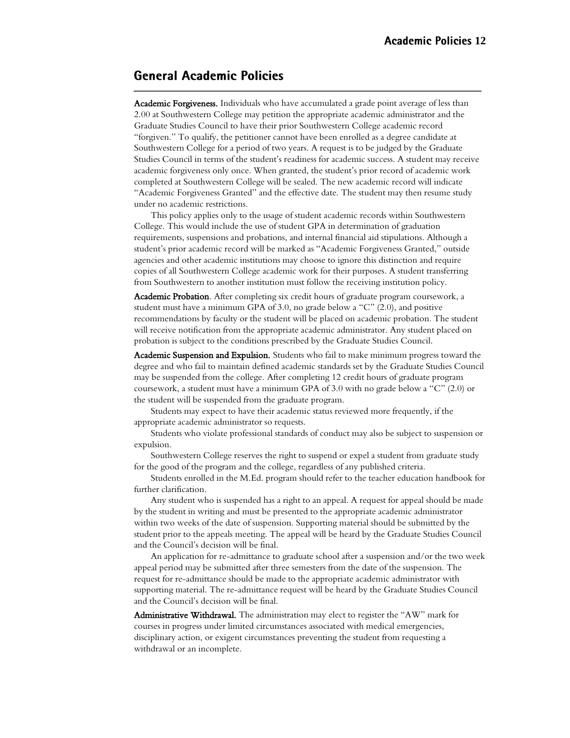## General Academic Policies

**Academic Forgiveness.** Individuals who have accumulated a grade point average of less than 2.00 at Southwestern College may petition the appropriate academic administrator and the Graduate Studies Council to have their prior Southwestern College academic record "forgiven." To qualify, the petitioner cannot have been enrolled as a degree candidate at Southwestern College for a period of two years. A request is to be judged by the Graduate Studies Council in terms of the student's readiness for academic success. A student may receive academic forgiveness only once. When granted, the student's prior record of academic work completed at Southwestern College will be sealed. The new academic record will indicate "Academic Forgiveness Granted" and the effective date. The student may then resume study under no academic restrictions.

This policy applies only to the usage of student academic records within Southwestern College. This would include the use of student GPA in determination of graduation requirements, suspensions and probations, and internal financial aid stipulations. Although a student's prior academic record will be marked as "Academic Forgiveness Granted," outside agencies and other academic institutions may choose to ignore this distinction and require copies of all Southwestern College academic work for their purposes. A student transferring from Southwestern to another institution must follow the receiving institution policy.

**Academic Probation**. After completing six credit hours of graduate program coursework, a student must have a minimum GPA of 3.0, no grade below a "C" (2.0), and positive recommendations by faculty or the student will be placed on academic probation. The student will receive notification from the appropriate academic administrator. Any student placed on probation is subject to the conditions prescribed by the Graduate Studies Council.

**Academic Suspension and Expulsion.** Students who fail to make minimum progress toward the degree and who fail to maintain defined academic standards set by the Graduate Studies Council may be suspended from the college. After completing 12 credit hours of graduate program coursework, a student must have a minimum GPA of 3.0 with no grade below a "C" (2.0) or the student will be suspended from the graduate program.

Students may expect to have their academic status reviewed more frequently, if the appropriate academic administrator so requests.

Students who violate professional standards of conduct may also be subject to suspension or expulsion.

Southwestern College reserves the right to suspend or expel a student from graduate study for the good of the program and the college, regardless of any published criteria.

Students enrolled in the M.Ed. program should refer to the teacher education handbook for further clarification.

Any student who is suspended has a right to an appeal. A request for appeal should be made by the student in writing and must be presented to the appropriate academic administrator within two weeks of the date of suspension. Supporting material should be submitted by the student prior to the appeals meeting. The appeal will be heard by the Graduate Studies Council and the Council's decision will be final.

An application for re-admittance to graduate school after a suspension and/or the two week appeal period may be submitted after three semesters from the date of the suspension. The request for re-admittance should be made to the appropriate academic administrator with supporting material. The re-admittance request will be heard by the Graduate Studies Council and the Council's decision will be final.

**Administrative Withdrawal.** The administration may elect to register the "AW" mark for courses in progress under limited circumstances associated with medical emergencies, disciplinary action, or exigent circumstances preventing the student from requesting a withdrawal or an incomplete.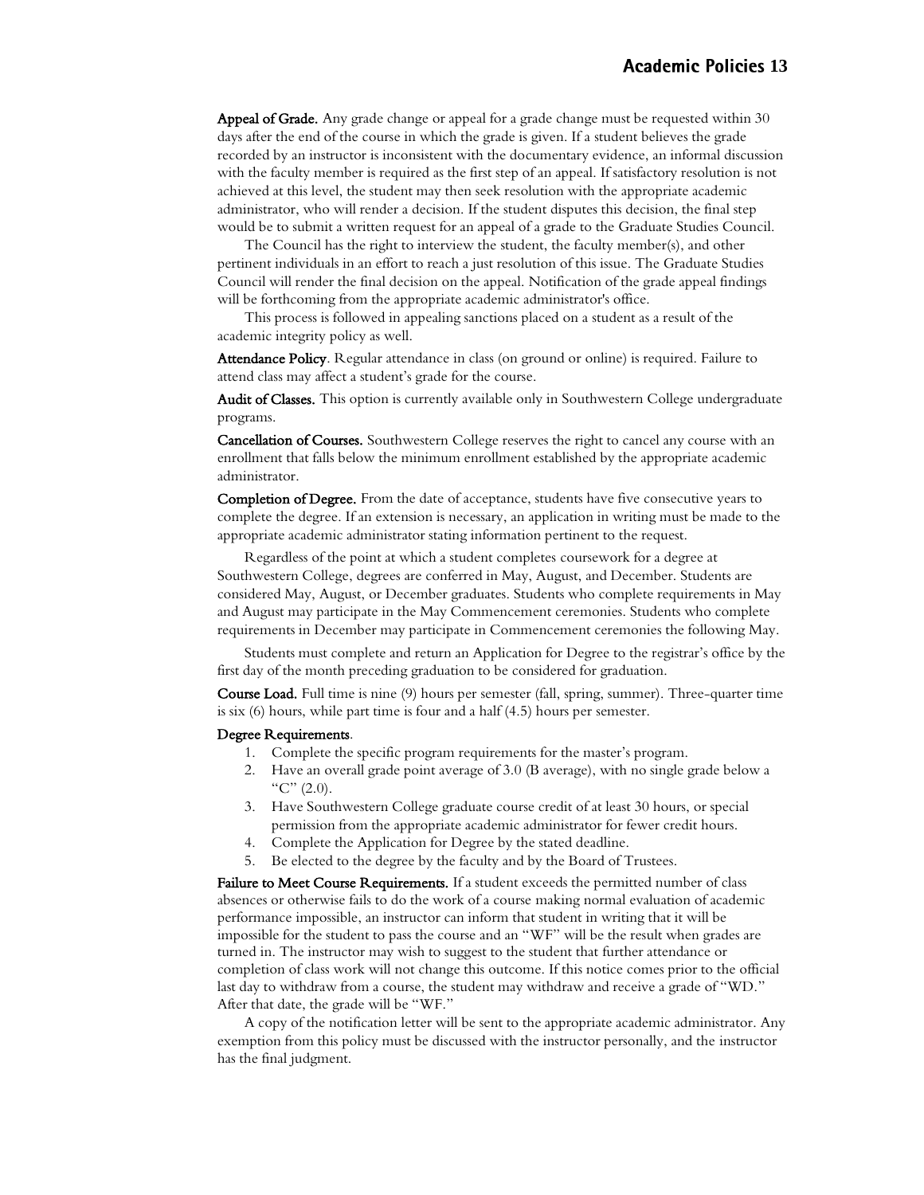**Appeal of Grade.** Any grade change or appeal for a grade change must be requested within 30 days after the end of the course in which the grade is given. If a student believes the grade recorded by an instructor is inconsistent with the documentary evidence, an informal discussion with the faculty member is required as the first step of an appeal. If satisfactory resolution is not achieved at this level, the student may then seek resolution with the appropriate academic administrator, who will render a decision. If the student disputes this decision, the final step would be to submit a written request for an appeal of a grade to the Graduate Studies Council.

The Council has the right to interview the student, the faculty member(s), and other pertinent individuals in an effort to reach a just resolution of this issue. The Graduate Studies Council will render the final decision on the appeal. Notification of the grade appeal findings will be forthcoming from the appropriate academic administrator's office.

This process is followed in appealing sanctions placed on a student as a result of the academic integrity policy as well.

**Attendance Policy**. Regular attendance in class (on ground or online) is required. Failure to attend class may affect a student's grade for the course.

**Audit of Classes.** This option is currently available only in Southwestern College undergraduate programs.

**Cancellation of Courses.** Southwestern College reserves the right to cancel any course with an enrollment that falls below the minimum enrollment established by the appropriate academic administrator.

**Completion of Degree.** From the date of acceptance, students have five consecutive years to complete the degree. If an extension is necessary, an application in writing must be made to the appropriate academic administrator stating information pertinent to the request.

Regardless of the point at which a student completes coursework for a degree at Southwestern College, degrees are conferred in May, August, and December. Students are considered May, August, or December graduates. Students who complete requirements in May and August may participate in the May Commencement ceremonies. Students who complete requirements in December may participate in Commencement ceremonies the following May.

Students must complete and return an Application for Degree to the registrar's office by the first day of the month preceding graduation to be considered for graduation.

**Course Load.** Full time is nine (9) hours per semester (fall, spring, summer). Three-quarter time is six (6) hours, while part time is four and a half (4.5) hours per semester.

**Degree Requirements**.

1. Complete the specific program requirements for the master's program.
2. Have an overall grade point average of 3.0 (B average), with no single grade below a "C" (2.0).
3. Have Southwestern College graduate course credit of at least 30 hours, or special permission from the appropriate academic administrator for fewer credit hours.
4. Complete the Application for Degree by the stated deadline.
5. Be elected to the degree by the faculty and by the Board of Trustees.

**Failure to Meet Course Requirements.** If a student exceeds the permitted number of class absences or otherwise fails to do the work of a course making normal evaluation of academic performance impossible, an instructor can inform that student in writing that it will be impossible for the student to pass the course and an "WF" will be the result when grades are turned in. The instructor may wish to suggest to the student that further attendance or completion of class work will not change this outcome. If this notice comes prior to the official last day to withdraw from a course, the student may withdraw and receive a grade of "WD." After that date, the grade will be "WF."

A copy of the notification letter will be sent to the appropriate academic administrator. Any exemption from this policy must be discussed with the instructor personally, and the instructor has the final judgment.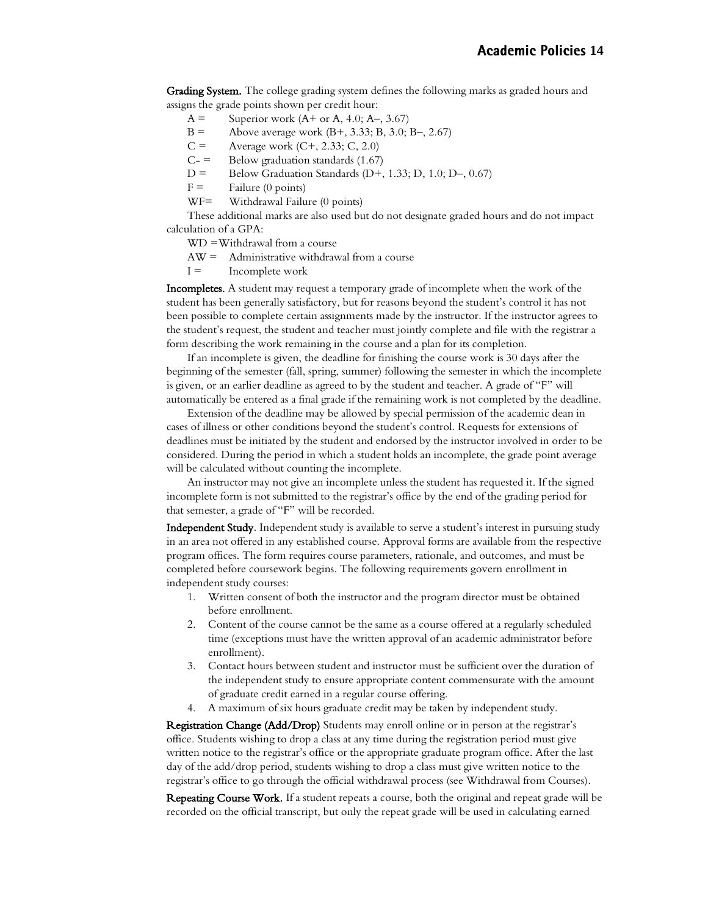**Grading System.** The college grading system defines the following marks as graded hours and assigns the grade points shown per credit hour:

A = Superior work (A+ or A, 4.0; A–, 3.67)
B = Above average work (B+, 3.33; B, 3.0; B–, 2.67)
C = Average work (C+, 2.33; C, 2.0)
C- = Below graduation standards (1.67)
D = Below Graduation Standards (D+, 1.33; D, 1.0; D–, 0.67)
F = Failure (0 points)
WF= Withdrawal Failure (0 points)

These additional marks are also used but do not designate graded hours and do not impact calculation of a GPA:

WD =Withdrawal from a course
AW = Administrative withdrawal from a course
I = Incomplete work

**Incompletes.** A student may request a temporary grade of incomplete when the work of the student has been generally satisfactory, but for reasons beyond the student's control it has not been possible to complete certain assignments made by the instructor. If the instructor agrees to the student's request, the student and teacher must jointly complete and file with the registrar a form describing the work remaining in the course and a plan for its completion.

If an incomplete is given, the deadline for finishing the course work is 30 days after the beginning of the semester (fall, spring, summer) following the semester in which the incomplete is given, or an earlier deadline as agreed to by the student and teacher. A grade of "F" will automatically be entered as a final grade if the remaining work is not completed by the deadline.

Extension of the deadline may be allowed by special permission of the academic dean in cases of illness or other conditions beyond the student's control. Requests for extensions of deadlines must be initiated by the student and endorsed by the instructor involved in order to be considered. During the period in which a student holds an incomplete, the grade point average will be calculated without counting the incomplete.

An instructor may not give an incomplete unless the student has requested it. If the signed incomplete form is not submitted to the registrar's office by the end of the grading period for that semester, a grade of "F" will be recorded.

**Independent Study**. Independent study is available to serve a student's interest in pursuing study in an area not offered in any established course. Approval forms are available from the respective program offices. The form requires course parameters, rationale, and outcomes, and must be completed before coursework begins. The following requirements govern enrollment in independent study courses:

1. Written consent of both the instructor and the program director must be obtained before enrollment.
2. Content of the course cannot be the same as a course offered at a regularly scheduled time (exceptions must have the written approval of an academic administrator before enrollment).
3. Contact hours between student and instructor must be sufficient over the duration of the independent study to ensure appropriate content commensurate with the amount of graduate credit earned in a regular course offering.
4. A maximum of six hours graduate credit may be taken by independent study.

**Registration Change (Add/Drop)** Students may enroll online or in person at the registrar's office. Students wishing to drop a class at any time during the registration period must give written notice to the registrar's office or the appropriate graduate program office. After the last day of the add/drop period, students wishing to drop a class must give written notice to the registrar's office to go through the official withdrawal process (see Withdrawal from Courses).

**Repeating Course Work.** If a student repeats a course, both the original and repeat grade will be recorded on the official transcript, but only the repeat grade will be used in calculating earned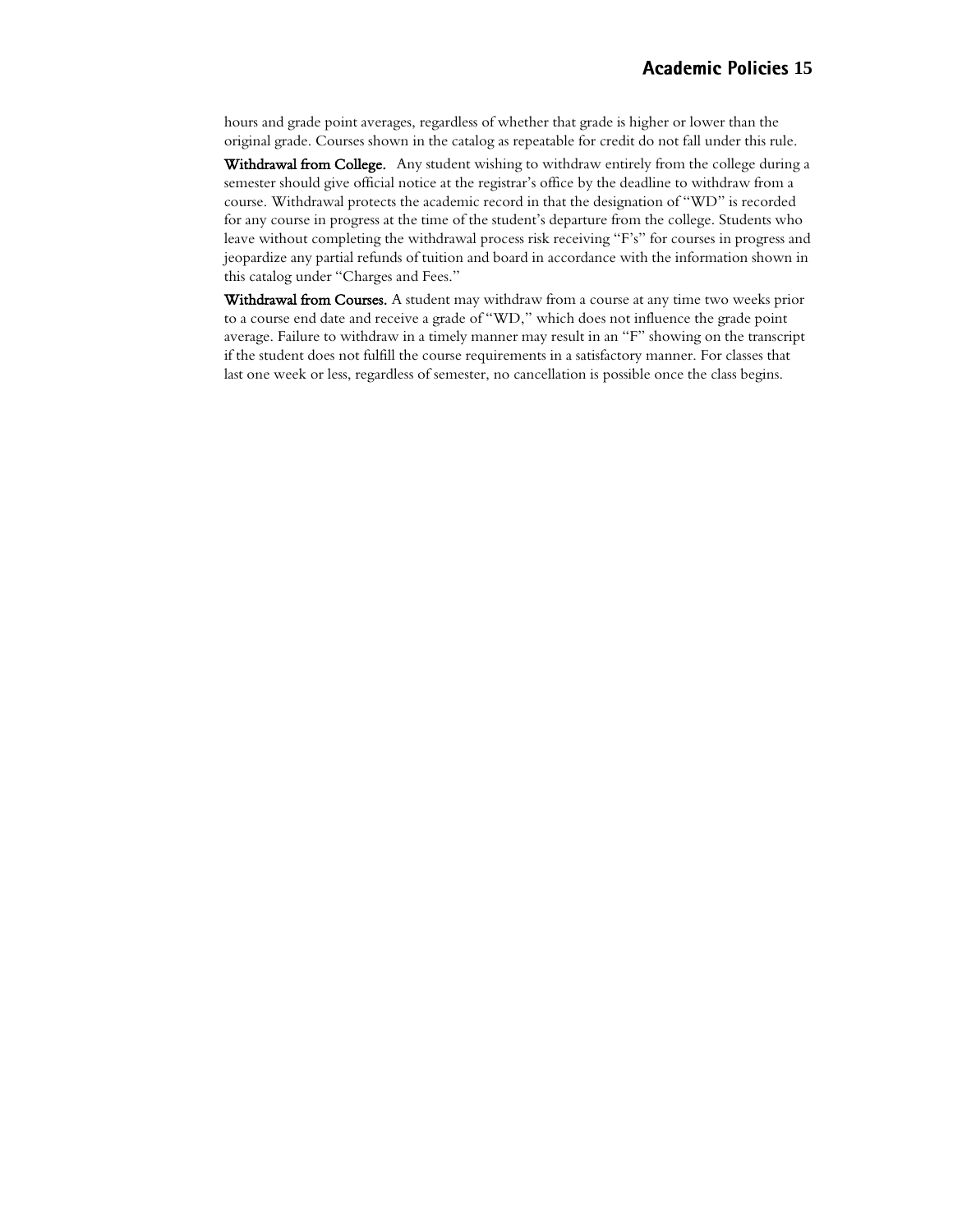hours and grade point averages, regardless of whether that grade is higher or lower than the original grade. Courses shown in the catalog as repeatable for credit do not fall under this rule.

**Withdrawal from College.** Any student wishing to withdraw entirely from the college during a semester should give official notice at the registrar's office by the deadline to withdraw from a course. Withdrawal protects the academic record in that the designation of "WD" is recorded for any course in progress at the time of the student's departure from the college. Students who leave without completing the withdrawal process risk receiving "F's" for courses in progress and jeopardize any partial refunds of tuition and board in accordance with the information shown in this catalog under "Charges and Fees."

**Withdrawal from Courses.** A student may withdraw from a course at any time two weeks prior to a course end date and receive a grade of "WD," which does not influence the grade point average. Failure to withdraw in a timely manner may result in an "F" showing on the transcript if the student does not fulfill the course requirements in a satisfactory manner. For classes that last one week or less, regardless of semester, no cancellation is possible once the class begins.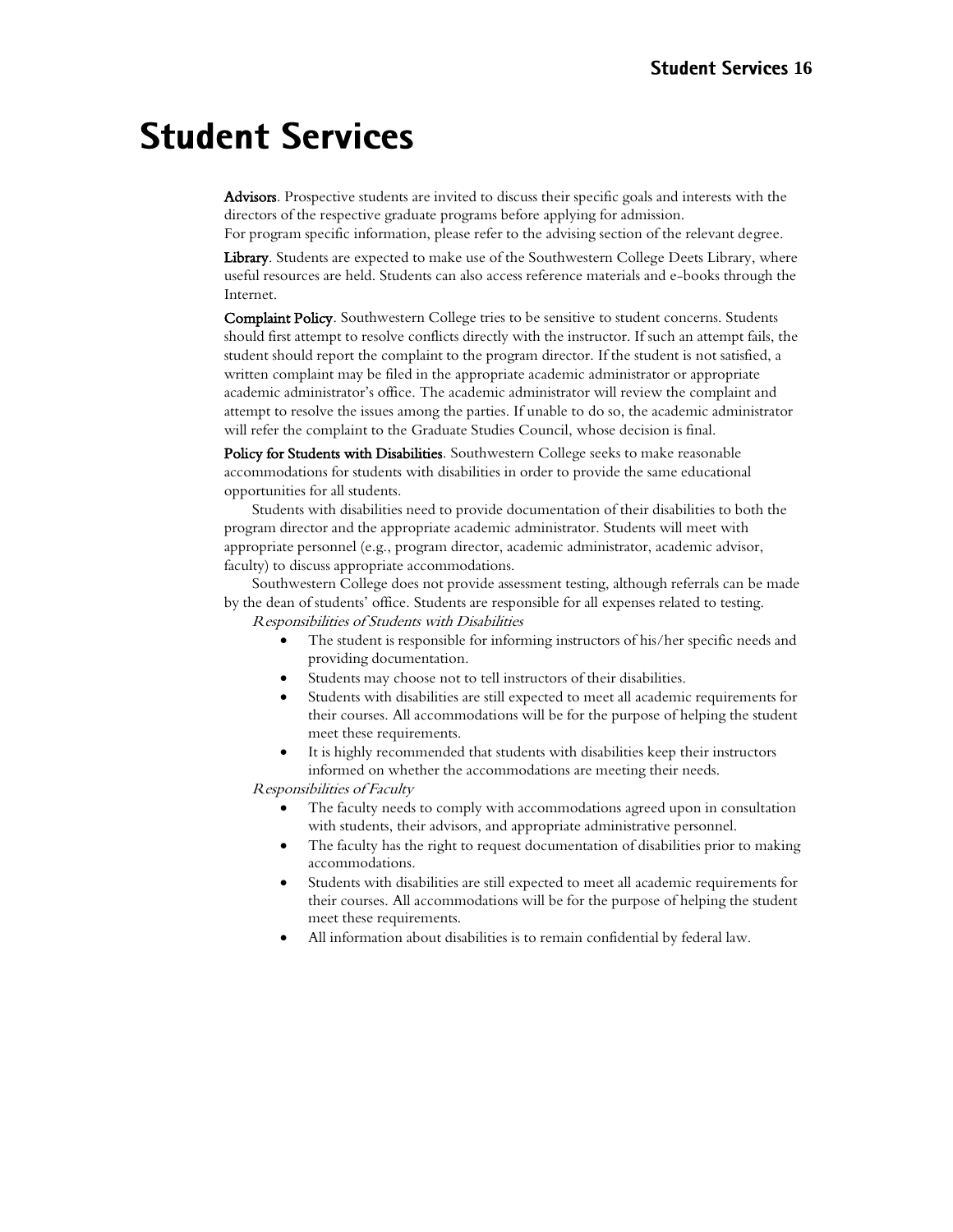# Student Services

**Advisors**. Prospective students are invited to discuss their specific goals and interests with the directors of the respective graduate programs before applying for admission.
For program specific information, please refer to the advising section of the relevant degree.

**Library**. Students are expected to make use of the Southwestern College Deets Library, where useful resources are held. Students can also access reference materials and e-books through the Internet.

**Complaint Policy**. Southwestern College tries to be sensitive to student concerns. Students should first attempt to resolve conflicts directly with the instructor. If such an attempt fails, the student should report the complaint to the program director. If the student is not satisfied, a written complaint may be filed in the appropriate academic administrator or appropriate academic administrator's office. The academic administrator will review the complaint and attempt to resolve the issues among the parties. If unable to do so, the academic administrator will refer the complaint to the Graduate Studies Council, whose decision is final.

**Policy for Students with Disabilities**. Southwestern College seeks to make reasonable accommodations for students with disabilities in order to provide the same educational opportunities for all students.

Students with disabilities need to provide documentation of their disabilities to both the program director and the appropriate academic administrator. Students will meet with appropriate personnel (e.g., program director, academic administrator, academic advisor, faculty) to discuss appropriate accommodations.

Southwestern College does not provide assessment testing, although referrals can be made by the dean of students' office. Students are responsible for all expenses related to testing.

*Responsibilities of Students with Disabilities*

- The student is responsible for informing instructors of his/her specific needs and providing documentation.
- Students may choose not to tell instructors of their disabilities.
- Students with disabilities are still expected to meet all academic requirements for their courses. All accommodations will be for the purpose of helping the student meet these requirements.
- It is highly recommended that students with disabilities keep their instructors informed on whether the accommodations are meeting their needs.

*Responsibilities of Faculty*

- The faculty needs to comply with accommodations agreed upon in consultation with students, their advisors, and appropriate administrative personnel.
- The faculty has the right to request documentation of disabilities prior to making accommodations.
- Students with disabilities are still expected to meet all academic requirements for their courses. All accommodations will be for the purpose of helping the student meet these requirements.
- All information about disabilities is to remain confidential by federal law.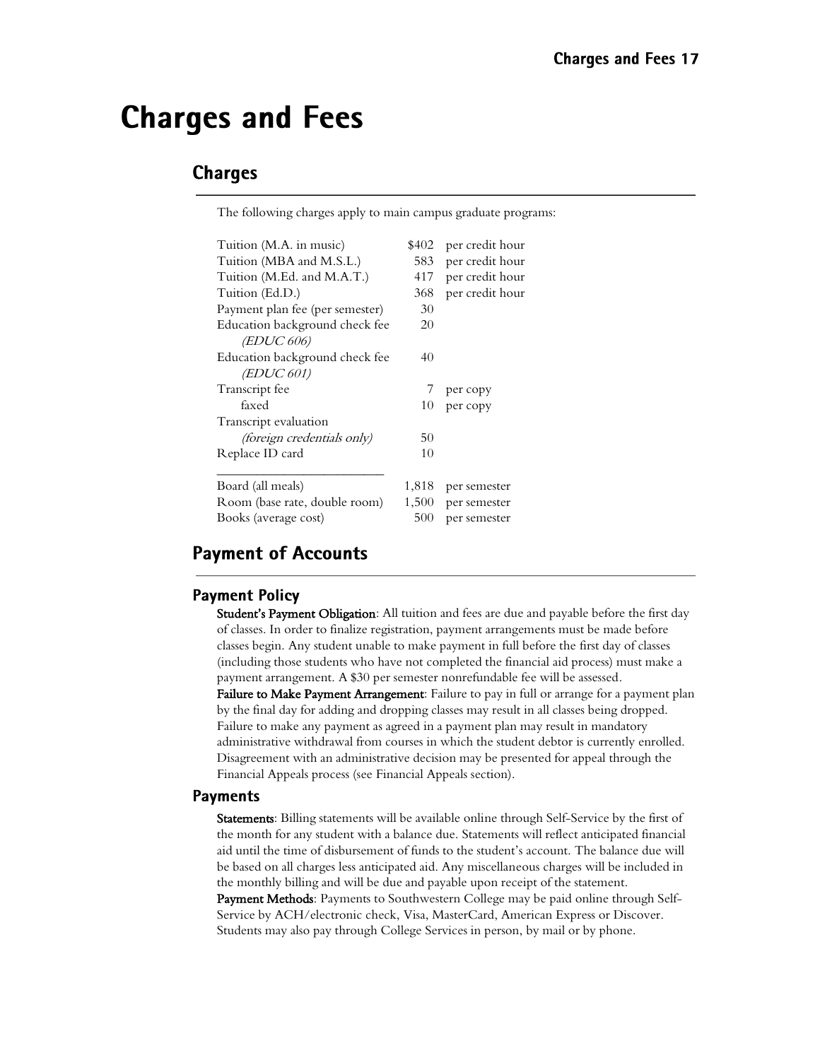# Charges and Fees

## Charges

The following charges apply to main campus graduate programs:

| Item | Amount | Unit |
|---|---|---|
| Tuition (M.A. in music) | $402 | per credit hour |
| Tuition (MBA and M.S.L.) | 583 | per credit hour |
| Tuition (M.Ed. and M.A.T.) | 417 | per credit hour |
| Tuition (Ed.D.) | 368 | per credit hour |
| Payment plan fee (per semester) | 30 | |
| Education background check fee *(EDUC 606)* | 20 | |
| Education background check fee *(EDUC 601)* | 40 | |
| Transcript fee | 7 | per copy |
| faxed | 10 | per copy |
| Transcript evaluation *(foreign credentials only)* | 50 | |
| Replace ID card | 10 | |
| Board (all meals) | 1,818 | per semester |
| Room (base rate, double room) | 1,500 | per semester |
| Books (average cost) | 500 | per semester |

## Payment of Accounts

### Payment Policy

**Student's Payment Obligation**: All tuition and fees are due and payable before the first day of classes. In order to finalize registration, payment arrangements must be made before classes begin. Any student unable to make payment in full before the first day of classes (including those students who have not completed the financial aid process) must make a payment arrangement. A $30 per semester nonrefundable fee will be assessed.

**Failure to Make Payment Arrangement**: Failure to pay in full or arrange for a payment plan by the final day for adding and dropping classes may result in all classes being dropped. Failure to make any payment as agreed in a payment plan may result in mandatory administrative withdrawal from courses in which the student debtor is currently enrolled. Disagreement with an administrative decision may be presented for appeal through the Financial Appeals process (see Financial Appeals section).

### Payments

**Statements**: Billing statements will be available online through Self-Service by the first of the month for any student with a balance due. Statements will reflect anticipated financial aid until the time of disbursement of funds to the student's account. The balance due will be based on all charges less anticipated aid. Any miscellaneous charges will be included in the monthly billing and will be due and payable upon receipt of the statement.

**Payment Methods**: Payments to Southwestern College may be paid online through Self-Service by ACH/electronic check, Visa, MasterCard, American Express or Discover. Students may also pay through College Services in person, by mail or by phone.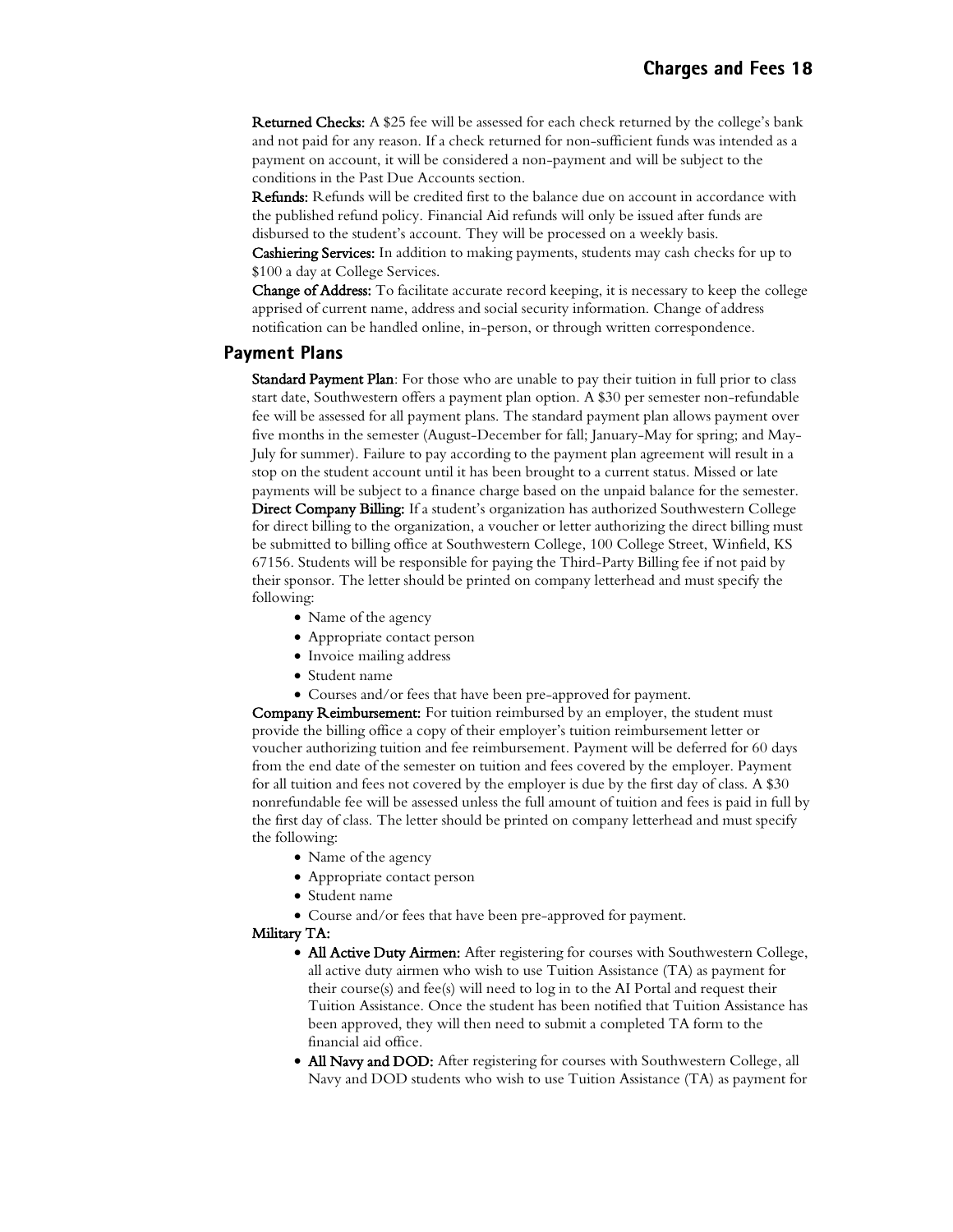**Returned Checks:** A $25 fee will be assessed for each check returned by the college's bank and not paid for any reason. If a check returned for non-sufficient funds was intended as a payment on account, it will be considered a non-payment and will be subject to the conditions in the Past Due Accounts section.

**Refunds:** Refunds will be credited first to the balance due on account in accordance with the published refund policy. Financial Aid refunds will only be issued after funds are disbursed to the student's account. They will be processed on a weekly basis.

**Cashiering Services:** In addition to making payments, students may cash checks for up to $100 a day at College Services.

**Change of Address:** To facilitate accurate record keeping, it is necessary to keep the college apprised of current name, address and social security information. Change of address notification can be handled online, in-person, or through written correspondence.

## Payment Plans

**Standard Payment Plan**: For those who are unable to pay their tuition in full prior to class start date, Southwestern offers a payment plan option. A $30 per semester non-refundable fee will be assessed for all payment plans. The standard payment plan allows payment over five months in the semester (August-December for fall; January-May for spring; and May-July for summer). Failure to pay according to the payment plan agreement will result in a stop on the student account until it has been brought to a current status. Missed or late payments will be subject to a finance charge based on the unpaid balance for the semester.

**Direct Company Billing:** If a student's organization has authorized Southwestern College for direct billing to the organization, a voucher or letter authorizing the direct billing must be submitted to billing office at Southwestern College, 100 College Street, Winfield, KS 67156. Students will be responsible for paying the Third-Party Billing fee if not paid by their sponsor. The letter should be printed on company letterhead and must specify the following:

- Name of the agency
- Appropriate contact person
- Invoice mailing address
- Student name
- Courses and/or fees that have been pre-approved for payment.

**Company Reimbursement:** For tuition reimbursed by an employer, the student must provide the billing office a copy of their employer's tuition reimbursement letter or voucher authorizing tuition and fee reimbursement. Payment will be deferred for 60 days from the end date of the semester on tuition and fees covered by the employer. Payment for all tuition and fees not covered by the employer is due by the first day of class. A $30 nonrefundable fee will be assessed unless the full amount of tuition and fees is paid in full by the first day of class. The letter should be printed on company letterhead and must specify the following:

- Name of the agency
- Appropriate contact person
- Student name
- Course and/or fees that have been pre-approved for payment.

**Military TA:**

- **All Active Duty Airmen:** After registering for courses with Southwestern College, all active duty airmen who wish to use Tuition Assistance (TA) as payment for their course(s) and fee(s) will need to log in to the AI Portal and request their Tuition Assistance. Once the student has been notified that Tuition Assistance has been approved, they will then need to submit a completed TA form to the financial aid office.
- **All Navy and DOD:** After registering for courses with Southwestern College, all Navy and DOD students who wish to use Tuition Assistance (TA) as payment for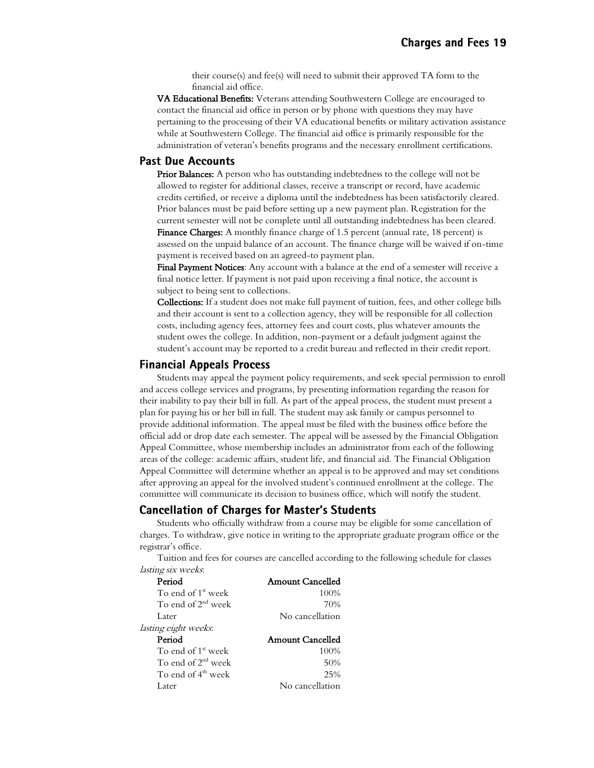their course(s) and fee(s) will need to submit their approved TA form to the financial aid office.

**VA Educational Benefits:** Veterans attending Southwestern College are encouraged to contact the financial aid office in person or by phone with questions they may have pertaining to the processing of their VA educational benefits or military activation assistance while at Southwestern College. The financial aid office is primarily responsible for the administration of veteran's benefits programs and the necessary enrollment certifications.

## Past Due Accounts

**Prior Balances:** A person who has outstanding indebtedness to the college will not be allowed to register for additional classes, receive a transcript or record, have academic credits certified, or receive a diploma until the indebtedness has been satisfactorily cleared. Prior balances must be paid before setting up a new payment plan. Registration for the current semester will not be complete until all outstanding indebtedness has been cleared.

**Finance Charges:** A monthly finance charge of 1.5 percent (annual rate, 18 percent) is assessed on the unpaid balance of an account. The finance charge will be waived if on-time payment is received based on an agreed-to payment plan.

**Final Payment Notices**: Any account with a balance at the end of a semester will receive a final notice letter. If payment is not paid upon receiving a final notice, the account is subject to being sent to collections.

**Collections:** If a student does not make full payment of tuition, fees, and other college bills and their account is sent to a collection agency, they will be responsible for all collection costs, including agency fees, attorney fees and court costs, plus whatever amounts the student owes the college. In addition, non-payment or a default judgment against the student's account may be reported to a credit bureau and reflected in their credit report.

## Financial Appeals Process

Students may appeal the payment policy requirements, and seek special permission to enroll and access college services and programs, by presenting information regarding the reason for their inability to pay their bill in full. As part of the appeal process, the student must present a plan for paying his or her bill in full. The student may ask family or campus personnel to provide additional information. The appeal must be filed with the business office before the official add or drop date each semester. The appeal will be assessed by the Financial Obligation Appeal Committee, whose membership includes an administrator from each of the following areas of the college: academic affairs, student life, and financial aid. The Financial Obligation Appeal Committee will determine whether an appeal is to be approved and may set conditions after approving an appeal for the involved student's continued enrollment at the college. The committee will communicate its decision to business office, which will notify the student.

## Cancellation of Charges for Master's Students

Students who officially withdraw from a course may be eligible for some cancellation of charges. To withdraw, give notice in writing to the appropriate graduate program office or the registrar's office.

Tuition and fees for courses are cancelled according to the following schedule for classes *lasting six weeks*:

| Period | Amount Cancelled |
|---|---|
| To end of 1st week | 100% |
| To end of 2nd week | 70% |
| Later | No cancellation |

*lasting eight weeks*:

| Period | Amount Cancelled |
|---|---|
| To end of 1st week | 100% |
| To end of 2nd week | 50% |
| To end of 4th week | 25% |
| Later | No cancellation |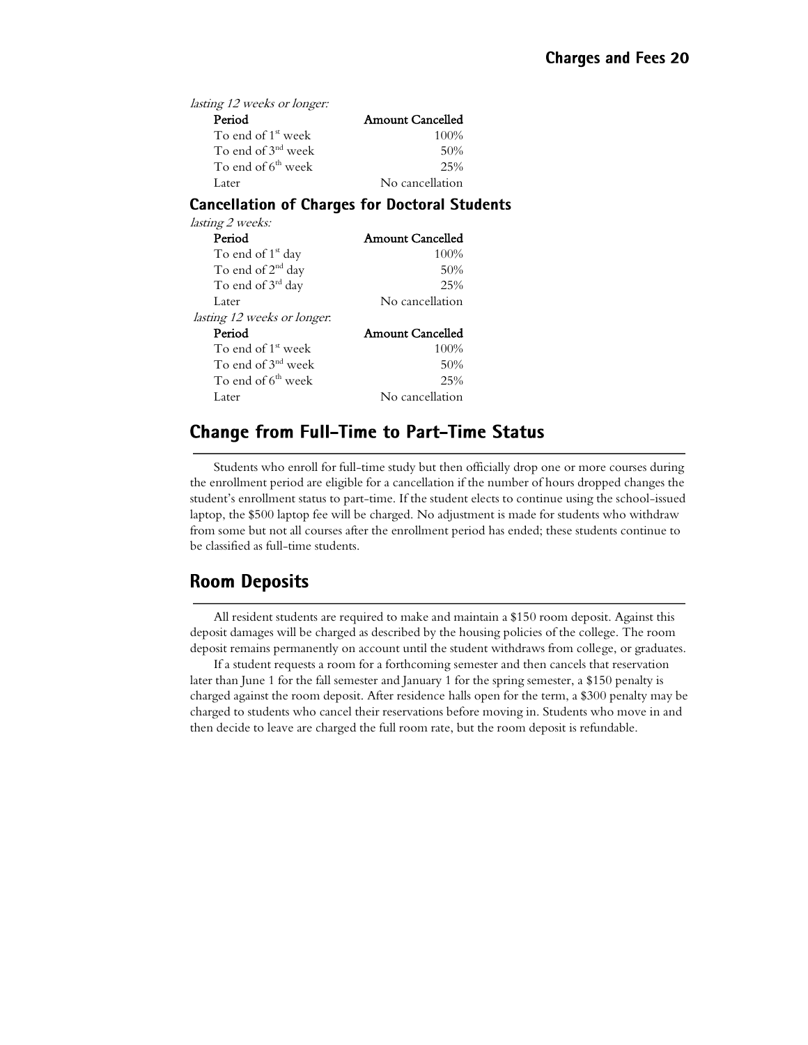*lasting 12 weeks or longer:*

| Period | Amount Cancelled |
|---|---|
| To end of 1st week | 100% |
| To end of 3nd week | 50% |
| To end of 6th week | 25% |
| Later | No cancellation |

### Cancellation of Charges for Doctoral Students

*lasting 2 weeks:*

| Period | Amount Cancelled |
|---|---|
| To end of 1st day | 100% |
| To end of 2nd day | 50% |
| To end of 3rd day | 25% |
| Later | No cancellation |

*lasting 12 weeks or longer:*

| Period | Amount Cancelled |
|---|---|
| To end of 1st week | 100% |
| To end of 3nd week | 50% |
| To end of 6th week | 25% |
| Later | No cancellation |

## Change from Full-Time to Part-Time Status

Students who enroll for full-time study but then officially drop one or more courses during the enrollment period are eligible for a cancellation if the number of hours dropped changes the student's enrollment status to part-time. If the student elects to continue using the school-issued laptop, the $500 laptop fee will be charged. No adjustment is made for students who withdraw from some but not all courses after the enrollment period has ended; these students continue to be classified as full-time students.

## Room Deposits

All resident students are required to make and maintain a $150 room deposit. Against this deposit damages will be charged as described by the housing policies of the college. The room deposit remains permanently on account until the student withdraws from college, or graduates.

If a student requests a room for a forthcoming semester and then cancels that reservation later than June 1 for the fall semester and January 1 for the spring semester, a $150 penalty is charged against the room deposit. After residence halls open for the term, a $300 penalty may be charged to students who cancel their reservations before moving in. Students who move in and then decide to leave are charged the full room rate, but the room deposit is refundable.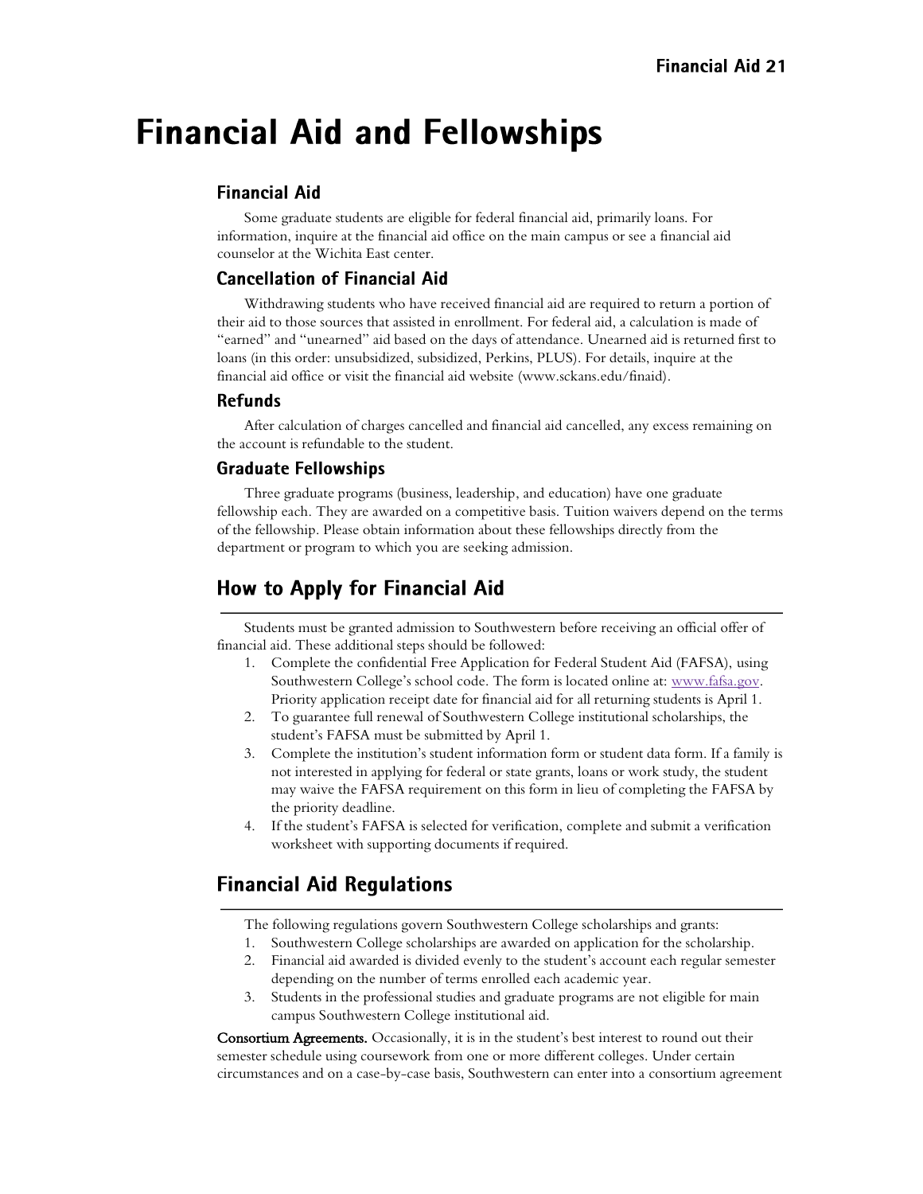# Financial Aid and Fellowships

### Financial Aid

Some graduate students are eligible for federal financial aid, primarily loans. For information, inquire at the financial aid office on the main campus or see a financial aid counselor at the Wichita East center.

### Cancellation of Financial Aid

Withdrawing students who have received financial aid are required to return a portion of their aid to those sources that assisted in enrollment. For federal aid, a calculation is made of "earned" and "unearned" aid based on the days of attendance. Unearned aid is returned first to loans (in this order: unsubsidized, subsidized, Perkins, PLUS). For details, inquire at the financial aid office or visit the financial aid website (www.sckans.edu/finaid).

### Refunds

After calculation of charges cancelled and financial aid cancelled, any excess remaining on the account is refundable to the student.

### Graduate Fellowships

Three graduate programs (business, leadership, and education) have one graduate fellowship each. They are awarded on a competitive basis. Tuition waivers depend on the terms of the fellowship. Please obtain information about these fellowships directly from the department or program to which you are seeking admission.

## How to Apply for Financial Aid

Students must be granted admission to Southwestern before receiving an official offer of financial aid. These additional steps should be followed:

1. Complete the confidential Free Application for Federal Student Aid (FAFSA), using Southwestern College's school code. The form is located online at: www.fafsa.gov. Priority application receipt date for financial aid for all returning students is April 1.
2. To guarantee full renewal of Southwestern College institutional scholarships, the student's FAFSA must be submitted by April 1.
3. Complete the institution's student information form or student data form. If a family is not interested in applying for federal or state grants, loans or work study, the student may waive the FAFSA requirement on this form in lieu of completing the FAFSA by the priority deadline.
4. If the student's FAFSA is selected for verification, complete and submit a verification worksheet with supporting documents if required.

## Financial Aid Regulations

The following regulations govern Southwestern College scholarships and grants:

1. Southwestern College scholarships are awarded on application for the scholarship.
2. Financial aid awarded is divided evenly to the student's account each regular semester depending on the number of terms enrolled each academic year.
3. Students in the professional studies and graduate programs are not eligible for main campus Southwestern College institutional aid.

**Consortium Agreements.** Occasionally, it is in the student's best interest to round out their semester schedule using coursework from one or more different colleges. Under certain circumstances and on a case-by-case basis, Southwestern can enter into a consortium agreement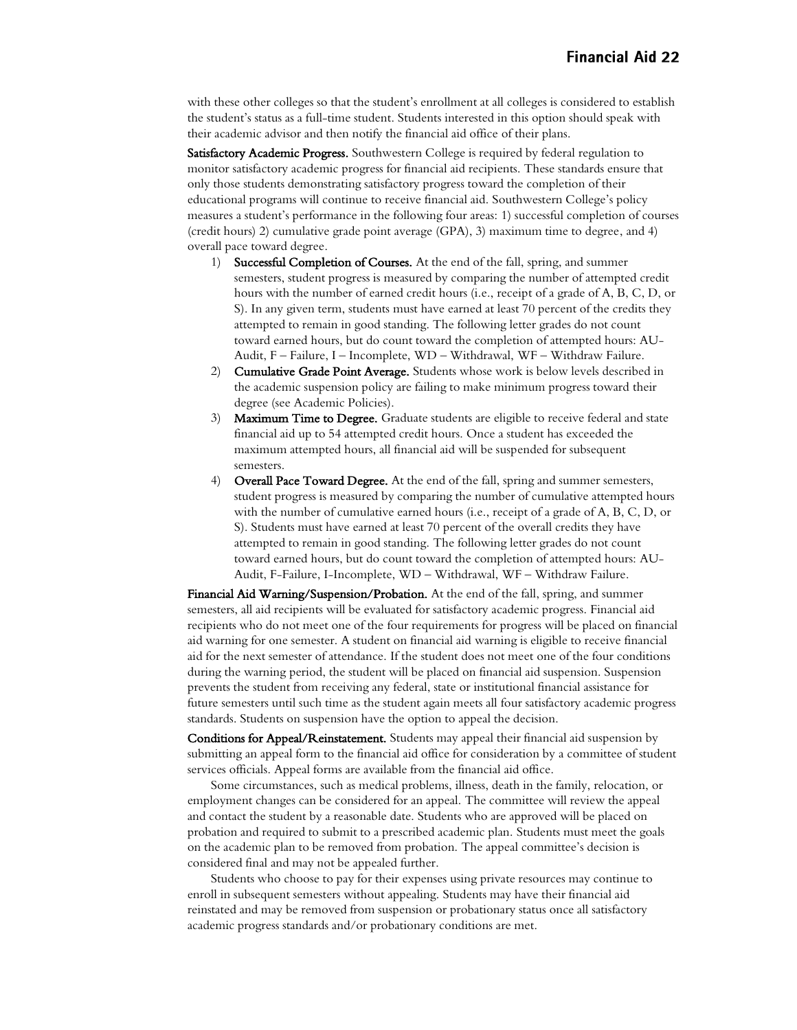with these other colleges so that the student's enrollment at all colleges is considered to establish the student's status as a full-time student. Students interested in this option should speak with their academic advisor and then notify the financial aid office of their plans.

**Satisfactory Academic Progress.** Southwestern College is required by federal regulation to monitor satisfactory academic progress for financial aid recipients. These standards ensure that only those students demonstrating satisfactory progress toward the completion of their educational programs will continue to receive financial aid. Southwestern College's policy measures a student's performance in the following four areas: 1) successful completion of courses (credit hours) 2) cumulative grade point average (GPA), 3) maximum time to degree, and 4) overall pace toward degree.

1) **Successful Completion of Courses.** At the end of the fall, spring, and summer semesters, student progress is measured by comparing the number of attempted credit hours with the number of earned credit hours (i.e., receipt of a grade of A, B, C, D, or S). In any given term, students must have earned at least 70 percent of the credits they attempted to remain in good standing. The following letter grades do not count toward earned hours, but do count toward the completion of attempted hours: AU-Audit, F – Failure, I – Incomplete, WD – Withdrawal, WF – Withdraw Failure.
2) **Cumulative Grade Point Average.** Students whose work is below levels described in the academic suspension policy are failing to make minimum progress toward their degree (see Academic Policies).
3) **Maximum Time to Degree.** Graduate students are eligible to receive federal and state financial aid up to 54 attempted credit hours. Once a student has exceeded the maximum attempted hours, all financial aid will be suspended for subsequent semesters.
4) **Overall Pace Toward Degree.** At the end of the fall, spring and summer semesters, student progress is measured by comparing the number of cumulative attempted hours with the number of cumulative earned hours (i.e., receipt of a grade of A, B, C, D, or S). Students must have earned at least 70 percent of the overall credits they have attempted to remain in good standing. The following letter grades do not count toward earned hours, but do count toward the completion of attempted hours: AU-Audit, F-Failure, I-Incomplete, WD – Withdrawal, WF – Withdraw Failure.

**Financial Aid Warning/Suspension/Probation.** At the end of the fall, spring, and summer semesters, all aid recipients will be evaluated for satisfactory academic progress. Financial aid recipients who do not meet one of the four requirements for progress will be placed on financial aid warning for one semester. A student on financial aid warning is eligible to receive financial aid for the next semester of attendance. If the student does not meet one of the four conditions during the warning period, the student will be placed on financial aid suspension. Suspension prevents the student from receiving any federal, state or institutional financial assistance for future semesters until such time as the student again meets all four satisfactory academic progress standards. Students on suspension have the option to appeal the decision.

**Conditions for Appeal/Reinstatement.** Students may appeal their financial aid suspension by submitting an appeal form to the financial aid office for consideration by a committee of student services officials. Appeal forms are available from the financial aid office.

Some circumstances, such as medical problems, illness, death in the family, relocation, or employment changes can be considered for an appeal. The committee will review the appeal and contact the student by a reasonable date. Students who are approved will be placed on probation and required to submit to a prescribed academic plan. Students must meet the goals on the academic plan to be removed from probation. The appeal committee's decision is considered final and may not be appealed further.

Students who choose to pay for their expenses using private resources may continue to enroll in subsequent semesters without appealing. Students may have their financial aid reinstated and may be removed from suspension or probationary status once all satisfactory academic progress standards and/or probationary conditions are met.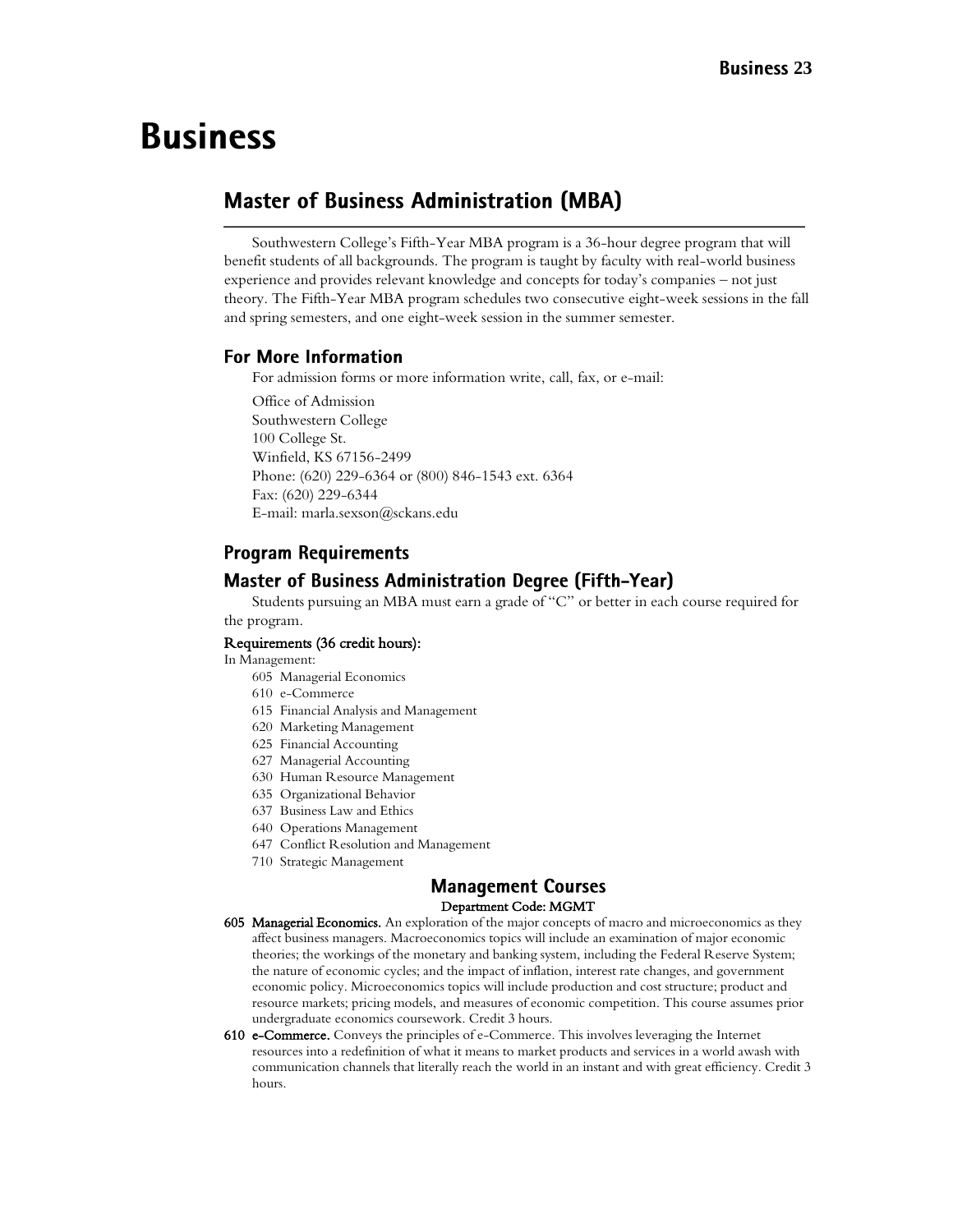# Business

## Master of Business Administration (MBA)

Southwestern College's Fifth-Year MBA program is a 36-hour degree program that will benefit students of all backgrounds. The program is taught by faculty with real-world business experience and provides relevant knowledge and concepts for today's companies – not just theory. The Fifth-Year MBA program schedules two consecutive eight-week sessions in the fall and spring semesters, and one eight-week session in the summer semester.

### For More Information

For admission forms or more information write, call, fax, or e-mail:

Office of Admission
Southwestern College
100 College St.
Winfield, KS 67156-2499
Phone: (620) 229-6364 or (800) 846-1543 ext. 6364
Fax: (620) 229-6344
E-mail: marla.sexson@sckans.edu

### Program Requirements

### Master of Business Administration Degree (Fifth-Year)

Students pursuing an MBA must earn a grade of "C" or better in each course required for the program.

**Requirements (36 credit hours):**

In Management:

- 605 Managerial Economics
- 610 e-Commerce
- 615 Financial Analysis and Management
- 620 Marketing Management
- 625 Financial Accounting
- 627 Managerial Accounting
- 630 Human Resource Management
- 635 Organizational Behavior
- 637 Business Law and Ethics
- 640 Operations Management
- 647 Conflict Resolution and Management
- 710 Strategic Management

## Management Courses

**Department Code: MGMT**

**605 Managerial Economics.** An exploration of the major concepts of macro and microeconomics as they affect business managers. Macroeconomics topics will include an examination of major economic theories; the workings of the monetary and banking system, including the Federal Reserve System; the nature of economic cycles; and the impact of inflation, interest rate changes, and government economic policy. Microeconomics topics will include production and cost structure; product and resource markets; pricing models, and measures of economic competition. This course assumes prior undergraduate economics coursework. Credit 3 hours.

**610 e-Commerce.** Conveys the principles of e-Commerce. This involves leveraging the Internet resources into a redefinition of what it means to market products and services in a world awash with communication channels that literally reach the world in an instant and with great efficiency. Credit 3 hours.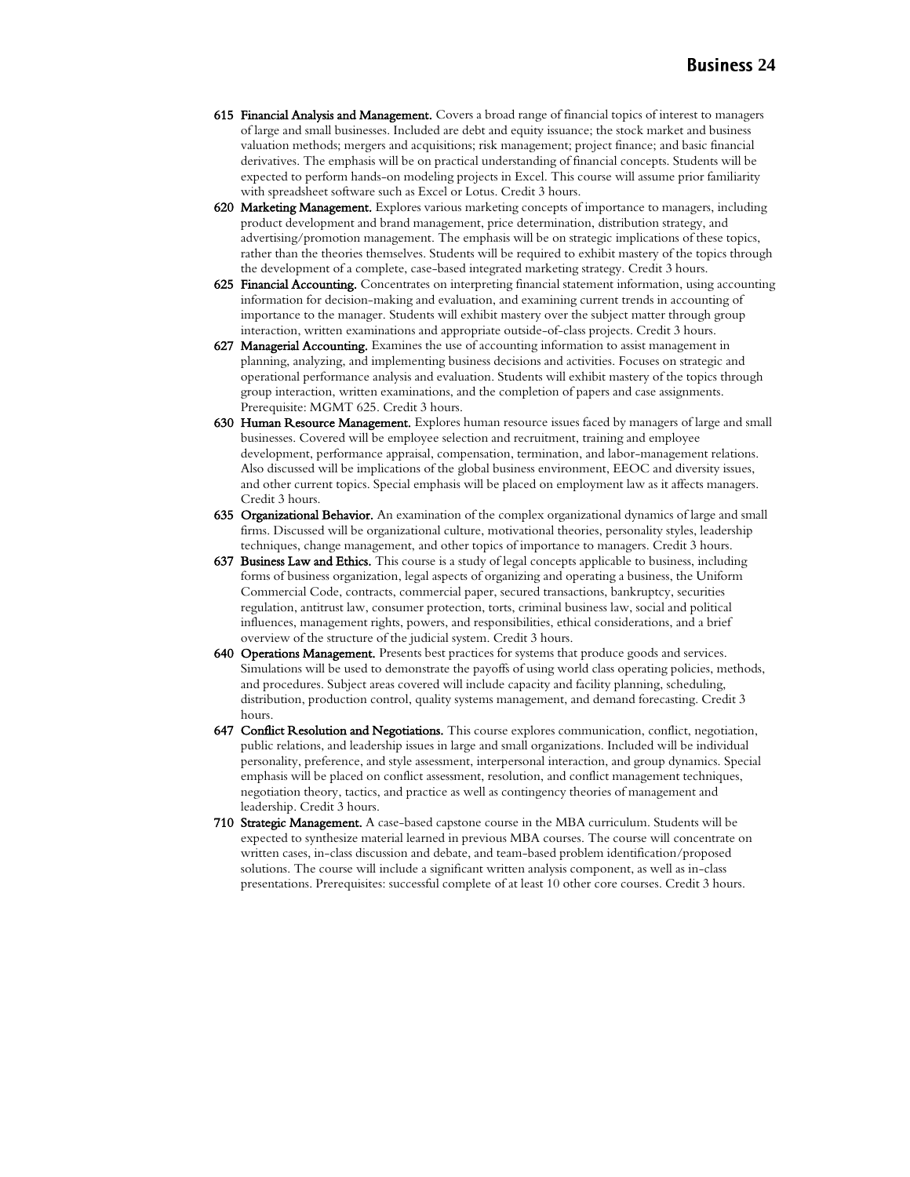**615 Financial Analysis and Management.** Covers a broad range of financial topics of interest to managers of large and small businesses. Included are debt and equity issuance; the stock market and business valuation methods; mergers and acquisitions; risk management; project finance; and basic financial derivatives. The emphasis will be on practical understanding of financial concepts. Students will be expected to perform hands-on modeling projects in Excel. This course will assume prior familiarity with spreadsheet software such as Excel or Lotus. Credit 3 hours.

**620 Marketing Management.** Explores various marketing concepts of importance to managers, including product development and brand management, price determination, distribution strategy, and advertising/promotion management. The emphasis will be on strategic implications of these topics, rather than the theories themselves. Students will be required to exhibit mastery of the topics through the development of a complete, case-based integrated marketing strategy. Credit 3 hours.

**625 Financial Accounting.** Concentrates on interpreting financial statement information, using accounting information for decision-making and evaluation, and examining current trends in accounting of importance to the manager. Students will exhibit mastery over the subject matter through group interaction, written examinations and appropriate outside-of-class projects. Credit 3 hours.

**627 Managerial Accounting.** Examines the use of accounting information to assist management in planning, analyzing, and implementing business decisions and activities. Focuses on strategic and operational performance analysis and evaluation. Students will exhibit mastery of the topics through group interaction, written examinations, and the completion of papers and case assignments. Prerequisite: MGMT 625. Credit 3 hours.

**630 Human Resource Management.** Explores human resource issues faced by managers of large and small businesses. Covered will be employee selection and recruitment, training and employee development, performance appraisal, compensation, termination, and labor-management relations. Also discussed will be implications of the global business environment, EEOC and diversity issues, and other current topics. Special emphasis will be placed on employment law as it affects managers. Credit 3 hours.

**635 Organizational Behavior.** An examination of the complex organizational dynamics of large and small firms. Discussed will be organizational culture, motivational theories, personality styles, leadership techniques, change management, and other topics of importance to managers. Credit 3 hours.

**637 Business Law and Ethics.** This course is a study of legal concepts applicable to business, including forms of business organization, legal aspects of organizing and operating a business, the Uniform Commercial Code, contracts, commercial paper, secured transactions, bankruptcy, securities regulation, antitrust law, consumer protection, torts, criminal business law, social and political influences, management rights, powers, and responsibilities, ethical considerations, and a brief overview of the structure of the judicial system. Credit 3 hours.

**640 Operations Management.** Presents best practices for systems that produce goods and services. Simulations will be used to demonstrate the payoffs of using world class operating policies, methods, and procedures. Subject areas covered will include capacity and facility planning, scheduling, distribution, production control, quality systems management, and demand forecasting. Credit 3 hours.

**647 Conflict Resolution and Negotiations.** This course explores communication, conflict, negotiation, public relations, and leadership issues in large and small organizations. Included will be individual personality, preference, and style assessment, interpersonal interaction, and group dynamics. Special emphasis will be placed on conflict assessment, resolution, and conflict management techniques, negotiation theory, tactics, and practice as well as contingency theories of management and leadership. Credit 3 hours.

**710 Strategic Management.** A case-based capstone course in the MBA curriculum. Students will be expected to synthesize material learned in previous MBA courses. The course will concentrate on written cases, in-class discussion and debate, and team-based problem identification/proposed solutions. The course will include a significant written analysis component, as well as in-class presentations. Prerequisites: successful complete of at least 10 other core courses. Credit 3 hours.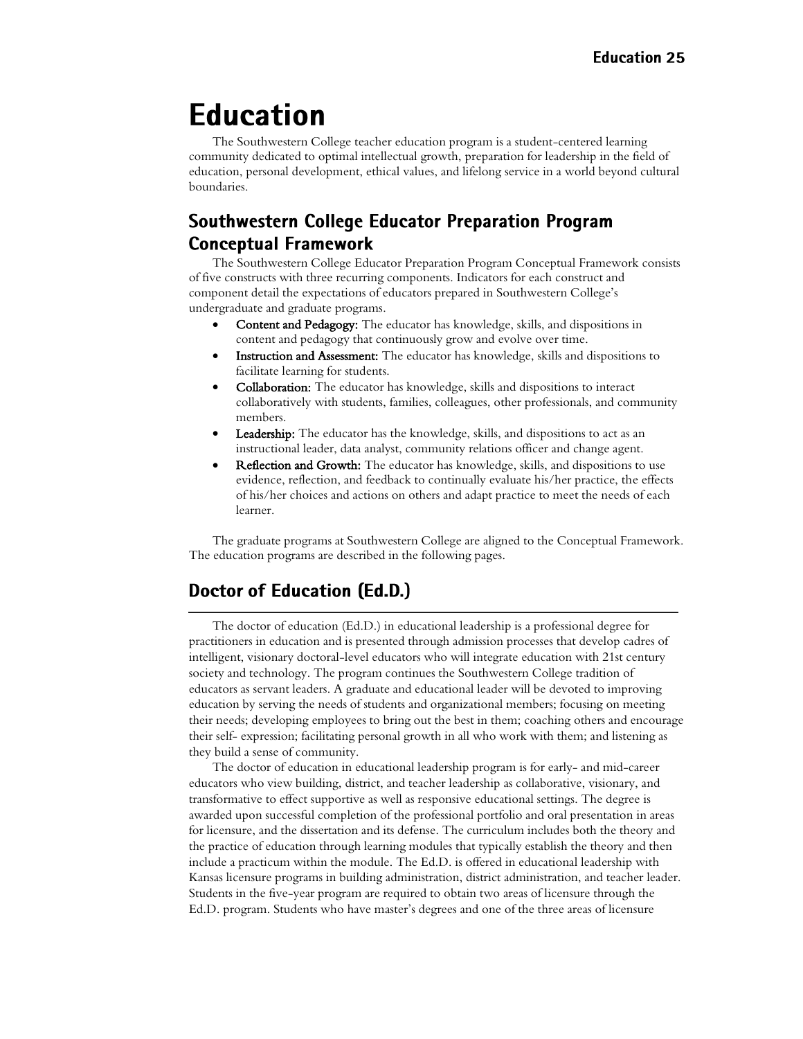# Education

The Southwestern College teacher education program is a student-centered learning community dedicated to optimal intellectual growth, preparation for leadership in the field of education, personal development, ethical values, and lifelong service in a world beyond cultural boundaries.

## Southwestern College Educator Preparation Program Conceptual Framework

The Southwestern College Educator Preparation Program Conceptual Framework consists of five constructs with three recurring components. Indicators for each construct and component detail the expectations of educators prepared in Southwestern College's undergraduate and graduate programs.

- **Content and Pedagogy:** The educator has knowledge, skills, and dispositions in content and pedagogy that continuously grow and evolve over time.
- **Instruction and Assessment:** The educator has knowledge, skills and dispositions to facilitate learning for students.
- **Collaboration:** The educator has knowledge, skills and dispositions to interact collaboratively with students, families, colleagues, other professionals, and community members.
- **Leadership:** The educator has the knowledge, skills, and dispositions to act as an instructional leader, data analyst, community relations officer and change agent.
- **Reflection and Growth:** The educator has knowledge, skills, and dispositions to use evidence, reflection, and feedback to continually evaluate his/her practice, the effects of his/her choices and actions on others and adapt practice to meet the needs of each learner.

The graduate programs at Southwestern College are aligned to the Conceptual Framework. The education programs are described in the following pages.

## Doctor of Education (Ed.D.)

The doctor of education (Ed.D.) in educational leadership is a professional degree for practitioners in education and is presented through admission processes that develop cadres of intelligent, visionary doctoral-level educators who will integrate education with 21st century society and technology. The program continues the Southwestern College tradition of educators as servant leaders. A graduate and educational leader will be devoted to improving education by serving the needs of students and organizational members; focusing on meeting their needs; developing employees to bring out the best in them; coaching others and encourage their self- expression; facilitating personal growth in all who work with them; and listening as they build a sense of community.

The doctor of education in educational leadership program is for early- and mid-career educators who view building, district, and teacher leadership as collaborative, visionary, and transformative to effect supportive as well as responsive educational settings. The degree is awarded upon successful completion of the professional portfolio and oral presentation in areas for licensure, and the dissertation and its defense. The curriculum includes both the theory and the practice of education through learning modules that typically establish the theory and then include a practicum within the module. The Ed.D. is offered in educational leadership with Kansas licensure programs in building administration, district administration, and teacher leader. Students in the five-year program are required to obtain two areas of licensure through the Ed.D. program. Students who have master's degrees and one of the three areas of licensure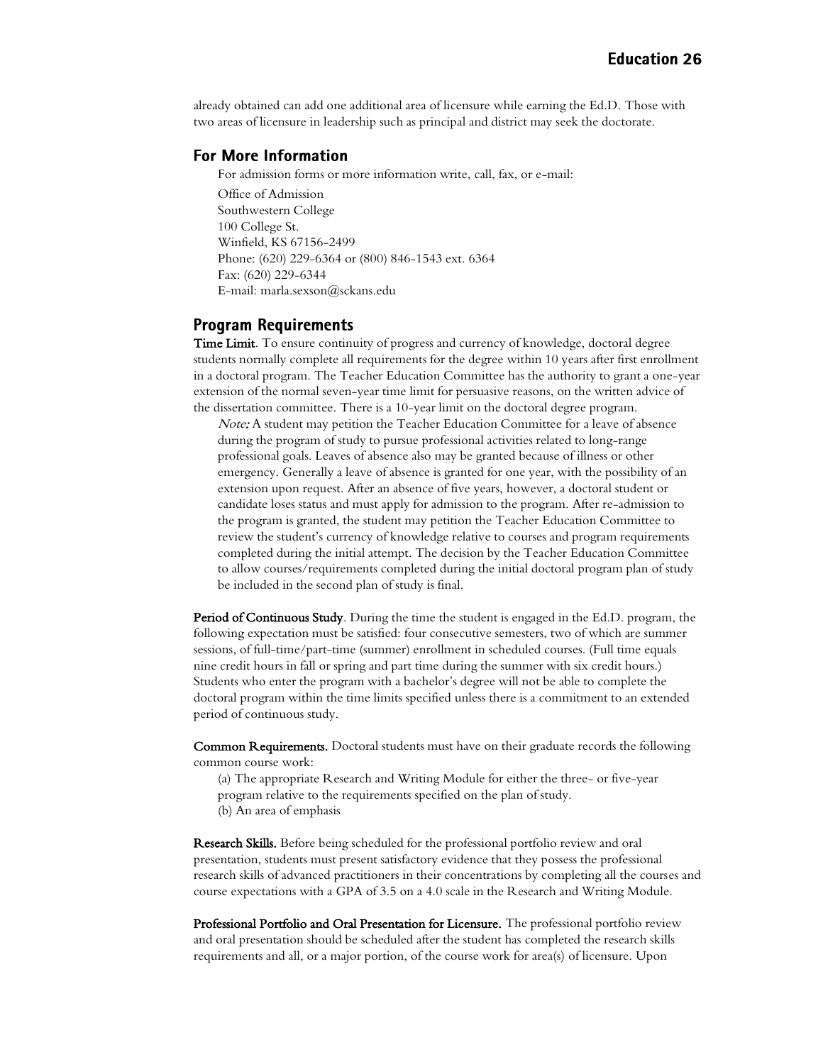already obtained can add one additional area of licensure while earning the Ed.D. Those with two areas of licensure in leadership such as principal and district may seek the doctorate.

## For More Information

For admission forms or more information write, call, fax, or e-mail:

Office of Admission
Southwestern College
100 College St.
Winfield, KS 67156-2499
Phone: (620) 229-6364 or (800) 846-1543 ext. 6364
Fax: (620) 229-6344
E-mail: marla.sexson@sckans.edu

## Program Requirements

**Time Limit**. To ensure continuity of progress and currency of knowledge, doctoral degree students normally complete all requirements for the degree within 10 years after first enrollment in a doctoral program. The Teacher Education Committee has the authority to grant a one-year extension of the normal seven-year time limit for persuasive reasons, on the written advice of the dissertation committee. There is a 10-year limit on the doctoral degree program.

*Note:* A student may petition the Teacher Education Committee for a leave of absence during the program of study to pursue professional activities related to long-range professional goals. Leaves of absence also may be granted because of illness or other emergency. Generally a leave of absence is granted for one year, with the possibility of an extension upon request. After an absence of five years, however, a doctoral student or candidate loses status and must apply for admission to the program. After re-admission to the program is granted, the student may petition the Teacher Education Committee to review the student's currency of knowledge relative to courses and program requirements completed during the initial attempt. The decision by the Teacher Education Committee to allow courses/requirements completed during the initial doctoral program plan of study be included in the second plan of study is final.

**Period of Continuous Study**. During the time the student is engaged in the Ed.D. program, the following expectation must be satisfied: four consecutive semesters, two of which are summer sessions, of full-time/part-time (summer) enrollment in scheduled courses. (Full time equals nine credit hours in fall or spring and part time during the summer with six credit hours.) Students who enter the program with a bachelor's degree will not be able to complete the doctoral program within the time limits specified unless there is a commitment to an extended period of continuous study.

**Common Requirements.** Doctoral students must have on their graduate records the following common course work:

(a) The appropriate Research and Writing Module for either the three- or five-year program relative to the requirements specified on the plan of study.
(b) An area of emphasis

**Research Skills.** Before being scheduled for the professional portfolio review and oral presentation, students must present satisfactory evidence that they possess the professional research skills of advanced practitioners in their concentrations by completing all the courses and course expectations with a GPA of 3.5 on a 4.0 scale in the Research and Writing Module.

**Professional Portfolio and Oral Presentation for Licensure.** The professional portfolio review and oral presentation should be scheduled after the student has completed the research skills requirements and all, or a major portion, of the course work for area(s) of licensure. Upon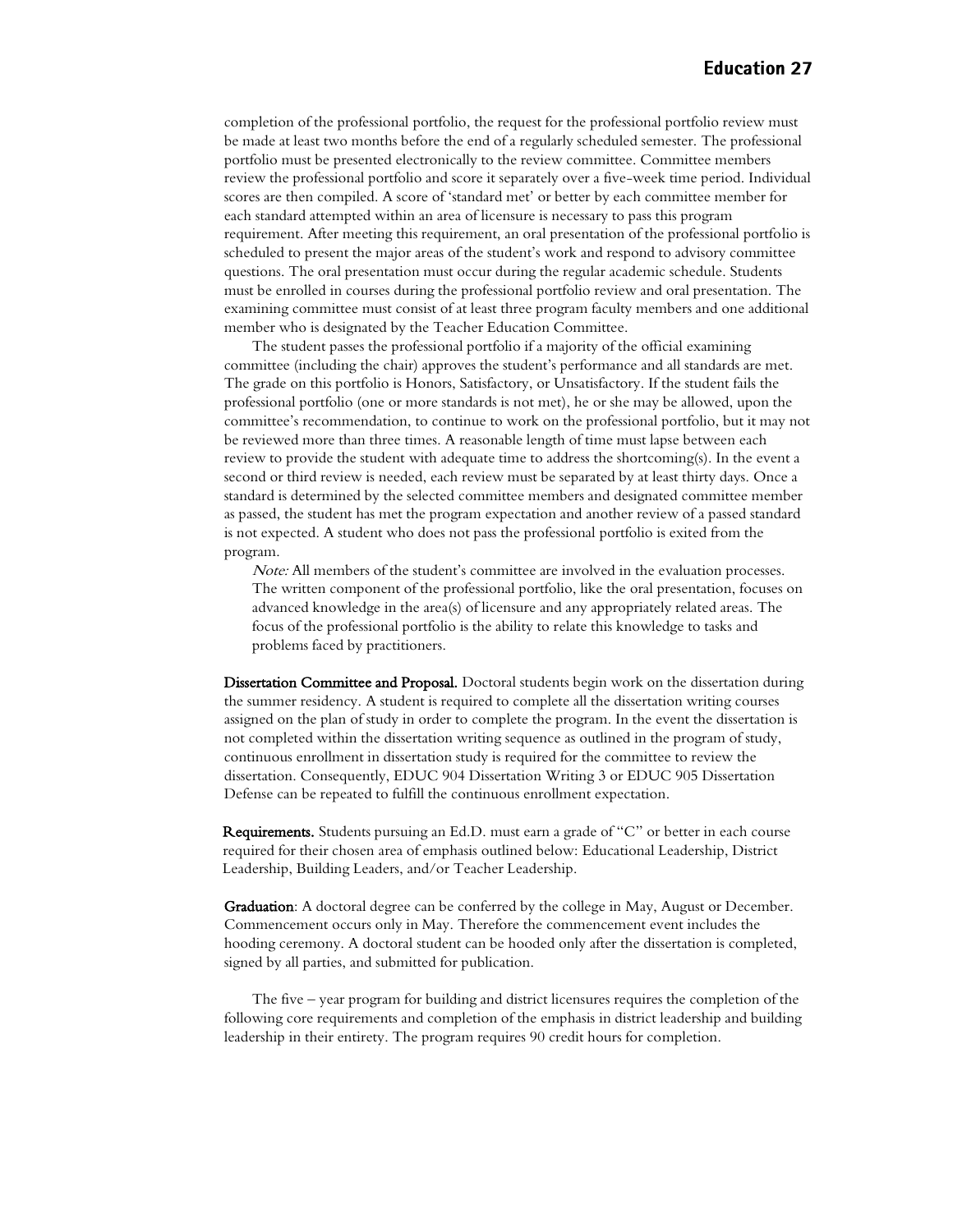completion of the professional portfolio, the request for the professional portfolio review must be made at least two months before the end of a regularly scheduled semester. The professional portfolio must be presented electronically to the review committee. Committee members review the professional portfolio and score it separately over a five-week time period. Individual scores are then compiled. A score of 'standard met' or better by each committee member for each standard attempted within an area of licensure is necessary to pass this program requirement. After meeting this requirement, an oral presentation of the professional portfolio is scheduled to present the major areas of the student's work and respond to advisory committee questions. The oral presentation must occur during the regular academic schedule. Students must be enrolled in courses during the professional portfolio review and oral presentation. The examining committee must consist of at least three program faculty members and one additional member who is designated by the Teacher Education Committee.

The student passes the professional portfolio if a majority of the official examining committee (including the chair) approves the student's performance and all standards are met. The grade on this portfolio is Honors, Satisfactory, or Unsatisfactory. If the student fails the professional portfolio (one or more standards is not met), he or she may be allowed, upon the committee's recommendation, to continue to work on the professional portfolio, but it may not be reviewed more than three times. A reasonable length of time must lapse between each review to provide the student with adequate time to address the shortcoming(s). In the event a second or third review is needed, each review must be separated by at least thirty days. Once a standard is determined by the selected committee members and designated committee member as passed, the student has met the program expectation and another review of a passed standard is not expected. A student who does not pass the professional portfolio is exited from the program.

> *Note:* All members of the student's committee are involved in the evaluation processes. The written component of the professional portfolio, like the oral presentation, focuses on advanced knowledge in the area(s) of licensure and any appropriately related areas. The focus of the professional portfolio is the ability to relate this knowledge to tasks and problems faced by practitioners.

**Dissertation Committee and Proposal.** Doctoral students begin work on the dissertation during the summer residency. A student is required to complete all the dissertation writing courses assigned on the plan of study in order to complete the program. In the event the dissertation is not completed within the dissertation writing sequence as outlined in the program of study, continuous enrollment in dissertation study is required for the committee to review the dissertation. Consequently, EDUC 904 Dissertation Writing 3 or EDUC 905 Dissertation Defense can be repeated to fulfill the continuous enrollment expectation.

**Requirements.** Students pursuing an Ed.D. must earn a grade of "C" or better in each course required for their chosen area of emphasis outlined below: Educational Leadership, District Leadership, Building Leaders, and/or Teacher Leadership.

**Graduation**: A doctoral degree can be conferred by the college in May, August or December. Commencement occurs only in May. Therefore the commencement event includes the hooding ceremony. A doctoral student can be hooded only after the dissertation is completed, signed by all parties, and submitted for publication.

The five – year program for building and district licensures requires the completion of the following core requirements and completion of the emphasis in district leadership and building leadership in their entirety. The program requires 90 credit hours for completion.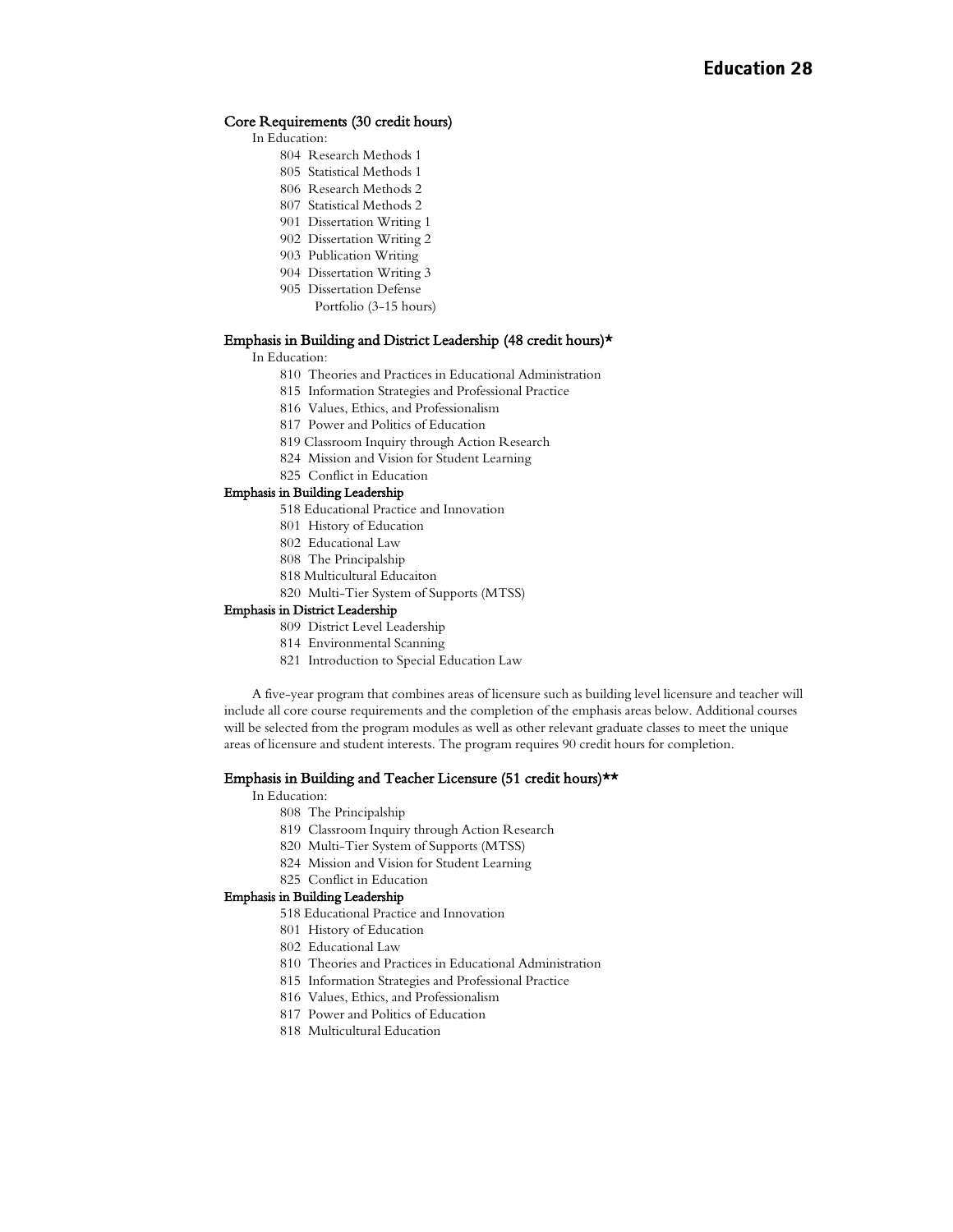### Core Requirements (30 credit hours)

In Education:

- 804 Research Methods 1
- 805 Statistical Methods 1
- 806 Research Methods 2
- 807 Statistical Methods 2
- 901 Dissertation Writing 1
- 902 Dissertation Writing 2
- 903 Publication Writing
- 904 Dissertation Writing 3
- 905 Dissertation Defense
  - Portfolio (3-15 hours)

### Emphasis in Building and District Leadership (48 credit hours)*

In Education:

- 810 Theories and Practices in Educational Administration
- 815 Information Strategies and Professional Practice
- 816 Values, Ethics, and Professionalism
- 817 Power and Politics of Education
- 819 Classroom Inquiry through Action Research
- 824 Mission and Vision for Student Learning
- 825 Conflict in Education

#### Emphasis in Building Leadership

- 518 Educational Practice and Innovation
- 801 History of Education
- 802 Educational Law
- 808 The Principalship
- 818 Multicultural Educaiton
- 820 Multi-Tier System of Supports (MTSS)

#### Emphasis in District Leadership

- 809 District Level Leadership
- 814 Environmental Scanning
- 821 Introduction to Special Education Law

A five-year program that combines areas of licensure such as building level licensure and teacher will include all core course requirements and the completion of the emphasis areas below. Additional courses will be selected from the program modules as well as other relevant graduate classes to meet the unique areas of licensure and student interests. The program requires 90 credit hours for completion.

### Emphasis in Building and Teacher Licensure (51 credit hours)**

In Education:

- 808 The Principalship
- 819 Classroom Inquiry through Action Research
- 820 Multi-Tier System of Supports (MTSS)
- 824 Mission and Vision for Student Learning
- 825 Conflict in Education

#### Emphasis in Building Leadership

- 518 Educational Practice and Innovation
- 801 History of Education
- 802 Educational Law
- 810 Theories and Practices in Educational Administration
- 815 Information Strategies and Professional Practice
- 816 Values, Ethics, and Professionalism
- 817 Power and Politics of Education
- 818 Multicultural Education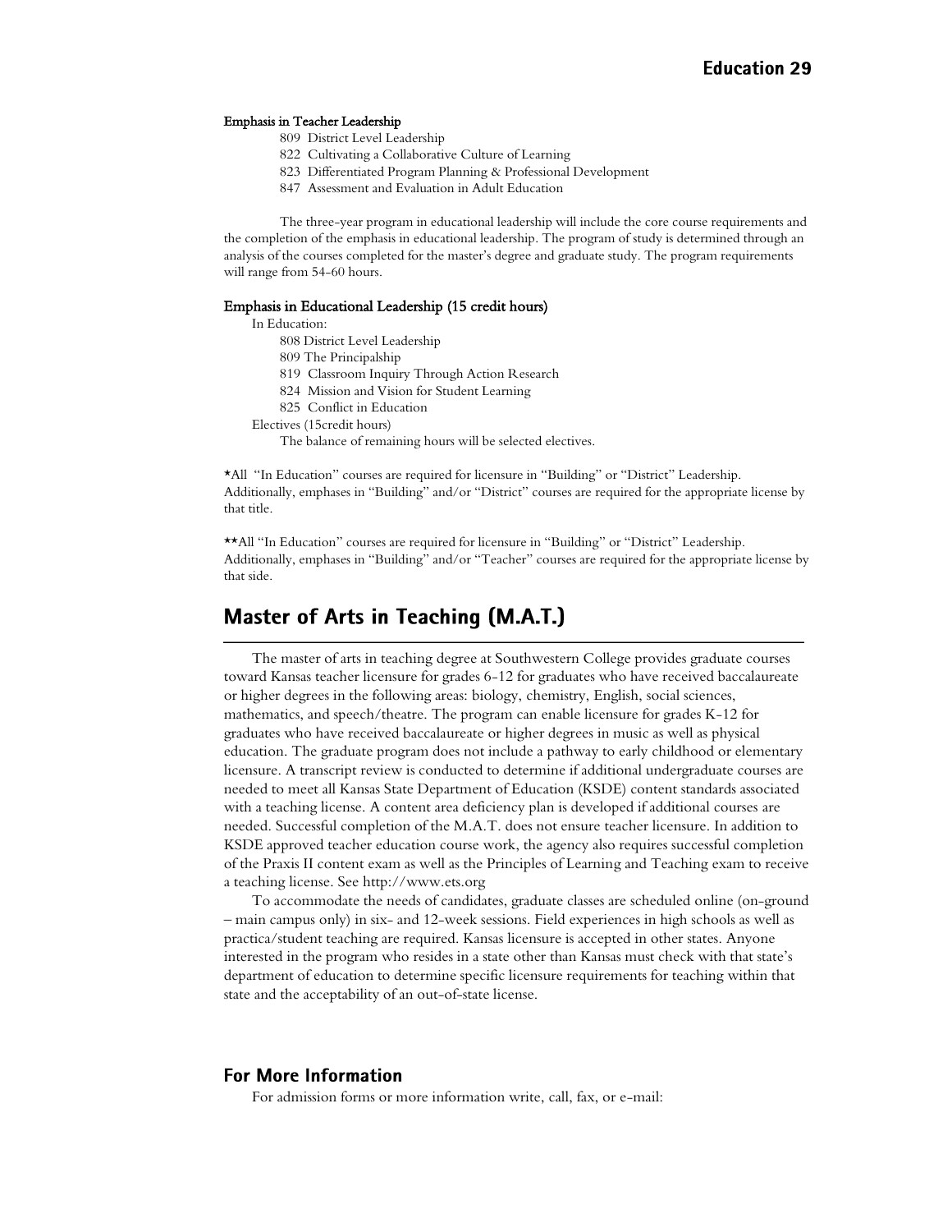#### Emphasis in Teacher Leadership

809 District Level Leadership
822 Cultivating a Collaborative Culture of Learning
823 Differentiated Program Planning & Professional Development
847 Assessment and Evaluation in Adult Education

The three-year program in educational leadership will include the core course requirements and the completion of the emphasis in educational leadership. The program of study is determined through an analysis of the courses completed for the master's degree and graduate study. The program requirements will range from 54-60 hours.

#### Emphasis in Educational Leadership (15 credit hours)

In Education:

808 District Level Leadership
809 The Principalship
819 Classroom Inquiry Through Action Research
824 Mission and Vision for Student Learning
825 Conflict in Education

Electives (15credit hours)

The balance of remaining hours will be selected electives.

*All "In Education" courses are required for licensure in "Building" or "District" Leadership. Additionally, emphases in "Building" and/or "District" courses are required for the appropriate license by that title.

**All "In Education" courses are required for licensure in "Building" or "District" Leadership. Additionally, emphases in "Building" and/or "Teacher" courses are required for the appropriate license by that side.

## Master of Arts in Teaching (M.A.T.)

The master of arts in teaching degree at Southwestern College provides graduate courses toward Kansas teacher licensure for grades 6-12 for graduates who have received baccalaureate or higher degrees in the following areas: biology, chemistry, English, social sciences, mathematics, and speech/theatre. The program can enable licensure for grades K-12 for graduates who have received baccalaureate or higher degrees in music as well as physical education. The graduate program does not include a pathway to early childhood or elementary licensure. A transcript review is conducted to determine if additional undergraduate courses are needed to meet all Kansas State Department of Education (KSDE) content standards associated with a teaching license. A content area deficiency plan is developed if additional courses are needed. Successful completion of the M.A.T. does not ensure teacher licensure. In addition to KSDE approved teacher education course work, the agency also requires successful completion of the Praxis II content exam as well as the Principles of Learning and Teaching exam to receive a teaching license. See http://www.ets.org

To accommodate the needs of candidates, graduate classes are scheduled online (on-ground – main campus only) in six- and 12-week sessions. Field experiences in high schools as well as practica/student teaching are required. Kansas licensure is accepted in other states. Anyone interested in the program who resides in a state other than Kansas must check with that state's department of education to determine specific licensure requirements for teaching within that state and the acceptability of an out-of-state license.

### For More Information

For admission forms or more information write, call, fax, or e-mail: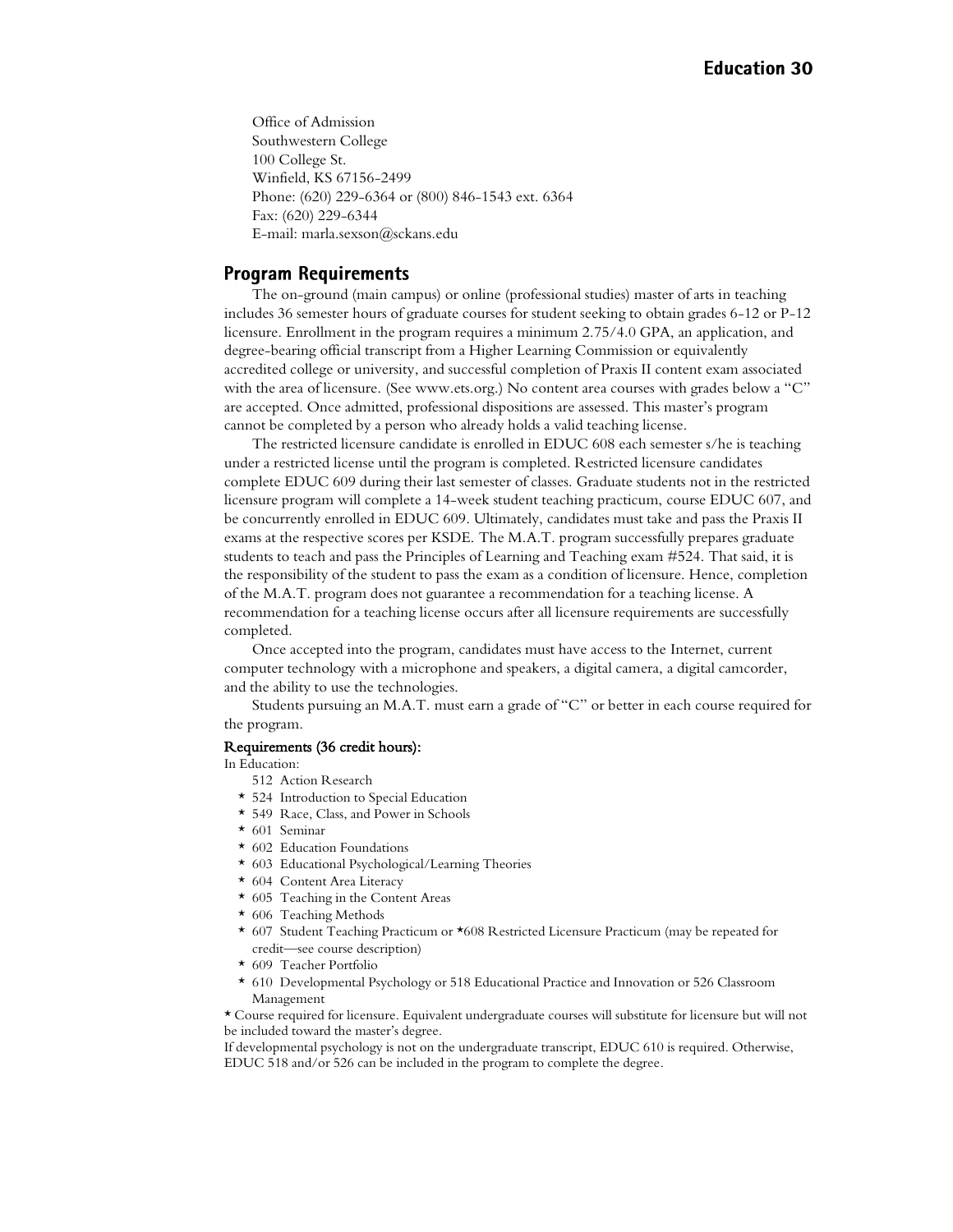Office of Admission
Southwestern College
100 College St.
Winfield, KS 67156-2499
Phone: (620) 229-6364 or (800) 846-1543 ext. 6364
Fax: (620) 229-6344
E-mail: marla.sexson@sckans.edu

## Program Requirements

The on-ground (main campus) or online (professional studies) master of arts in teaching includes 36 semester hours of graduate courses for student seeking to obtain grades 6-12 or P-12 licensure. Enrollment in the program requires a minimum 2.75/4.0 GPA, an application, and degree-bearing official transcript from a Higher Learning Commission or equivalently accredited college or university, and successful completion of Praxis II content exam associated with the area of licensure. (See www.ets.org.) No content area courses with grades below a "C" are accepted. Once admitted, professional dispositions are assessed. This master's program cannot be completed by a person who already holds a valid teaching license.

The restricted licensure candidate is enrolled in EDUC 608 each semester s/he is teaching under a restricted license until the program is completed. Restricted licensure candidates complete EDUC 609 during their last semester of classes. Graduate students not in the restricted licensure program will complete a 14-week student teaching practicum, course EDUC 607, and be concurrently enrolled in EDUC 609. Ultimately, candidates must take and pass the Praxis II exams at the respective scores per KSDE. The M.A.T. program successfully prepares graduate students to teach and pass the Principles of Learning and Teaching exam #524. That said, it is the responsibility of the student to pass the exam as a condition of licensure. Hence, completion of the M.A.T. program does not guarantee a recommendation for a teaching license. A recommendation for a teaching license occurs after all licensure requirements are successfully completed.

Once accepted into the program, candidates must have access to the Internet, current computer technology with a microphone and speakers, a digital camera, a digital camcorder, and the ability to use the technologies.

Students pursuing an M.A.T. must earn a grade of "C" or better in each course required for the program.

**Requirements (36 credit hours):**

In Education:

- 512 Action Research
- * 524 Introduction to Special Education
- * 549 Race, Class, and Power in Schools
- * 601 Seminar
- * 602 Education Foundations
- * 603 Educational Psychological/Learning Theories
- * 604 Content Area Literacy
- * 605 Teaching in the Content Areas
- * 606 Teaching Methods
- * 607 Student Teaching Practicum or *608 Restricted Licensure Practicum (may be repeated for credit—see course description)
- * 609 Teacher Portfolio
- * 610 Developmental Psychology or 518 Educational Practice and Innovation or 526 Classroom Management

* Course required for licensure. Equivalent undergraduate courses will substitute for licensure but will not be included toward the master's degree.

If developmental psychology is not on the undergraduate transcript, EDUC 610 is required. Otherwise, EDUC 518 and/or 526 can be included in the program to complete the degree.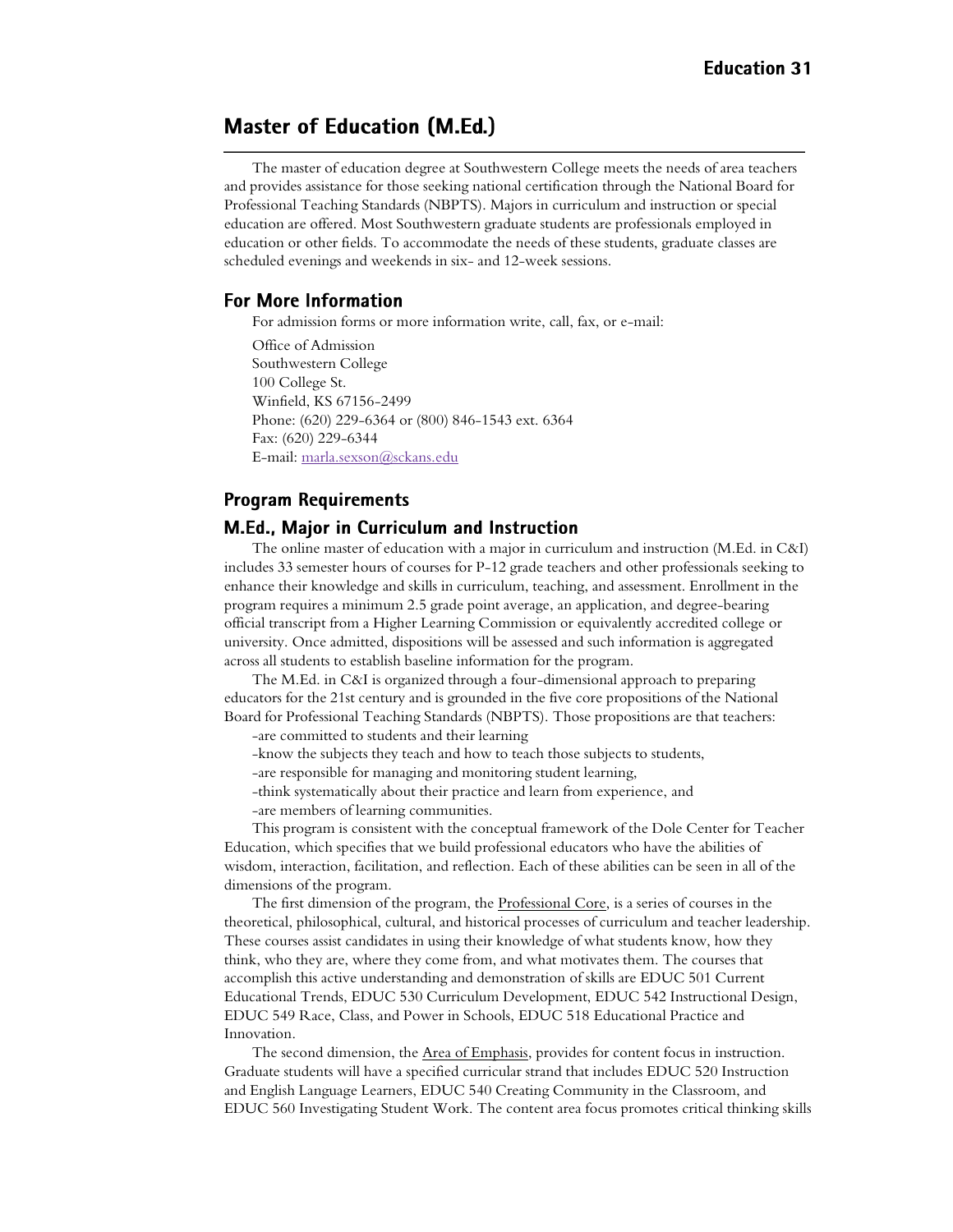# Master of Education (M.Ed.)

The master of education degree at Southwestern College meets the needs of area teachers and provides assistance for those seeking national certification through the National Board for Professional Teaching Standards (NBPTS). Majors in curriculum and instruction or special education are offered. Most Southwestern graduate students are professionals employed in education or other fields. To accommodate the needs of these students, graduate classes are scheduled evenings and weekends in six- and 12-week sessions.

## For More Information

For admission forms or more information write, call, fax, or e-mail:

Office of Admission
Southwestern College
100 College St.
Winfield, KS 67156-2499
Phone: (620) 229-6364 or (800) 846-1543 ext. 6364
Fax: (620) 229-6344
E-mail: marla.sexson@sckans.edu

## Program Requirements

## M.Ed., Major in Curriculum and Instruction

The online master of education with a major in curriculum and instruction (M.Ed. in C&I) includes 33 semester hours of courses for P-12 grade teachers and other professionals seeking to enhance their knowledge and skills in curriculum, teaching, and assessment. Enrollment in the program requires a minimum 2.5 grade point average, an application, and degree-bearing official transcript from a Higher Learning Commission or equivalently accredited college or university. Once admitted, dispositions will be assessed and such information is aggregated across all students to establish baseline information for the program.

The M.Ed. in C&I is organized through a four-dimensional approach to preparing educators for the 21st century and is grounded in the five core propositions of the National Board for Professional Teaching Standards (NBPTS). Those propositions are that teachers:

-are committed to students and their learning

-know the subjects they teach and how to teach those subjects to students,

-are responsible for managing and monitoring student learning,

-think systematically about their practice and learn from experience, and

-are members of learning communities.

This program is consistent with the conceptual framework of the Dole Center for Teacher Education, which specifies that we build professional educators who have the abilities of wisdom, interaction, facilitation, and reflection. Each of these abilities can be seen in all of the dimensions of the program.

The first dimension of the program, the Professional Core, is a series of courses in the theoretical, philosophical, cultural, and historical processes of curriculum and teacher leadership. These courses assist candidates in using their knowledge of what students know, how they think, who they are, where they come from, and what motivates them. The courses that accomplish this active understanding and demonstration of skills are EDUC 501 Current Educational Trends, EDUC 530 Curriculum Development, EDUC 542 Instructional Design, EDUC 549 Race, Class, and Power in Schools, EDUC 518 Educational Practice and Innovation.

The second dimension, the Area of Emphasis, provides for content focus in instruction. Graduate students will have a specified curricular strand that includes EDUC 520 Instruction and English Language Learners, EDUC 540 Creating Community in the Classroom, and EDUC 560 Investigating Student Work. The content area focus promotes critical thinking skills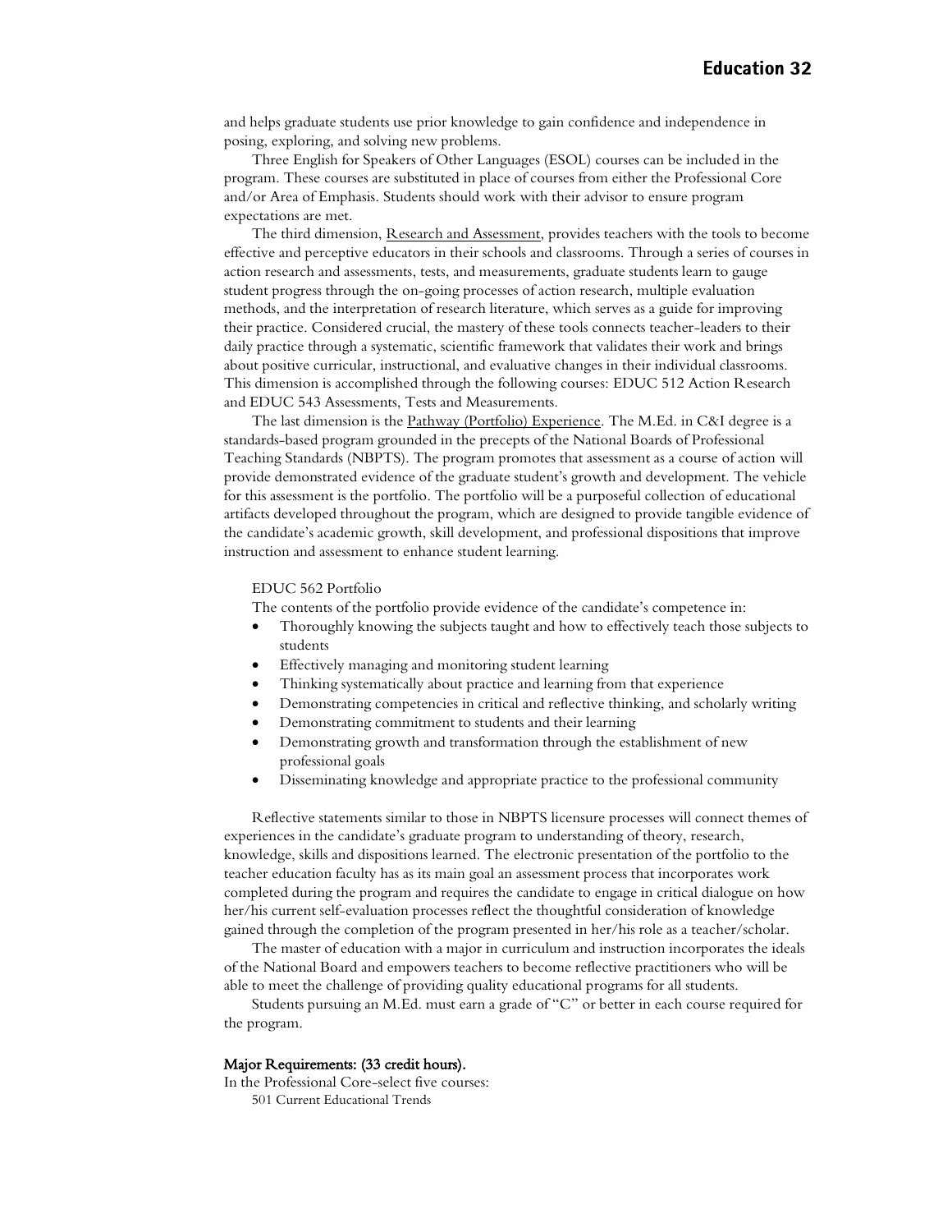and helps graduate students use prior knowledge to gain confidence and independence in posing, exploring, and solving new problems.

Three English for Speakers of Other Languages (ESOL) courses can be included in the program. These courses are substituted in place of courses from either the Professional Core and/or Area of Emphasis. Students should work with their advisor to ensure program expectations are met.

The third dimension, Research and Assessment, provides teachers with the tools to become effective and perceptive educators in their schools and classrooms. Through a series of courses in action research and assessments, tests, and measurements, graduate students learn to gauge student progress through the on-going processes of action research, multiple evaluation methods, and the interpretation of research literature, which serves as a guide for improving their practice. Considered crucial, the mastery of these tools connects teacher-leaders to their daily practice through a systematic, scientific framework that validates their work and brings about positive curricular, instructional, and evaluative changes in their individual classrooms. This dimension is accomplished through the following courses: EDUC 512 Action Research and EDUC 543 Assessments, Tests and Measurements.

The last dimension is the Pathway (Portfolio) Experience. The M.Ed. in C&I degree is a standards-based program grounded in the precepts of the National Boards of Professional Teaching Standards (NBPTS). The program promotes that assessment as a course of action will provide demonstrated evidence of the graduate student's growth and development. The vehicle for this assessment is the portfolio. The portfolio will be a purposeful collection of educational artifacts developed throughout the program, which are designed to provide tangible evidence of the candidate's academic growth, skill development, and professional dispositions that improve instruction and assessment to enhance student learning.

EDUC 562 Portfolio

The contents of the portfolio provide evidence of the candidate's competence in:

- Thoroughly knowing the subjects taught and how to effectively teach those subjects to students
- Effectively managing and monitoring student learning
- Thinking systematically about practice and learning from that experience
- Demonstrating competencies in critical and reflective thinking, and scholarly writing
- Demonstrating commitment to students and their learning
- Demonstrating growth and transformation through the establishment of new professional goals
- Disseminating knowledge and appropriate practice to the professional community

Reflective statements similar to those in NBPTS licensure processes will connect themes of experiences in the candidate's graduate program to understanding of theory, research, knowledge, skills and dispositions learned. The electronic presentation of the portfolio to the teacher education faculty has as its main goal an assessment process that incorporates work completed during the program and requires the candidate to engage in critical dialogue on how her/his current self-evaluation processes reflect the thoughtful consideration of knowledge gained through the completion of the program presented in her/his role as a teacher/scholar.

The master of education with a major in curriculum and instruction incorporates the ideals of the National Board and empowers teachers to become reflective practitioners who will be able to meet the challenge of providing quality educational programs for all students.

Students pursuing an M.Ed. must earn a grade of "C" or better in each course required for the program.

**Major Requirements: (33 credit hours).**

In the Professional Core-select five courses:

501 Current Educational Trends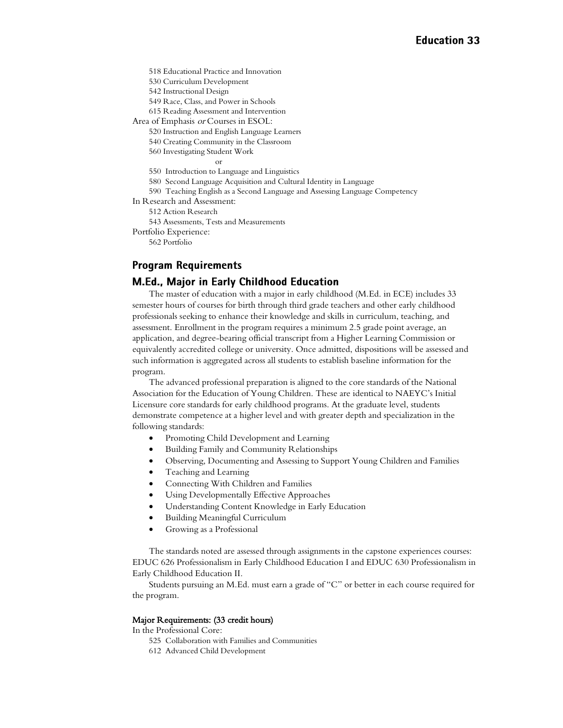518 Educational Practice and Innovation
530 Curriculum Development
542 Instructional Design
549 Race, Class, and Power in Schools
615 Reading Assessment and Intervention

Area of Emphasis *or* Courses in ESOL:

520 Instruction and English Language Learners
540 Creating Community in the Classroom
560 Investigating Student Work

or

550 Introduction to Language and Linguistics
580 Second Language Acquisition and Cultural Identity in Language
590 Teaching English as a Second Language and Assessing Language Competency

In Research and Assessment:

512 Action Research
543 Assessments, Tests and Measurements

Portfolio Experience:

562 Portfolio

## Program Requirements

### M.Ed., Major in Early Childhood Education

The master of education with a major in early childhood (M.Ed. in ECE) includes 33 semester hours of courses for birth through third grade teachers and other early childhood professionals seeking to enhance their knowledge and skills in curriculum, teaching, and assessment. Enrollment in the program requires a minimum 2.5 grade point average, an application, and degree-bearing official transcript from a Higher Learning Commission or equivalently accredited college or university. Once admitted, dispositions will be assessed and such information is aggregated across all students to establish baseline information for the program.

The advanced professional preparation is aligned to the core standards of the National Association for the Education of Young Children. These are identical to NAEYC's Initial Licensure core standards for early childhood programs. At the graduate level, students demonstrate competence at a higher level and with greater depth and specialization in the following standards:

- Promoting Child Development and Learning
- Building Family and Community Relationships
- Observing, Documenting and Assessing to Support Young Children and Families
- Teaching and Learning
- Connecting With Children and Families
- Using Developmentally Effective Approaches
- Understanding Content Knowledge in Early Education
- Building Meaningful Curriculum
- Growing as a Professional

The standards noted are assessed through assignments in the capstone experiences courses: EDUC 626 Professionalism in Early Childhood Education I and EDUC 630 Professionalism in Early Childhood Education II.

Students pursuing an M.Ed. must earn a grade of "C" or better in each course required for the program.

**Major Requirements: (33 credit hours)**

In the Professional Core:

525 Collaboration with Families and Communities
612 Advanced Child Development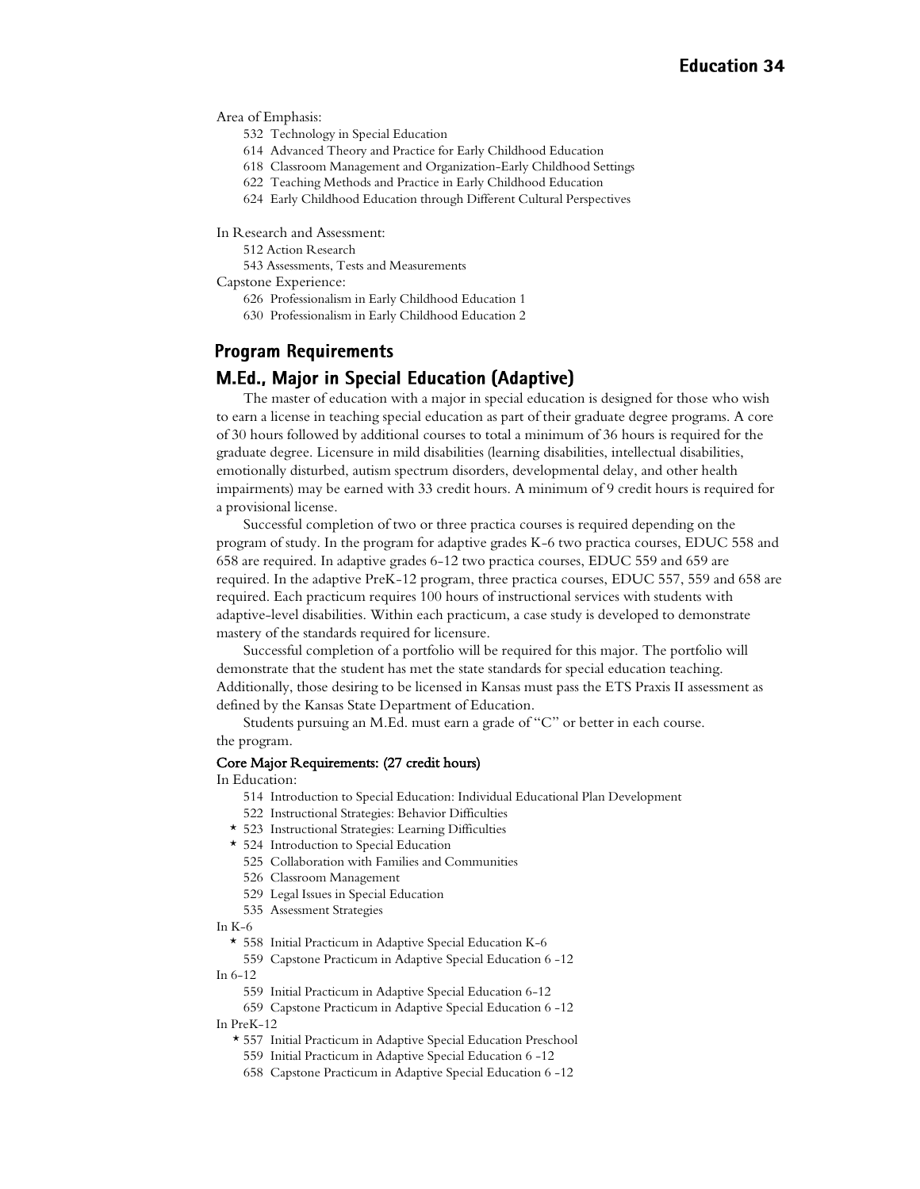Area of Emphasis:

532 Technology in Special Education
614 Advanced Theory and Practice for Early Childhood Education
618 Classroom Management and Organization-Early Childhood Settings
622 Teaching Methods and Practice in Early Childhood Education
624 Early Childhood Education through Different Cultural Perspectives

In Research and Assessment:

512 Action Research
543 Assessments, Tests and Measurements

Capstone Experience:

626 Professionalism in Early Childhood Education 1
630 Professionalism in Early Childhood Education 2

## Program Requirements

## M.Ed., Major in Special Education (Adaptive)

The master of education with a major in special education is designed for those who wish to earn a license in teaching special education as part of their graduate degree programs. A core of 30 hours followed by additional courses to total a minimum of 36 hours is required for the graduate degree. Licensure in mild disabilities (learning disabilities, intellectual disabilities, emotionally disturbed, autism spectrum disorders, developmental delay, and other health impairments) may be earned with 33 credit hours. A minimum of 9 credit hours is required for a provisional license.

Successful completion of two or three practica courses is required depending on the program of study. In the program for adaptive grades K-6 two practica courses, EDUC 558 and 658 are required. In adaptive grades 6-12 two practica courses, EDUC 559 and 659 are required. In the adaptive PreK-12 program, three practica courses, EDUC 557, 559 and 658 are required. Each practicum requires 100 hours of instructional services with students with adaptive-level disabilities. Within each practicum, a case study is developed to demonstrate mastery of the standards required for licensure.

Successful completion of a portfolio will be required for this major. The portfolio will demonstrate that the student has met the state standards for special education teaching. Additionally, those desiring to be licensed in Kansas must pass the ETS Praxis II assessment as defined by the Kansas State Department of Education.

Students pursuing an M.Ed. must earn a grade of "C" or better in each course.
the program.

**Core Major Requirements: (27 credit hours)**

In Education:

514 Introduction to Special Education: Individual Educational Plan Development
522 Instructional Strategies: Behavior Difficulties
* 523 Instructional Strategies: Learning Difficulties
* 524 Introduction to Special Education
525 Collaboration with Families and Communities
526 Classroom Management
529 Legal Issues in Special Education
535 Assessment Strategies

In K-6

* 558 Initial Practicum in Adaptive Special Education K-6
559 Capstone Practicum in Adaptive Special Education 6 -12

In 6-12

559 Initial Practicum in Adaptive Special Education 6-12
659 Capstone Practicum in Adaptive Special Education 6 -12

In PreK-12

* 557 Initial Practicum in Adaptive Special Education Preschool
559 Initial Practicum in Adaptive Special Education 6 -12
658 Capstone Practicum in Adaptive Special Education 6 -12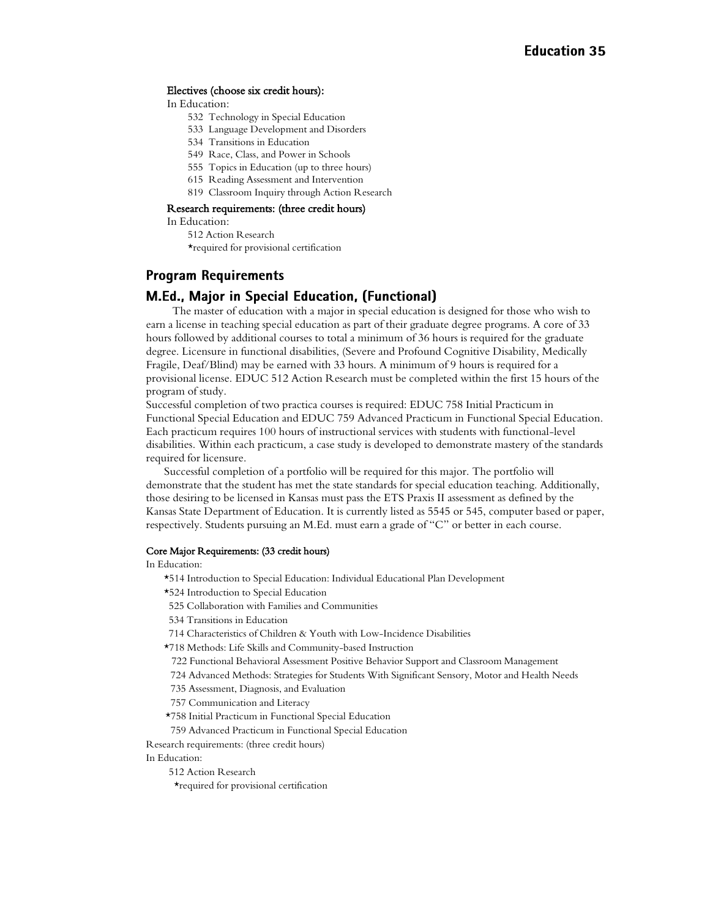**Electives (choose six credit hours):**

In Education:

- 532 Technology in Special Education
- 533 Language Development and Disorders
- 534 Transitions in Education
- 549 Race, Class, and Power in Schools
- 555 Topics in Education (up to three hours)
- 615 Reading Assessment and Intervention
- 819 Classroom Inquiry through Action Research

**Research requirements: (three credit hours)**

In Education:

- 512 Action Research

*required for provisional certification

## Program Requirements

## M.Ed., Major in Special Education, (Functional)

The master of education with a major in special education is designed for those who wish to earn a license in teaching special education as part of their graduate degree programs. A core of 33 hours followed by additional courses to total a minimum of 36 hours is required for the graduate degree. Licensure in functional disabilities, (Severe and Profound Cognitive Disability, Medically Fragile, Deaf/Blind) may be earned with 33 hours. A minimum of 9 hours is required for a provisional license. EDUC 512 Action Research must be completed within the first 15 hours of the program of study.

Successful completion of two practica courses is required: EDUC 758 Initial Practicum in Functional Special Education and EDUC 759 Advanced Practicum in Functional Special Education. Each practicum requires 100 hours of instructional services with students with functional-level disabilities. Within each practicum, a case study is developed to demonstrate mastery of the standards required for licensure.

Successful completion of a portfolio will be required for this major. The portfolio will demonstrate that the student has met the state standards for special education teaching. Additionally, those desiring to be licensed in Kansas must pass the ETS Praxis II assessment as defined by the Kansas State Department of Education. It is currently listed as 5545 or 545, computer based or paper, respectively. Students pursuing an M.Ed. must earn a grade of "C" or better in each course.

**Core Major Requirements: (33 credit hours)**

In Education:

- *514 Introduction to Special Education: Individual Educational Plan Development
- *524 Introduction to Special Education
- 525 Collaboration with Families and Communities
- 534 Transitions in Education
- 714 Characteristics of Children & Youth with Low-Incidence Disabilities
- *718 Methods: Life Skills and Community-based Instruction
- 722 Functional Behavioral Assessment Positive Behavior Support and Classroom Management
- 724 Advanced Methods: Strategies for Students With Significant Sensory, Motor and Health Needs
- 735 Assessment, Diagnosis, and Evaluation
- 757 Communication and Literacy
- *758 Initial Practicum in Functional Special Education
- 759 Advanced Practicum in Functional Special Education

Research requirements: (three credit hours)

In Education:

- 512 Action Research

*required for provisional certification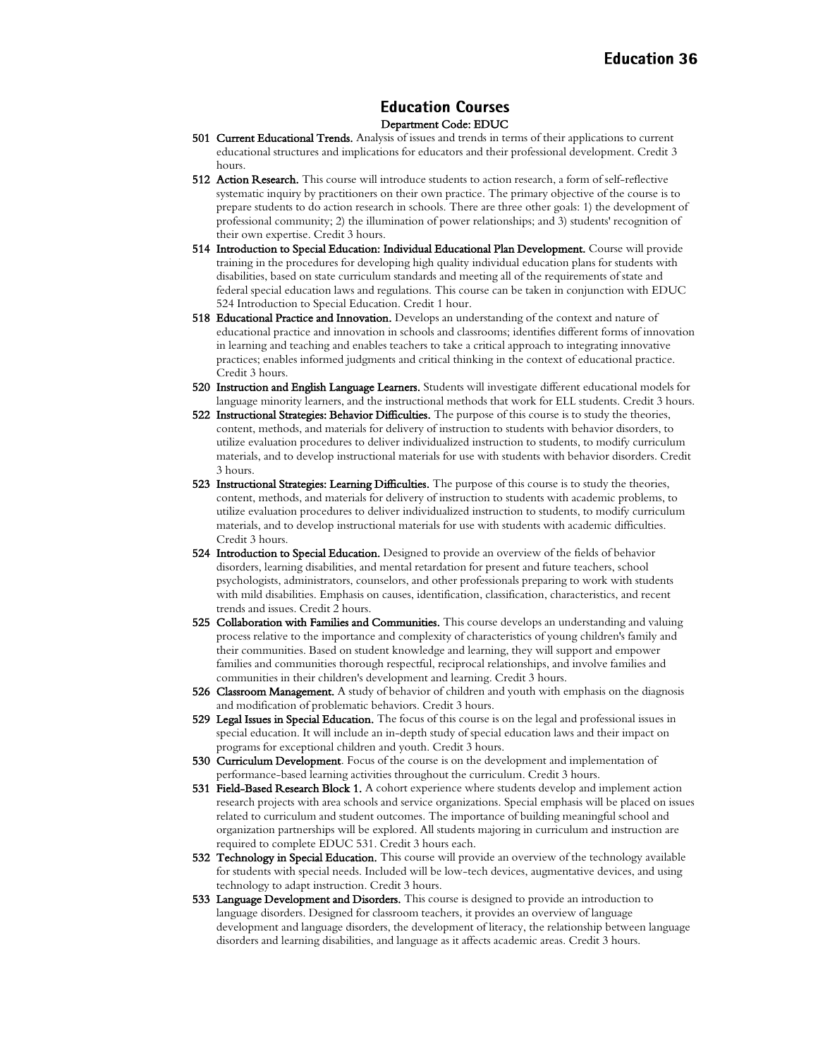## Education Courses

**Department Code: EDUC**

**501 Current Educational Trends.** Analysis of issues and trends in terms of their applications to current educational structures and implications for educators and their professional development. Credit 3 hours.

**512 Action Research.** This course will introduce students to action research, a form of self-reflective systematic inquiry by practitioners on their own practice. The primary objective of the course is to prepare students to do action research in schools. There are three other goals: 1) the development of professional community; 2) the illumination of power relationships; and 3) students' recognition of their own expertise. Credit 3 hours.

**514 Introduction to Special Education: Individual Educational Plan Development.** Course will provide training in the procedures for developing high quality individual education plans for students with disabilities, based on state curriculum standards and meeting all of the requirements of state and federal special education laws and regulations. This course can be taken in conjunction with EDUC 524 Introduction to Special Education. Credit 1 hour.

**518 Educational Practice and Innovation.** Develops an understanding of the context and nature of educational practice and innovation in schools and classrooms; identifies different forms of innovation in learning and teaching and enables teachers to take a critical approach to integrating innovative practices; enables informed judgments and critical thinking in the context of educational practice. Credit 3 hours.

**520 Instruction and English Language Learners.** Students will investigate different educational models for language minority learners, and the instructional methods that work for ELL students. Credit 3 hours.

**522 Instructional Strategies: Behavior Difficulties.** The purpose of this course is to study the theories, content, methods, and materials for delivery of instruction to students with behavior disorders, to utilize evaluation procedures to deliver individualized instruction to students, to modify curriculum materials, and to develop instructional materials for use with students with behavior disorders. Credit 3 hours.

**523 Instructional Strategies: Learning Difficulties.** The purpose of this course is to study the theories, content, methods, and materials for delivery of instruction to students with academic problems, to utilize evaluation procedures to deliver individualized instruction to students, to modify curriculum materials, and to develop instructional materials for use with students with academic difficulties. Credit 3 hours.

**524 Introduction to Special Education.** Designed to provide an overview of the fields of behavior disorders, learning disabilities, and mental retardation for present and future teachers, school psychologists, administrators, counselors, and other professionals preparing to work with students with mild disabilities. Emphasis on causes, identification, classification, characteristics, and recent trends and issues. Credit 2 hours.

**525 Collaboration with Families and Communities.** This course develops an understanding and valuing process relative to the importance and complexity of characteristics of young children's family and their communities. Based on student knowledge and learning, they will support and empower families and communities thorough respectful, reciprocal relationships, and involve families and communities in their children's development and learning. Credit 3 hours.

**526 Classroom Management.** A study of behavior of children and youth with emphasis on the diagnosis and modification of problematic behaviors. Credit 3 hours.

**529 Legal Issues in Special Education.** The focus of this course is on the legal and professional issues in special education. It will include an in-depth study of special education laws and their impact on programs for exceptional children and youth. Credit 3 hours.

**530 Curriculum Development**. Focus of the course is on the development and implementation of performance-based learning activities throughout the curriculum. Credit 3 hours.

**531 Field-Based Research Block 1.** A cohort experience where students develop and implement action research projects with area schools and service organizations. Special emphasis will be placed on issues related to curriculum and student outcomes. The importance of building meaningful school and organization partnerships will be explored. All students majoring in curriculum and instruction are required to complete EDUC 531. Credit 3 hours each.

**532 Technology in Special Education.** This course will provide an overview of the technology available for students with special needs. Included will be low-tech devices, augmentative devices, and using technology to adapt instruction. Credit 3 hours.

**533 Language Development and Disorders.** This course is designed to provide an introduction to language disorders. Designed for classroom teachers, it provides an overview of language development and language disorders, the development of literacy, the relationship between language disorders and learning disabilities, and language as it affects academic areas. Credit 3 hours.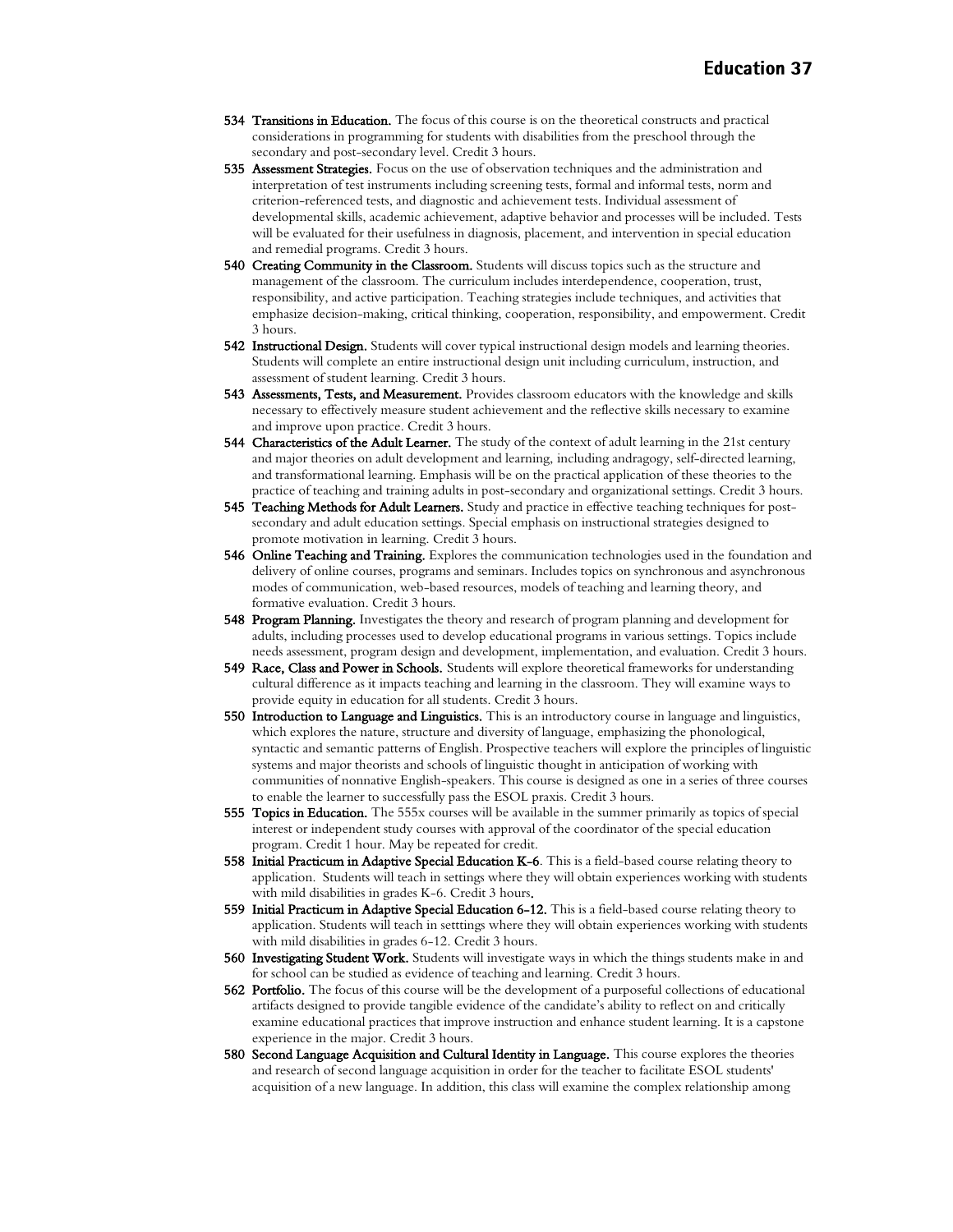**534 Transitions in Education.** The focus of this course is on the theoretical constructs and practical considerations in programming for students with disabilities from the preschool through the secondary and post-secondary level. Credit 3 hours.

**535 Assessment Strategies.** Focus on the use of observation techniques and the administration and interpretation of test instruments including screening tests, formal and informal tests, norm and criterion-referenced tests, and diagnostic and achievement tests. Individual assessment of developmental skills, academic achievement, adaptive behavior and processes will be included. Tests will be evaluated for their usefulness in diagnosis, placement, and intervention in special education and remedial programs. Credit 3 hours.

**540 Creating Community in the Classroom.** Students will discuss topics such as the structure and management of the classroom. The curriculum includes interdependence, cooperation, trust, responsibility, and active participation. Teaching strategies include techniques, and activities that emphasize decision-making, critical thinking, cooperation, responsibility, and empowerment. Credit 3 hours.

**542 Instructional Design.** Students will cover typical instructional design models and learning theories. Students will complete an entire instructional design unit including curriculum, instruction, and assessment of student learning. Credit 3 hours.

**543 Assessments, Tests, and Measurement.** Provides classroom educators with the knowledge and skills necessary to effectively measure student achievement and the reflective skills necessary to examine and improve upon practice. Credit 3 hours.

**544 Characteristics of the Adult Learner.** The study of the context of adult learning in the 21st century and major theories on adult development and learning, including andragogy, self-directed learning, and transformational learning. Emphasis will be on the practical application of these theories to the practice of teaching and training adults in post-secondary and organizational settings. Credit 3 hours.

**545 Teaching Methods for Adult Learners.** Study and practice in effective teaching techniques for post-secondary and adult education settings. Special emphasis on instructional strategies designed to promote motivation in learning. Credit 3 hours.

**546 Online Teaching and Training.** Explores the communication technologies used in the foundation and delivery of online courses, programs and seminars. Includes topics on synchronous and asynchronous modes of communication, web-based resources, models of teaching and learning theory, and formative evaluation. Credit 3 hours.

**548 Program Planning.** Investigates the theory and research of program planning and development for adults, including processes used to develop educational programs in various settings. Topics include needs assessment, program design and development, implementation, and evaluation. Credit 3 hours.

**549 Race, Class and Power in Schools.** Students will explore theoretical frameworks for understanding cultural difference as it impacts teaching and learning in the classroom. They will examine ways to provide equity in education for all students. Credit 3 hours.

**550 Introduction to Language and Linguistics.** This is an introductory course in language and linguistics, which explores the nature, structure and diversity of language, emphasizing the phonological, syntactic and semantic patterns of English. Prospective teachers will explore the principles of linguistic systems and major theorists and schools of linguistic thought in anticipation of working with communities of nonnative English-speakers. This course is designed as one in a series of three courses to enable the learner to successfully pass the ESOL praxis. Credit 3 hours.

**555 Topics in Education.** The 555x courses will be available in the summer primarily as topics of special interest or independent study courses with approval of the coordinator of the special education program. Credit 1 hour. May be repeated for credit.

**558 Initial Practicum in Adaptive Special Education K-6**. This is a field-based course relating theory to application. Students will teach in settings where they will obtain experiences working with students with mild disabilities in grades K-6. Credit 3 hours.

**559 Initial Practicum in Adaptive Special Education 6-12.** This is a field-based course relating theory to application. Students will teach in setttings where they will obtain experiences working with students with mild disabilities in grades 6-12. Credit 3 hours.

**560 Investigating Student Work.** Students will investigate ways in which the things students make in and for school can be studied as evidence of teaching and learning. Credit 3 hours.

**562 Portfolio.** The focus of this course will be the development of a purposeful collections of educational artifacts designed to provide tangible evidence of the candidate's ability to reflect on and critically examine educational practices that improve instruction and enhance student learning. It is a capstone experience in the major. Credit 3 hours.

**580 Second Language Acquisition and Cultural Identity in Language.** This course explores the theories and research of second language acquisition in order for the teacher to facilitate ESOL students' acquisition of a new language. In addition, this class will examine the complex relationship among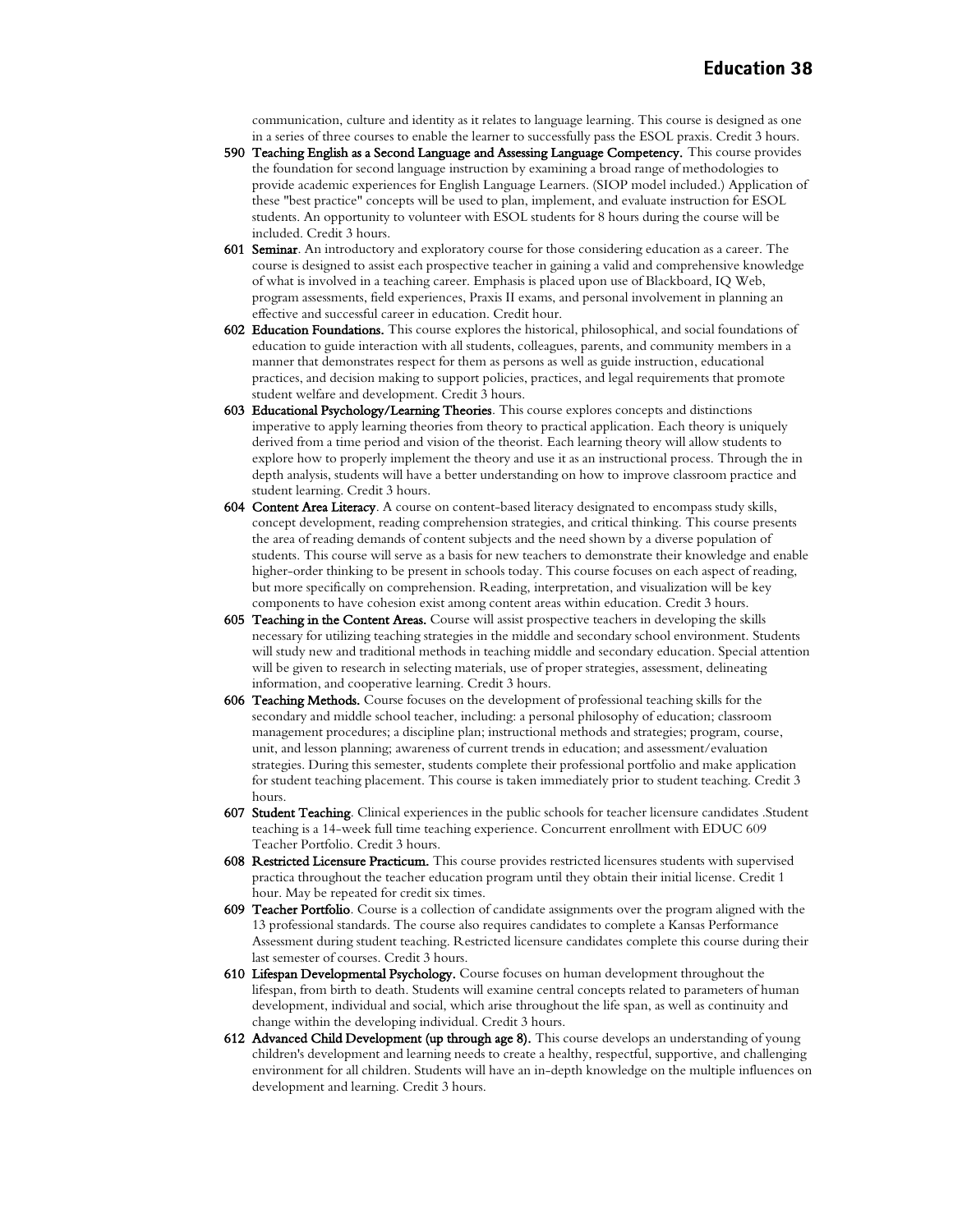communication, culture and identity as it relates to language learning. This course is designed as one in a series of three courses to enable the learner to successfully pass the ESOL praxis. Credit 3 hours.

**590 Teaching English as a Second Language and Assessing Language Competency.** This course provides the foundation for second language instruction by examining a broad range of methodologies to provide academic experiences for English Language Learners. (SIOP model included.) Application of these "best practice" concepts will be used to plan, implement, and evaluate instruction for ESOL students. An opportunity to volunteer with ESOL students for 8 hours during the course will be included. Credit 3 hours.

**601 Seminar**. An introductory and exploratory course for those considering education as a career. The course is designed to assist each prospective teacher in gaining a valid and comprehensive knowledge of what is involved in a teaching career. Emphasis is placed upon use of Blackboard, IQ Web, program assessments, field experiences, Praxis II exams, and personal involvement in planning an effective and successful career in education. Credit hour.

**602 Education Foundations.** This course explores the historical, philosophical, and social foundations of education to guide interaction with all students, colleagues, parents, and community members in a manner that demonstrates respect for them as persons as well as guide instruction, educational practices, and decision making to support policies, practices, and legal requirements that promote student welfare and development. Credit 3 hours.

**603 Educational Psychology/Learning Theories**. This course explores concepts and distinctions imperative to apply learning theories from theory to practical application. Each theory is uniquely derived from a time period and vision of the theorist. Each learning theory will allow students to explore how to properly implement the theory and use it as an instructional process. Through the in depth analysis, students will have a better understanding on how to improve classroom practice and student learning. Credit 3 hours.

**604 Content Area Literacy**. A course on content-based literacy designated to encompass study skills, concept development, reading comprehension strategies, and critical thinking. This course presents the area of reading demands of content subjects and the need shown by a diverse population of students. This course will serve as a basis for new teachers to demonstrate their knowledge and enable higher-order thinking to be present in schools today. This course focuses on each aspect of reading, but more specifically on comprehension. Reading, interpretation, and visualization will be key components to have cohesion exist among content areas within education. Credit 3 hours.

**605 Teaching in the Content Areas.** Course will assist prospective teachers in developing the skills necessary for utilizing teaching strategies in the middle and secondary school environment. Students will study new and traditional methods in teaching middle and secondary education. Special attention will be given to research in selecting materials, use of proper strategies, assessment, delineating information, and cooperative learning. Credit 3 hours.

**606 Teaching Methods.** Course focuses on the development of professional teaching skills for the secondary and middle school teacher, including: a personal philosophy of education; classroom management procedures; a discipline plan; instructional methods and strategies; program, course, unit, and lesson planning; awareness of current trends in education; and assessment/evaluation strategies. During this semester, students complete their professional portfolio and make application for student teaching placement. This course is taken immediately prior to student teaching. Credit 3 hours.

**607 Student Teaching**. Clinical experiences in the public schools for teacher licensure candidates .Student teaching is a 14-week full time teaching experience. Concurrent enrollment with EDUC 609 Teacher Portfolio. Credit 3 hours.

**608 Restricted Licensure Practicum.** This course provides restricted licensures students with supervised practica throughout the teacher education program until they obtain their initial license. Credit 1 hour. May be repeated for credit six times.

**609 Teacher Portfolio**. Course is a collection of candidate assignments over the program aligned with the 13 professional standards. The course also requires candidates to complete a Kansas Performance Assessment during student teaching. Restricted licensure candidates complete this course during their last semester of courses. Credit 3 hours.

**610 Lifespan Developmental Psychology.** Course focuses on human development throughout the lifespan, from birth to death. Students will examine central concepts related to parameters of human development, individual and social, which arise throughout the life span, as well as continuity and change within the developing individual. Credit 3 hours.

**612 Advanced Child Development (up through age 8).** This course develops an understanding of young children's development and learning needs to create a healthy, respectful, supportive, and challenging environment for all children. Students will have an in-depth knowledge on the multiple influences on development and learning. Credit 3 hours.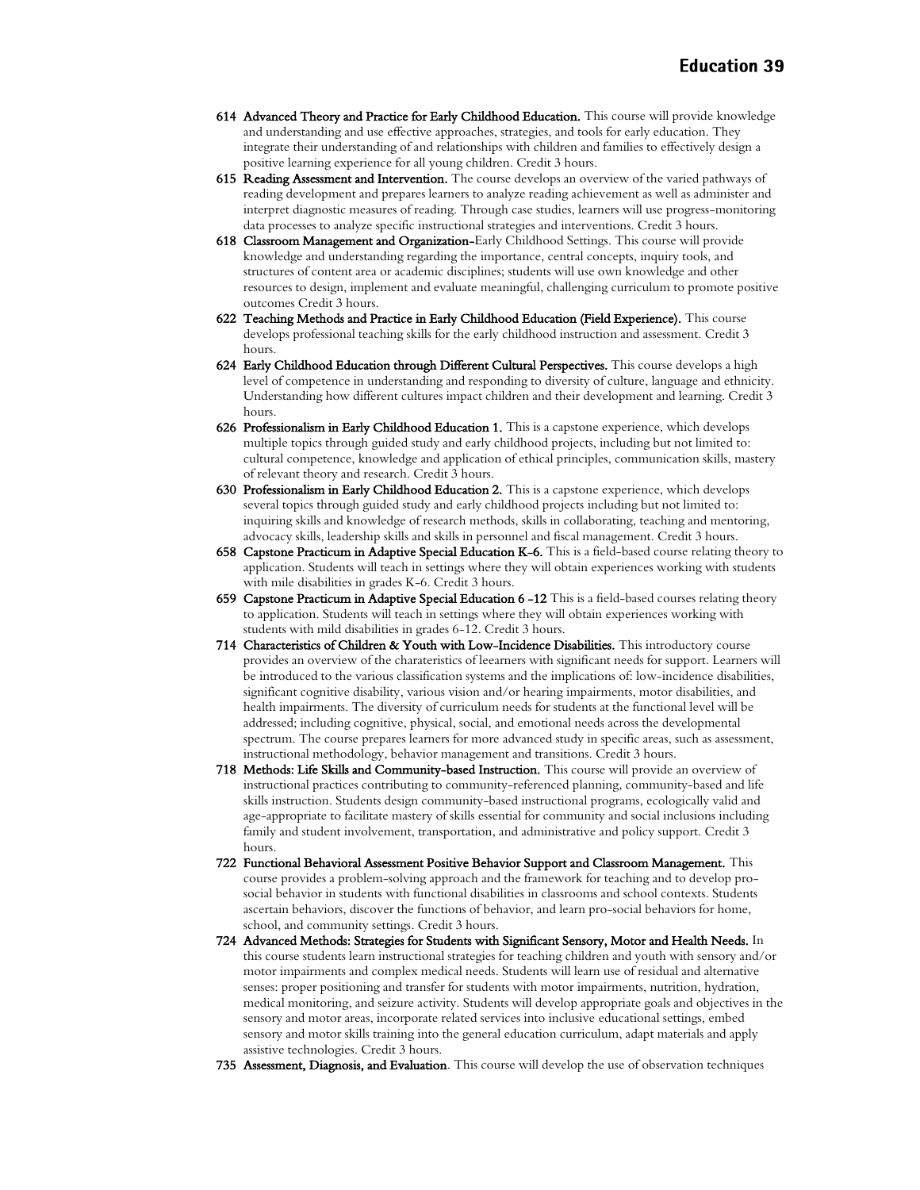**614 Advanced Theory and Practice for Early Childhood Education.** This course will provide knowledge and understanding and use effective approaches, strategies, and tools for early education. They integrate their understanding of and relationships with children and families to effectively design a positive learning experience for all young children. Credit 3 hours.

**615 Reading Assessment and Intervention.** The course develops an overview of the varied pathways of reading development and prepares learners to analyze reading achievement as well as administer and interpret diagnostic measures of reading. Through case studies, learners will use progress-monitoring data processes to analyze specific instructional strategies and interventions. Credit 3 hours.

**618 Classroom Management and Organization-**Early Childhood Settings. This course will provide knowledge and understanding regarding the importance, central concepts, inquiry tools, and structures of content area or academic disciplines; students will use own knowledge and other resources to design, implement and evaluate meaningful, challenging curriculum to promote positive outcomes Credit 3 hours.

**622 Teaching Methods and Practice in Early Childhood Education (Field Experience).** This course develops professional teaching skills for the early childhood instruction and assessment. Credit 3 hours.

**624 Early Childhood Education through Different Cultural Perspectives.** This course develops a high level of competence in understanding and responding to diversity of culture, language and ethnicity. Understanding how different cultures impact children and their development and learning. Credit 3 hours.

**626 Professionalism in Early Childhood Education 1.** This is a capstone experience, which develops multiple topics through guided study and early childhood projects, including but not limited to: cultural competence, knowledge and application of ethical principles, communication skills, mastery of relevant theory and research. Credit 3 hours.

**630 Professionalism in Early Childhood Education 2.** This is a capstone experience, which develops several topics through guided study and early childhood projects including but not limited to: inquiring skills and knowledge of research methods, skills in collaborating, teaching and mentoring, advocacy skills, leadership skills and skills in personnel and fiscal management. Credit 3 hours.

**658 Capstone Practicum in Adaptive Special Education K-6.** This is a field-based course relating theory to application. Students will teach in settings where they will obtain experiences working with students with mile disabilities in grades K-6. Credit 3 hours.

**659 Capstone Practicum in Adaptive Special Education 6 -12** This is a field-based courses relating theory to application. Students will teach in settings where they will obtain experiences working with students with mild disabilities in grades 6-12. Credit 3 hours.

**714 Characteristics of Children & Youth with Low-Incidence Disabilities.** This introductory course provides an overview of the charateristics of leearners with significant needs for support. Learners will be introduced to the various classification systems and the implications of: low-incidence disabilities, significant cognitive disability, various vision and/or hearing impairments, motor disabilities, and health impairments. The diversity of curriculum needs for students at the functional level will be addressed; including cognitive, physical, social, and emotional needs across the developmental spectrum. The course prepares learners for more advanced study in specific areas, such as assessment, instructional methodology, behavior management and transitions. Credit 3 hours.

**718 Methods: Life Skills and Community-based Instruction.** This course will provide an overview of instructional practices contributing to community-referenced planning, community-based and life skills instruction. Students design community-based instructional programs, ecologically valid and age-appropriate to facilitate mastery of skills essential for community and social inclusions including family and student involvement, transportation, and administrative and policy support. Credit 3 hours.

**722 Functional Behavioral Assessment Positive Behavior Support and Classroom Management.** This course provides a problem-solving approach and the framework for teaching and to develop pro-social behavior in students with functional disabilities in classrooms and school contexts. Students ascertain behaviors, discover the functions of behavior, and learn pro-social behaviors for home, school, and community settings. Credit 3 hours.

**724 Advanced Methods: Strategies for Students with Significant Sensory, Motor and Health Needs.** In this course students learn instructional strategies for teaching children and youth with sensory and/or motor impairments and complex medical needs. Students will learn use of residual and alternative senses: proper positioning and transfer for students with motor impairments, nutrition, hydration, medical monitoring, and seizure activity. Students will develop appropriate goals and objectives in the sensory and motor areas, incorporate related services into inclusive educational settings, embed sensory and motor skills training into the general education curriculum, adapt materials and apply assistive technologies. Credit 3 hours.

**735 Assessment, Diagnosis, and Evaluation**. This course will develop the use of observation techniques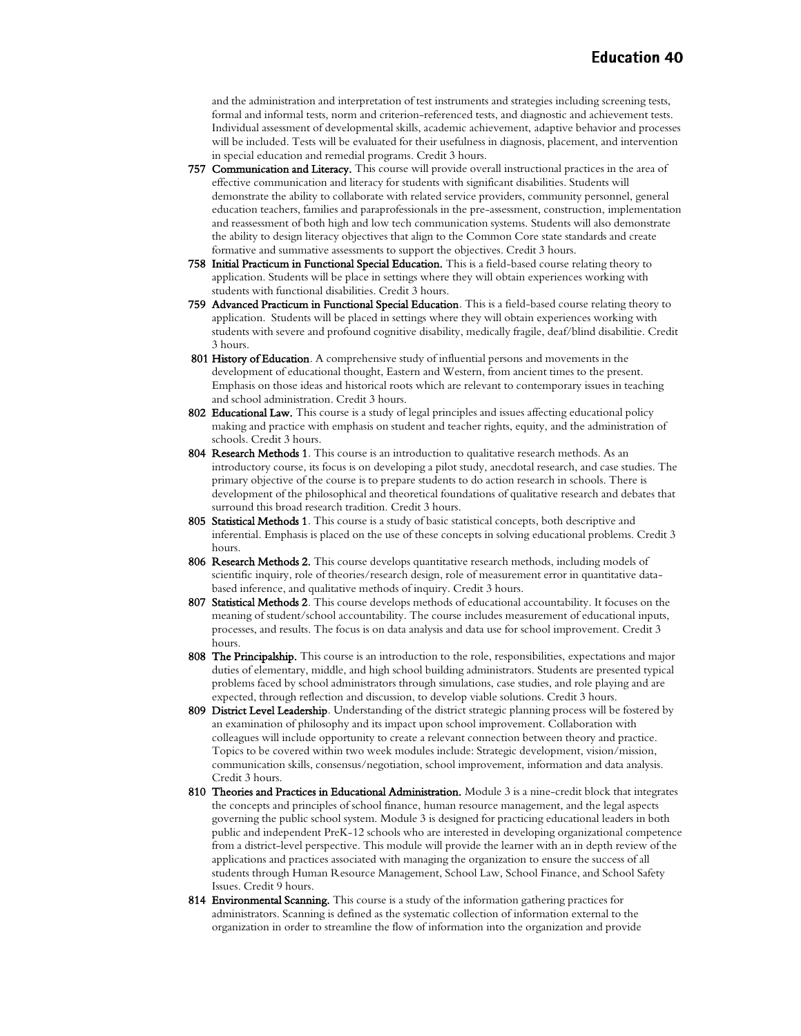and the administration and interpretation of test instruments and strategies including screening tests, formal and informal tests, norm and criterion-referenced tests, and diagnostic and achievement tests. Individual assessment of developmental skills, academic achievement, adaptive behavior and processes will be included. Tests will be evaluated for their usefulness in diagnosis, placement, and intervention in special education and remedial programs. Credit 3 hours.

**757 Communication and Literacy.** This course will provide overall instructional practices in the area of effective communication and literacy for students with significant disabilities. Students will demonstrate the ability to collaborate with related service providers, community personnel, general education teachers, families and paraprofessionals in the pre-assessment, construction, implementation and reassessment of both high and low tech communication systems. Students will also demonstrate the ability to design literacy objectives that align to the Common Core state standards and create formative and summative assessments to support the objectives. Credit 3 hours.

**758 Initial Practicum in Functional Special Education.** This is a field-based course relating theory to application. Students will be place in settings where they will obtain experiences working with students with functional disabilities. Credit 3 hours.

**759 Advanced Practicum in Functional Special Education**. This is a field-based course relating theory to application. Students will be placed in settings where they will obtain experiences working with students with severe and profound cognitive disability, medically fragile, deaf/blind disabilitie. Credit 3 hours.

**801 History of Education**. A comprehensive study of influential persons and movements in the development of educational thought, Eastern and Western, from ancient times to the present. Emphasis on those ideas and historical roots which are relevant to contemporary issues in teaching and school administration. Credit 3 hours.

**802 Educational Law.** This course is a study of legal principles and issues affecting educational policy making and practice with emphasis on student and teacher rights, equity, and the administration of schools. Credit 3 hours.

**804 Research Methods 1**. This course is an introduction to qualitative research methods. As an introductory course, its focus is on developing a pilot study, anecdotal research, and case studies. The primary objective of the course is to prepare students to do action research in schools. There is development of the philosophical and theoretical foundations of qualitative research and debates that surround this broad research tradition. Credit 3 hours.

**805 Statistical Methods 1**. This course is a study of basic statistical concepts, both descriptive and inferential. Emphasis is placed on the use of these concepts in solving educational problems. Credit 3 hours.

**806 Research Methods 2.** This course develops quantitative research methods, including models of scientific inquiry, role of theories/research design, role of measurement error in quantitative data-based inference, and qualitative methods of inquiry. Credit 3 hours.

**807 Statistical Methods 2**. This course develops methods of educational accountability. It focuses on the meaning of student/school accountability. The course includes measurement of educational inputs, processes, and results. The focus is on data analysis and data use for school improvement. Credit 3 hours.

**808 The Principalship.** This course is an introduction to the role, responsibilities, expectations and major duties of elementary, middle, and high school building administrators. Students are presented typical problems faced by school administrators through simulations, case studies, and role playing and are expected, through reflection and discussion, to develop viable solutions. Credit 3 hours.

**809 District Level Leadership**. Understanding of the district strategic planning process will be fostered by an examination of philosophy and its impact upon school improvement. Collaboration with colleagues will include opportunity to create a relevant connection between theory and practice. Topics to be covered within two week modules include: Strategic development, vision/mission, communication skills, consensus/negotiation, school improvement, information and data analysis. Credit 3 hours.

**810 Theories and Practices in Educational Administration.** Module 3 is a nine-credit block that integrates the concepts and principles of school finance, human resource management, and the legal aspects governing the public school system. Module 3 is designed for practicing educational leaders in both public and independent PreK-12 schools who are interested in developing organizational competence from a district-level perspective. This module will provide the learner with an in depth review of the applications and practices associated with managing the organization to ensure the success of all students through Human Resource Management, School Law, School Finance, and School Safety Issues. Credit 9 hours.

**814 Environmental Scanning.** This course is a study of the information gathering practices for administrators. Scanning is defined as the systematic collection of information external to the organization in order to streamline the flow of information into the organization and provide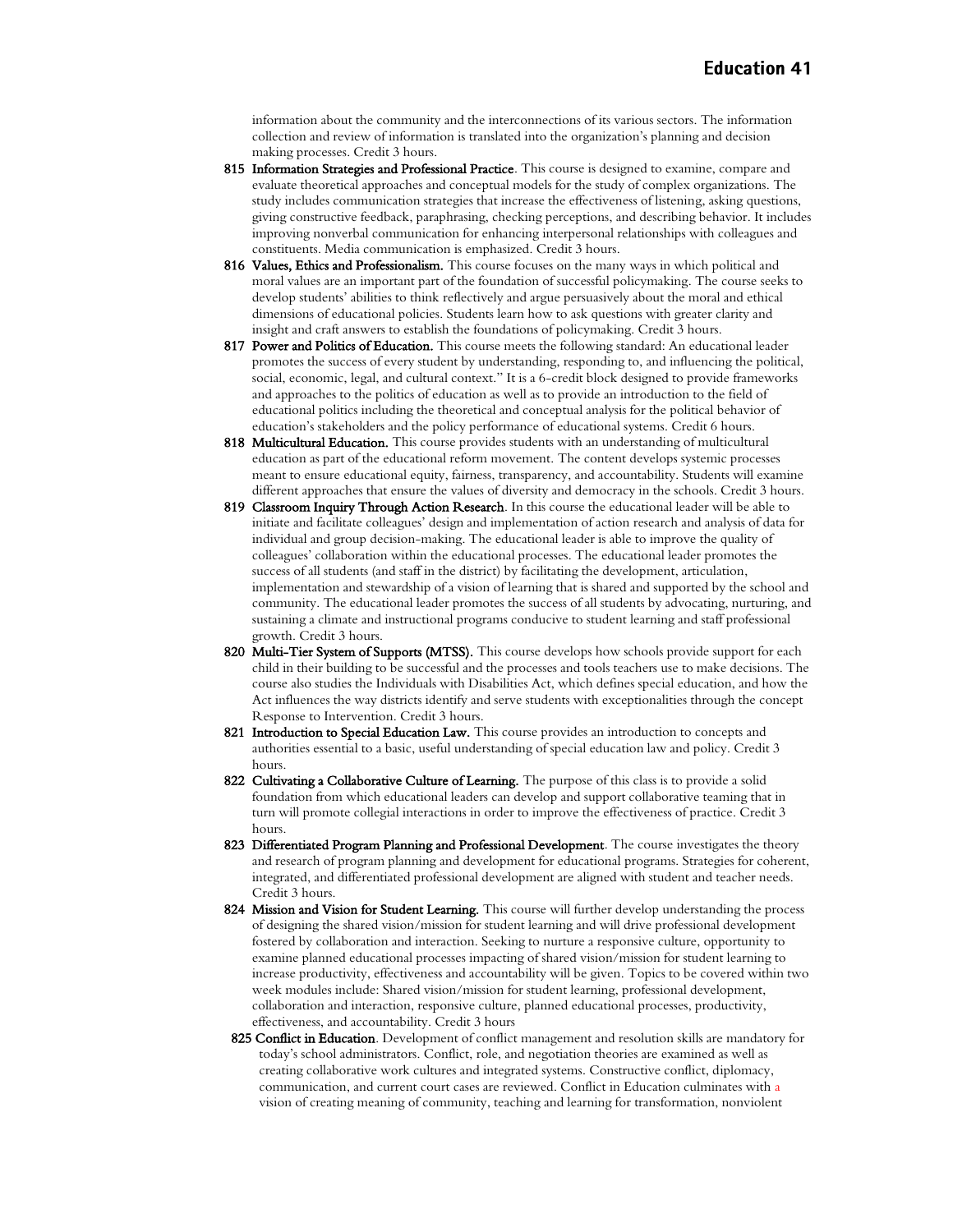information about the community and the interconnections of its various sectors. The information collection and review of information is translated into the organization's planning and decision making processes. Credit 3 hours.

**815 Information Strategies and Professional Practice**. This course is designed to examine, compare and evaluate theoretical approaches and conceptual models for the study of complex organizations. The study includes communication strategies that increase the effectiveness of listening, asking questions, giving constructive feedback, paraphrasing, checking perceptions, and describing behavior. It includes improving nonverbal communication for enhancing interpersonal relationships with colleagues and constituents. Media communication is emphasized. Credit 3 hours.

**816 Values, Ethics and Professionalism.** This course focuses on the many ways in which political and moral values are an important part of the foundation of successful policymaking. The course seeks to develop students' abilities to think reflectively and argue persuasively about the moral and ethical dimensions of educational policies. Students learn how to ask questions with greater clarity and insight and craft answers to establish the foundations of policymaking. Credit 3 hours.

**817 Power and Politics of Education.** This course meets the following standard: An educational leader promotes the success of every student by understanding, responding to, and influencing the political, social, economic, legal, and cultural context." It is a 6-credit block designed to provide frameworks and approaches to the politics of education as well as to provide an introduction to the field of educational politics including the theoretical and conceptual analysis for the political behavior of education's stakeholders and the policy performance of educational systems. Credit 6 hours.

**818 Multicultural Education.** This course provides students with an understanding of multicultural education as part of the educational reform movement. The content develops systemic processes meant to ensure educational equity, fairness, transparency, and accountability. Students will examine different approaches that ensure the values of diversity and democracy in the schools. Credit 3 hours.

**819 Classroom Inquiry Through Action Research**. In this course the educational leader will be able to initiate and facilitate colleagues' design and implementation of action research and analysis of data for individual and group decision-making. The educational leader is able to improve the quality of colleagues' collaboration within the educational processes. The educational leader promotes the success of all students (and staff in the district) by facilitating the development, articulation, implementation and stewardship of a vision of learning that is shared and supported by the school and community. The educational leader promotes the success of all students by advocating, nurturing, and sustaining a climate and instructional programs conducive to student learning and staff professional growth. Credit 3 hours.

**820 Multi-Tier System of Supports (MTSS).** This course develops how schools provide support for each child in their building to be successful and the processes and tools teachers use to make decisions. The course also studies the Individuals with Disabilities Act, which defines special education, and how the Act influences the way districts identify and serve students with exceptionalities through the concept Response to Intervention. Credit 3 hours.

**821 Introduction to Special Education Law.** This course provides an introduction to concepts and authorities essential to a basic, useful understanding of special education law and policy. Credit 3 hours.

**822 Cultivating a Collaborative Culture of Learning.** The purpose of this class is to provide a solid foundation from which educational leaders can develop and support collaborative teaming that in turn will promote collegial interactions in order to improve the effectiveness of practice. Credit 3 hours.

**823 Differentiated Program Planning and Professional Development**. The course investigates the theory and research of program planning and development for educational programs. Strategies for coherent, integrated, and differentiated professional development are aligned with student and teacher needs. Credit 3 hours.

**824 Mission and Vision for Student Learning.** This course will further develop understanding the process of designing the shared vision/mission for student learning and will drive professional development fostered by collaboration and interaction. Seeking to nurture a responsive culture, opportunity to examine planned educational processes impacting of shared vision/mission for student learning to increase productivity, effectiveness and accountability will be given. Topics to be covered within two week modules include: Shared vision/mission for student learning, professional development, collaboration and interaction, responsive culture, planned educational processes, productivity, effectiveness, and accountability. Credit 3 hours

**825 Conflict in Education**. Development of conflict management and resolution skills are mandatory for today's school administrators. Conflict, role, and negotiation theories are examined as well as creating collaborative work cultures and integrated systems. Constructive conflict, diplomacy, communication, and current court cases are reviewed. Conflict in Education culminates with a vision of creating meaning of community, teaching and learning for transformation, nonviolent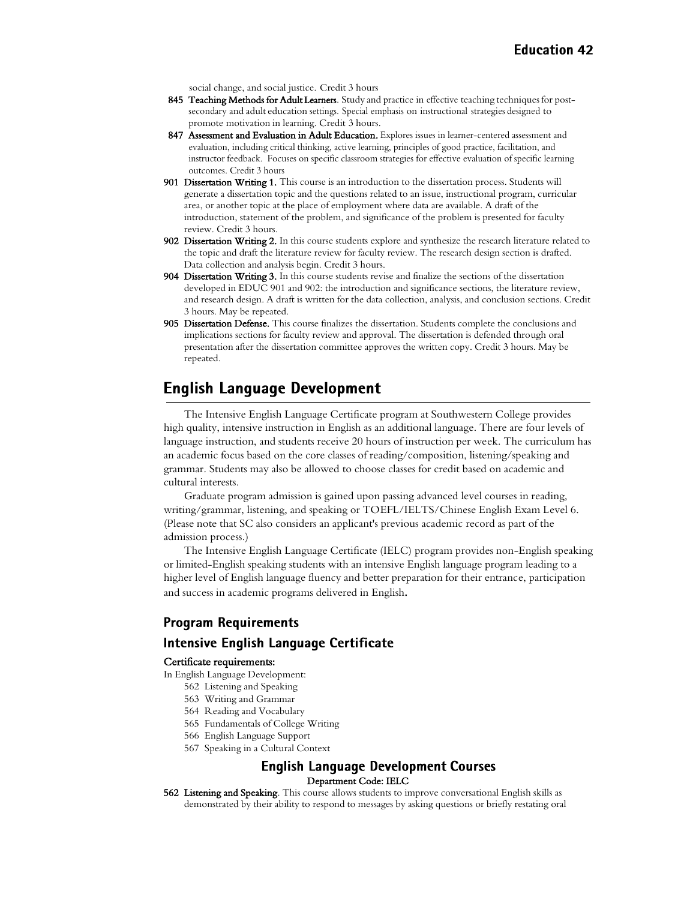social change, and social justice. Credit 3 hours

**845 Teaching Methods for Adult Learners**. Study and practice in effective teaching techniques for post-secondary and adult education settings. Special emphasis on instructional strategies designed to promote motivation in learning. Credit 3 hours.

**847 Assessment and Evaluation in Adult Education.** Explores issues in learner-centered assessment and evaluation, including critical thinking, active learning, principles of good practice, facilitation, and instructor feedback. Focuses on specific classroom strategies for effective evaluation of specific learning outcomes. Credit 3 hours

**901 Dissertation Writing 1.** This course is an introduction to the dissertation process. Students will generate a dissertation topic and the questions related to an issue, instructional program, curricular area, or another topic at the place of employment where data are available. A draft of the introduction, statement of the problem, and significance of the problem is presented for faculty review. Credit 3 hours.

**902 Dissertation Writing 2.** In this course students explore and synthesize the research literature related to the topic and draft the literature review for faculty review. The research design section is drafted. Data collection and analysis begin. Credit 3 hours.

**904 Dissertation Writing 3.** In this course students revise and finalize the sections of the dissertation developed in EDUC 901 and 902: the introduction and significance sections, the literature review, and research design. A draft is written for the data collection, analysis, and conclusion sections. Credit 3 hours. May be repeated.

**905 Dissertation Defense.** This course finalizes the dissertation. Students complete the conclusions and implications sections for faculty review and approval. The dissertation is defended through oral presentation after the dissertation committee approves the written copy. Credit 3 hours. May be repeated.

## English Language Development

The Intensive English Language Certificate program at Southwestern College provides high quality, intensive instruction in English as an additional language. There are four levels of language instruction, and students receive 20 hours of instruction per week. The curriculum has an academic focus based on the core classes of reading/composition, listening/speaking and grammar. Students may also be allowed to choose classes for credit based on academic and cultural interests.

Graduate program admission is gained upon passing advanced level courses in reading, writing/grammar, listening, and speaking or TOEFL/IELTS/Chinese English Exam Level 6. (Please note that SC also considers an applicant's previous academic record as part of the admission process.)

The Intensive English Language Certificate (IELC) program provides non-English speaking or limited-English speaking students with an intensive English language program leading to a higher level of English language fluency and better preparation for their entrance, participation and success in academic programs delivered in English.

### Program Requirements

### Intensive English Language Certificate

**Certificate requirements:**

In English Language Development:

- 562 Listening and Speaking
- 563 Writing and Grammar
- 564 Reading and Vocabulary
- 565 Fundamentals of College Writing
- 566 English Language Support
- 567 Speaking in a Cultural Context

### English Language Development Courses

**Department Code: IELC**

**562 Listening and Speaking**. This course allows students to improve conversational English skills as demonstrated by their ability to respond to messages by asking questions or briefly restating oral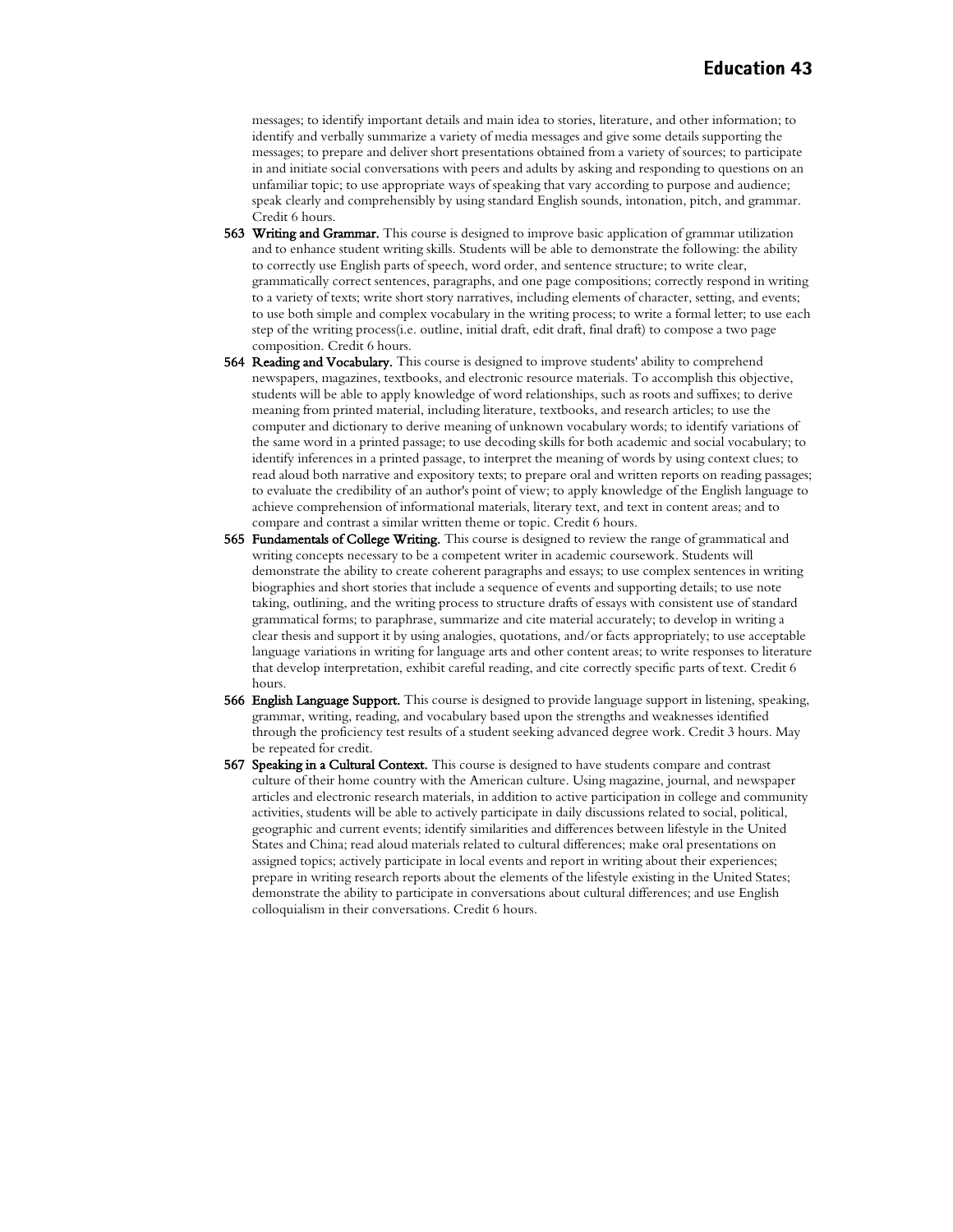messages; to identify important details and main idea to stories, literature, and other information; to identify and verbally summarize a variety of media messages and give some details supporting the messages; to prepare and deliver short presentations obtained from a variety of sources; to participate in and initiate social conversations with peers and adults by asking and responding to questions on an unfamiliar topic; to use appropriate ways of speaking that vary according to purpose and audience; speak clearly and comprehensibly by using standard English sounds, intonation, pitch, and grammar. Credit 6 hours.

**563 Writing and Grammar.** This course is designed to improve basic application of grammar utilization and to enhance student writing skills. Students will be able to demonstrate the following: the ability to correctly use English parts of speech, word order, and sentence structure; to write clear, grammatically correct sentences, paragraphs, and one page compositions; correctly respond in writing to a variety of texts; write short story narratives, including elements of character, setting, and events; to use both simple and complex vocabulary in the writing process; to write a formal letter; to use each step of the writing process(i.e. outline, initial draft, edit draft, final draft) to compose a two page composition. Credit 6 hours.

**564 Reading and Vocabulary.** This course is designed to improve students' ability to comprehend newspapers, magazines, textbooks, and electronic resource materials. To accomplish this objective, students will be able to apply knowledge of word relationships, such as roots and suffixes; to derive meaning from printed material, including literature, textbooks, and research articles; to use the computer and dictionary to derive meaning of unknown vocabulary words; to identify variations of the same word in a printed passage; to use decoding skills for both academic and social vocabulary; to identify inferences in a printed passage, to interpret the meaning of words by using context clues; to read aloud both narrative and expository texts; to prepare oral and written reports on reading passages; to evaluate the credibility of an author's point of view; to apply knowledge of the English language to achieve comprehension of informational materials, literary text, and text in content areas; and to compare and contrast a similar written theme or topic. Credit 6 hours.

**565 Fundamentals of College Writing.** This course is designed to review the range of grammatical and writing concepts necessary to be a competent writer in academic coursework. Students will demonstrate the ability to create coherent paragraphs and essays; to use complex sentences in writing biographies and short stories that include a sequence of events and supporting details; to use note taking, outlining, and the writing process to structure drafts of essays with consistent use of standard grammatical forms; to paraphrase, summarize and cite material accurately; to develop in writing a clear thesis and support it by using analogies, quotations, and/or facts appropriately; to use acceptable language variations in writing for language arts and other content areas; to write responses to literature that develop interpretation, exhibit careful reading, and cite correctly specific parts of text. Credit 6 hours.

**566 English Language Support.** This course is designed to provide language support in listening, speaking, grammar, writing, reading, and vocabulary based upon the strengths and weaknesses identified through the proficiency test results of a student seeking advanced degree work. Credit 3 hours. May be repeated for credit.

**567 Speaking in a Cultural Context.** This course is designed to have students compare and contrast culture of their home country with the American culture. Using magazine, journal, and newspaper articles and electronic research materials, in addition to active participation in college and community activities, students will be able to actively participate in daily discussions related to social, political, geographic and current events; identify similarities and differences between lifestyle in the United States and China; read aloud materials related to cultural differences; make oral presentations on assigned topics; actively participate in local events and report in writing about their experiences; prepare in writing research reports about the elements of the lifestyle existing in the United States; demonstrate the ability to participate in conversations about cultural differences; and use English colloquialism in their conversations. Credit 6 hours.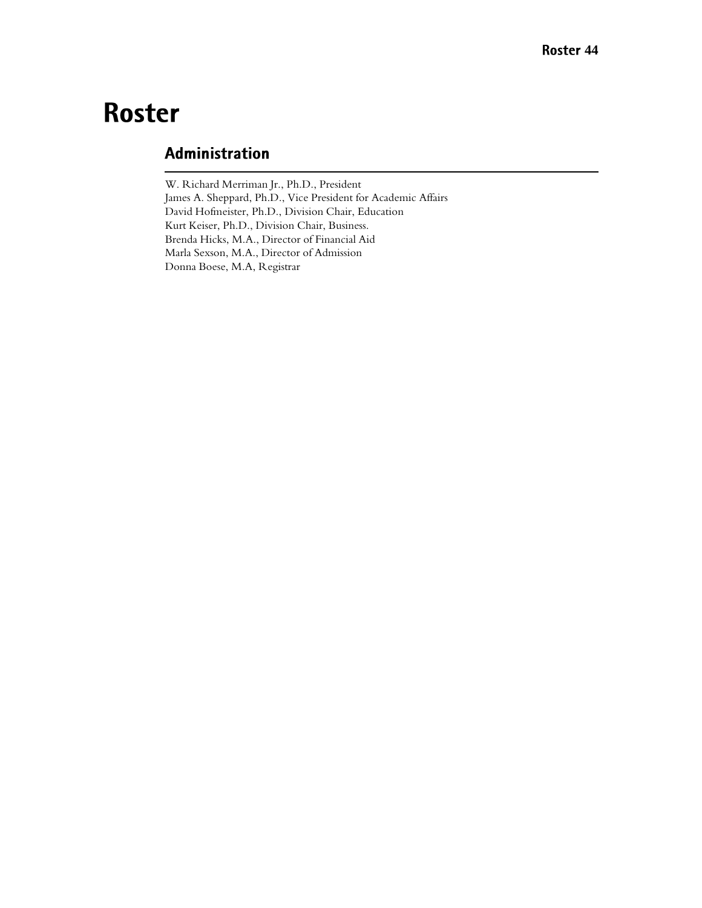# Roster

## Administration

W. Richard Merriman Jr., Ph.D., President
James A. Sheppard, Ph.D., Vice President for Academic Affairs
David Hofmeister, Ph.D., Division Chair, Education
Kurt Keiser, Ph.D., Division Chair, Business.
Brenda Hicks, M.A., Director of Financial Aid
Marla Sexson, M.A., Director of Admission
Donna Boese, M.A, Registrar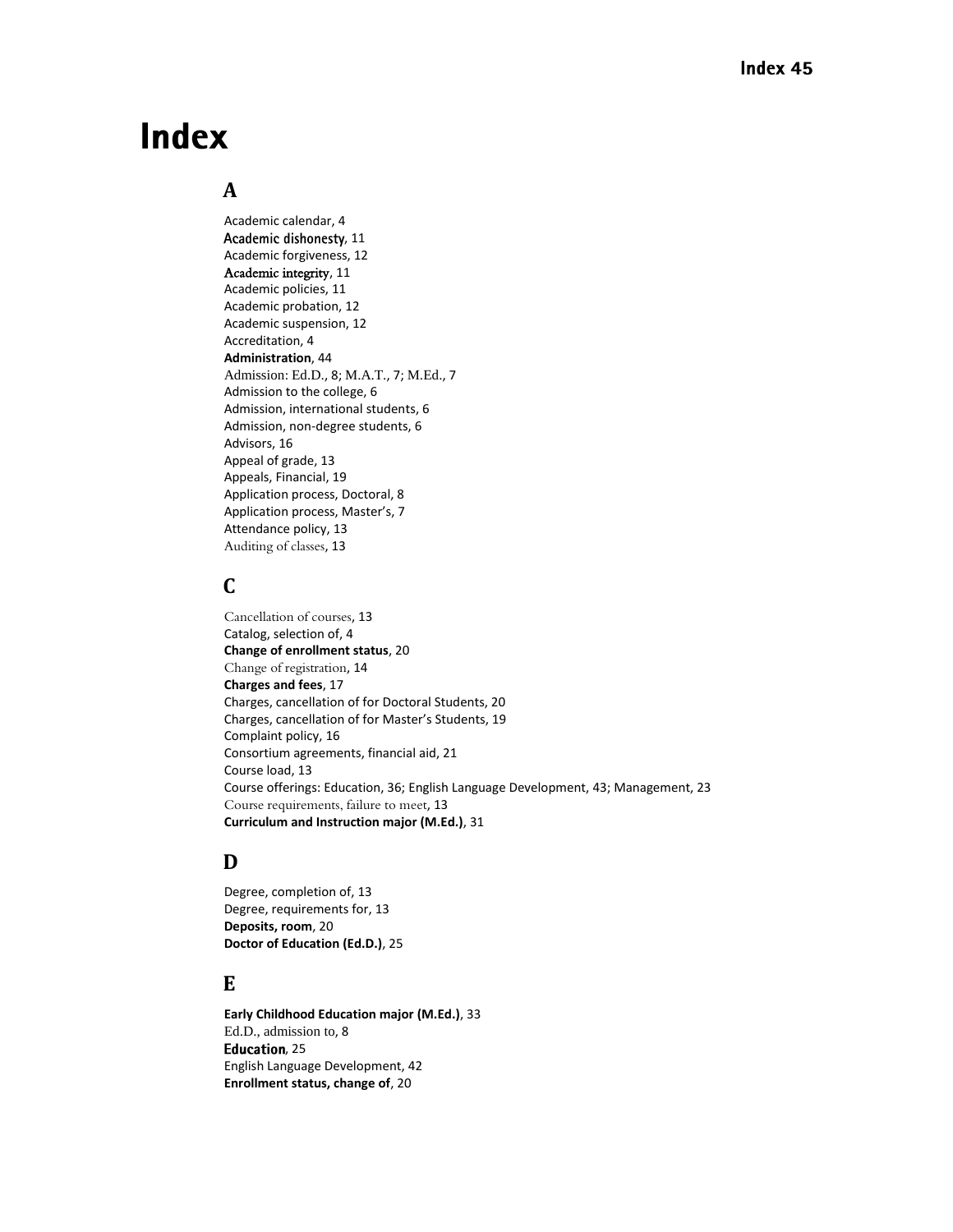# Index

## A

Academic calendar, 4
Academic dishonesty, 11
Academic forgiveness, 12
Academic integrity, 11
Academic policies, 11
Academic probation, 12
Academic suspension, 12
Accreditation, 4
**Administration**, 44
Admission: Ed.D., 8; M.A.T., 7; M.Ed., 7
Admission to the college, 6
Admission, international students, 6
Admission, non-degree students, 6
Advisors, 16
Appeal of grade, 13
Appeals, Financial, 19
Application process, Doctoral, 8
Application process, Master's, 7
Attendance policy, 13
Auditing of classes, 13

## C

Cancellation of courses, 13
Catalog, selection of, 4
**Change of enrollment status**, 20
Change of registration, 14
**Charges and fees**, 17
Charges, cancellation of for Doctoral Students, 20
Charges, cancellation of for Master's Students, 19
Complaint policy, 16
Consortium agreements, financial aid, 21
Course load, 13
Course offerings: Education, 36; English Language Development, 43; Management, 23
Course requirements, failure to meet, 13
**Curriculum and Instruction major (M.Ed.)**, 31

## D

Degree, completion of, 13
Degree, requirements for, 13
**Deposits, room**, 20
**Doctor of Education (Ed.D.)**, 25

## E

**Early Childhood Education major (M.Ed.)**, 33
Ed.D., admission to, 8
**Education**, 25
English Language Development, 42
**Enrollment status, change of**, 20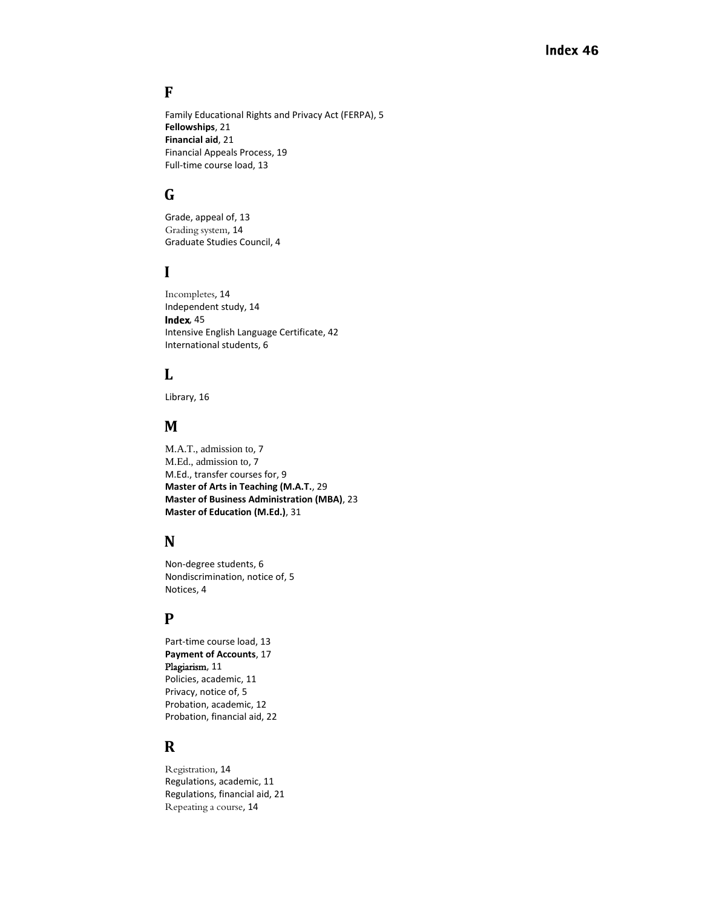## F

Family Educational Rights and Privacy Act (FERPA), 5
**Fellowships**, 21
**Financial aid**, 21
Financial Appeals Process, 19
Full-time course load, 13

## G

Grade, appeal of, 13
Grading system, 14
Graduate Studies Council, 4

## I

Incompletes, 14
Independent study, 14
**Index**, 45
Intensive English Language Certificate, 42
International students, 6

## L

Library, 16

## M

M.A.T., admission to, 7
M.Ed., admission to, 7
M.Ed., transfer courses for, 9
**Master of Arts in Teaching (M.A.T.**, 29
**Master of Business Administration (MBA)**, 23
**Master of Education (M.Ed.)**, 31

## N

Non-degree students, 6
Nondiscrimination, notice of, 5
Notices, 4

## P

Part-time course load, 13
**Payment of Accounts**, 17
Plagiarism, 11
Policies, academic, 11
Privacy, notice of, 5
Probation, academic, 12
Probation, financial aid, 22

## R

Registration, 14
Regulations, academic, 11
Regulations, financial aid, 21
Repeating a course, 14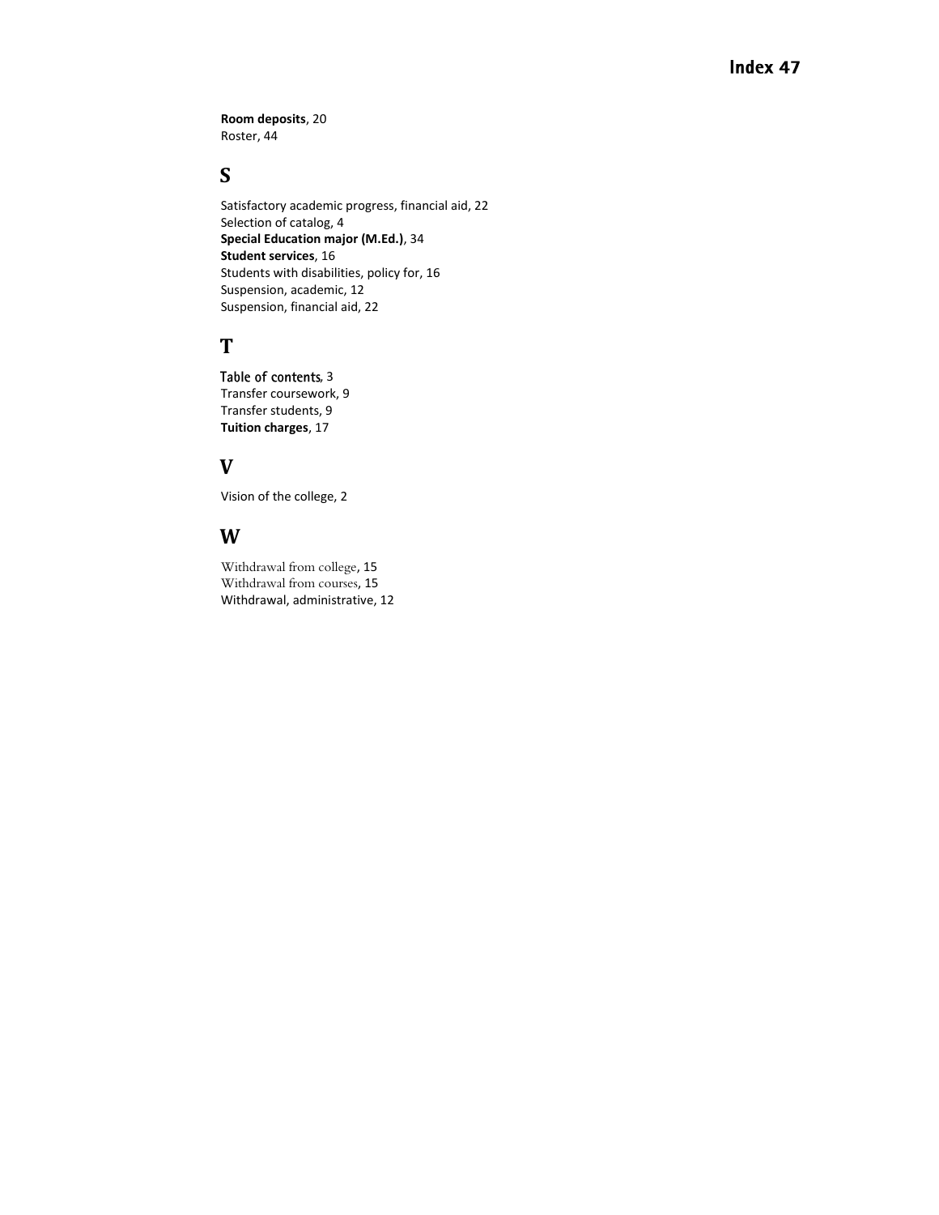**Room deposits**, 20
Roster, 44

## S

Satisfactory academic progress, financial aid, 22
Selection of catalog, 4
**Special Education major (M.Ed.)**, 34
**Student services**, 16
Students with disabilities, policy for, 16
Suspension, academic, 12
Suspension, financial aid, 22

## T

Table of contents, 3
Transfer coursework, 9
Transfer students, 9
**Tuition charges**, 17

## V

Vision of the college, 2

## W

Withdrawal from college, 15
Withdrawal from courses, 15
Withdrawal, administrative, 12